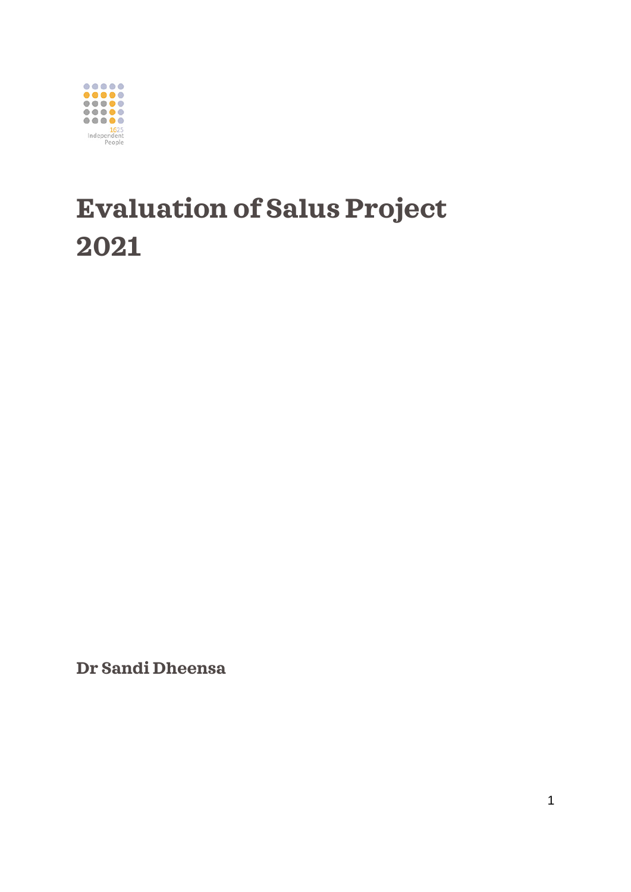1625 Independent People

# Evaluation of Salus Project 2021

**Dr Sandi Dheensa**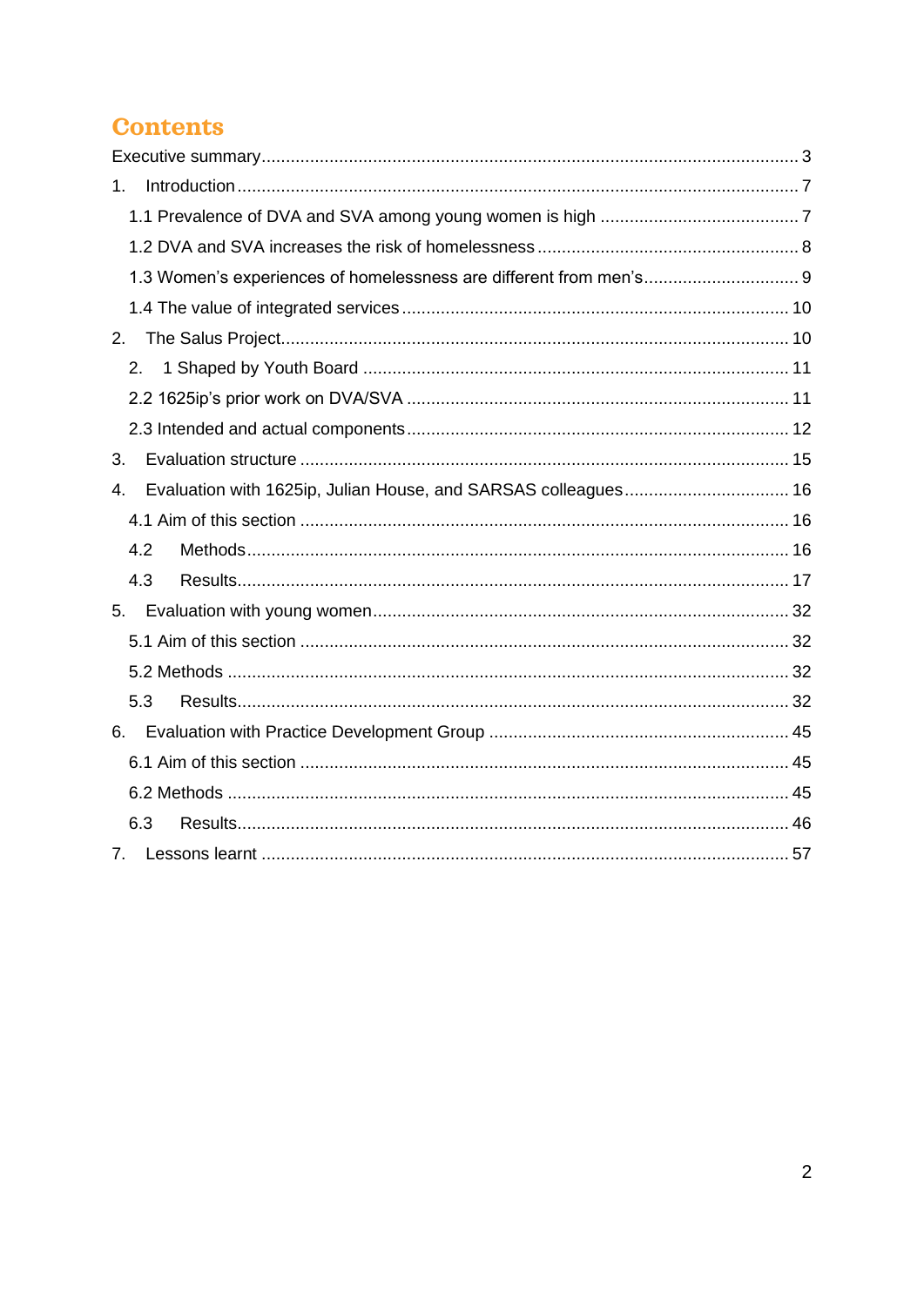# Contents

Executive summary ..... 3

1. Introduction ..... 7
   - 1.1 Prevalence of DVA and SVA among young women is high ..... 7
   - 1.2 DVA and SVA increases the risk of homelessness ..... 8
   - 1.3 Women's experiences of homelessness are different from men's ..... 9
   - 1.4 The value of integrated services ..... 10
2. The Salus Project ..... 10
   - 2. 1 Shaped by Youth Board ..... 11
   - 2.2 1625ip's prior work on DVA/SVA ..... 11
   - 2.3 Intended and actual components ..... 12
3. Evaluation structure ..... 15
4. Evaluation with 1625ip, Julian House, and SARSAS colleagues ..... 16
   - 4.1 Aim of this section ..... 16
   - 4.2 Methods ..... 16
   - 4.3 Results ..... 17
5. Evaluation with young women ..... 32
   - 5.1 Aim of this section ..... 32
   - 5.2 Methods ..... 32
   - 5.3 Results ..... 32
6. Evaluation with Practice Development Group ..... 45
   - 6.1 Aim of this section ..... 45
   - 6.2 Methods ..... 45
   - 6.3 Results ..... 46
7. Lessons learnt ..... 57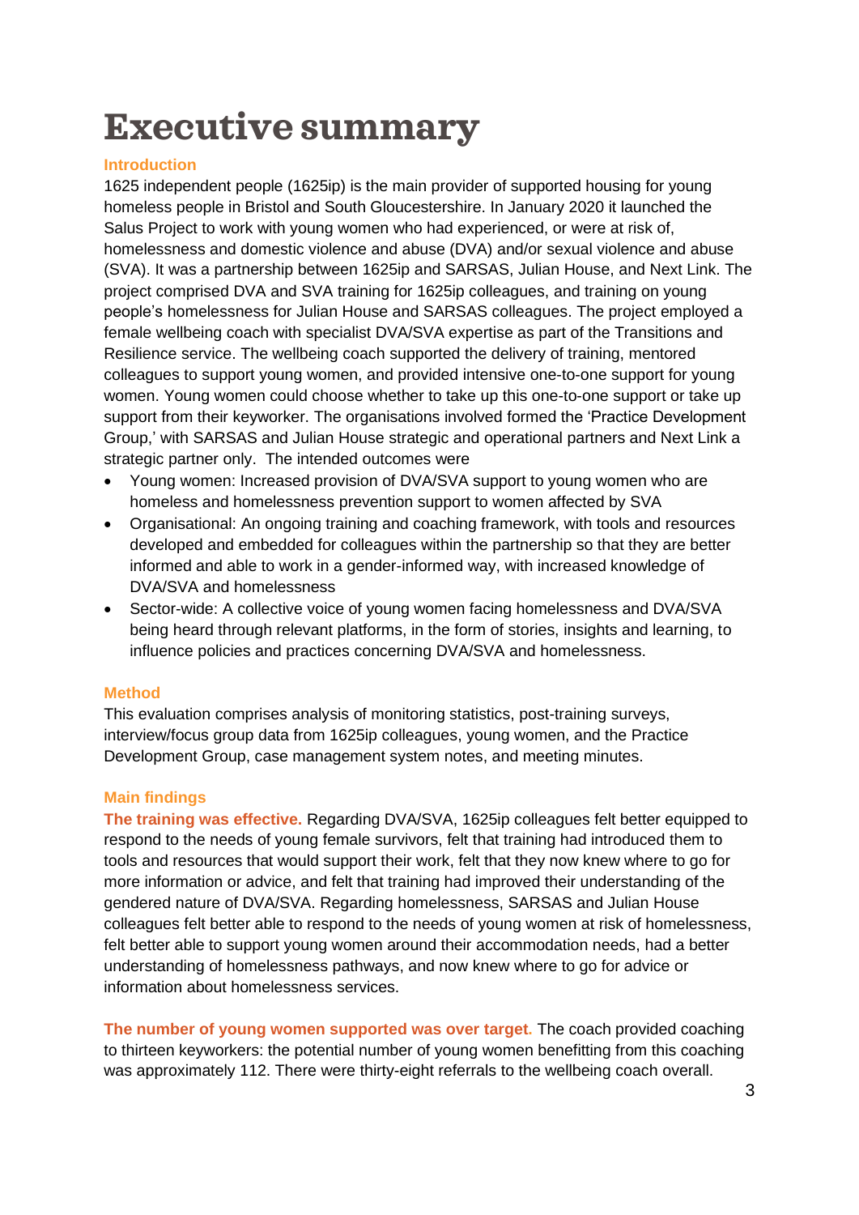# Executive summary

### Introduction

1625 independent people (1625ip) is the main provider of supported housing for young homeless people in Bristol and South Gloucestershire. In January 2020 it launched the Salus Project to work with young women who had experienced, or were at risk of, homelessness and domestic violence and abuse (DVA) and/or sexual violence and abuse (SVA). It was a partnership between 1625ip and SARSAS, Julian House, and Next Link. The project comprised DVA and SVA training for 1625ip colleagues, and training on young people's homelessness for Julian House and SARSAS colleagues. The project employed a female wellbeing coach with specialist DVA/SVA expertise as part of the Transitions and Resilience service. The wellbeing coach supported the delivery of training, mentored colleagues to support young women, and provided intensive one-to-one support for young women. Young women could choose whether to take up this one-to-one support or take up support from their keyworker. The organisations involved formed the 'Practice Development Group,' with SARSAS and Julian House strategic and operational partners and Next Link a strategic partner only. The intended outcomes were

- Young women: Increased provision of DVA/SVA support to young women who are homeless and homelessness prevention support to women affected by SVA
- Organisational: An ongoing training and coaching framework, with tools and resources developed and embedded for colleagues within the partnership so that they are better informed and able to work in a gender-informed way, with increased knowledge of DVA/SVA and homelessness
- Sector-wide: A collective voice of young women facing homelessness and DVA/SVA being heard through relevant platforms, in the form of stories, insights and learning, to influence policies and practices concerning DVA/SVA and homelessness.

### Method

This evaluation comprises analysis of monitoring statistics, post-training surveys, interview/focus group data from 1625ip colleagues, young women, and the Practice Development Group, case management system notes, and meeting minutes.

### Main findings

**The training was effective.** Regarding DVA/SVA, 1625ip colleagues felt better equipped to respond to the needs of young female survivors, felt that training had introduced them to tools and resources that would support their work, felt that they now knew where to go for more information or advice, and felt that training had improved their understanding of the gendered nature of DVA/SVA. Regarding homelessness, SARSAS and Julian House colleagues felt better able to respond to the needs of young women at risk of homelessness, felt better able to support young women around their accommodation needs, had a better understanding of homelessness pathways, and now knew where to go for advice or information about homelessness services.

**The number of young women supported was over target.** The coach provided coaching to thirteen keyworkers: the potential number of young women benefitting from this coaching was approximately 112. There were thirty-eight referrals to the wellbeing coach overall.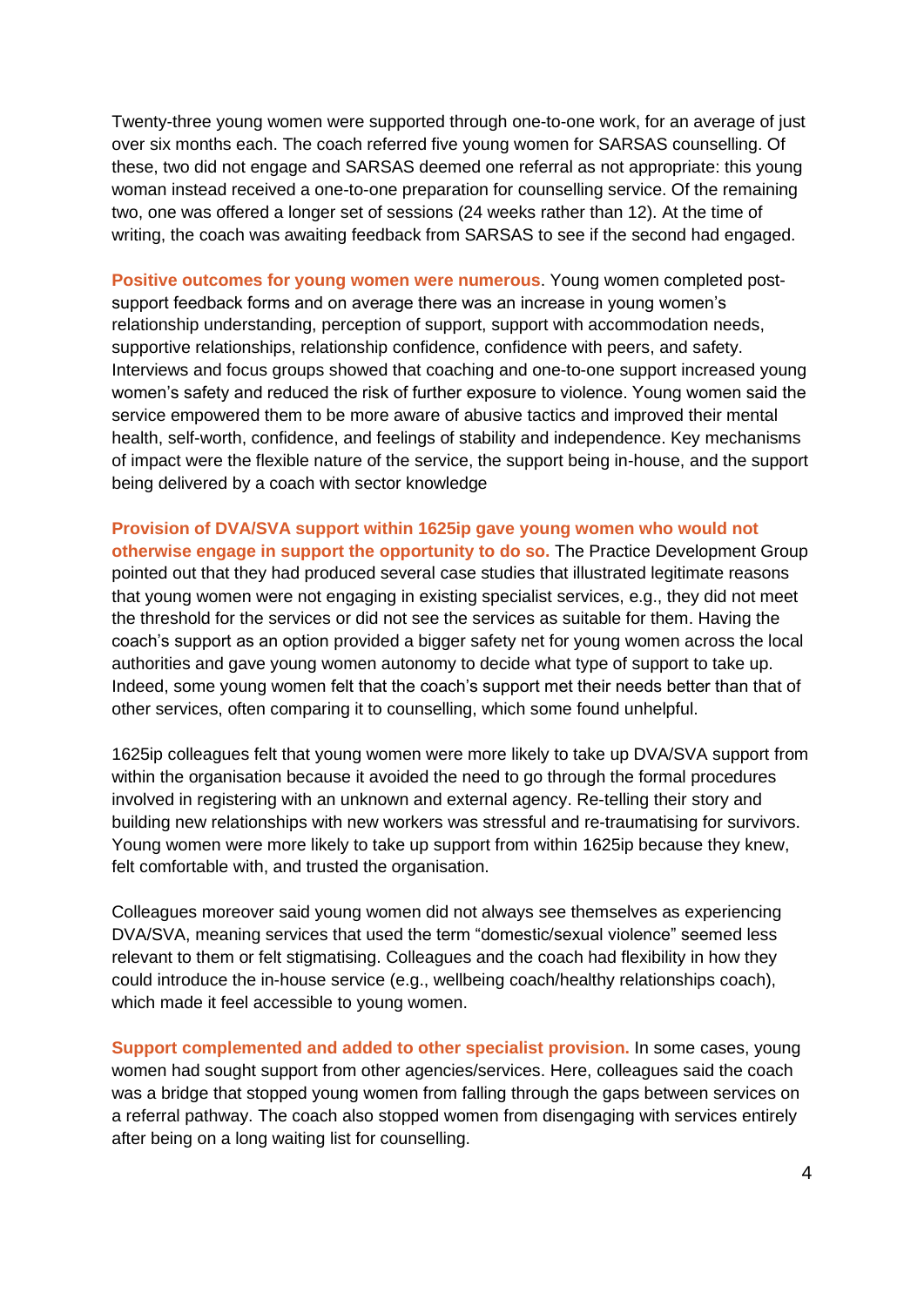Twenty-three young women were supported through one-to-one work, for an average of just over six months each. The coach referred five young women for SARSAS counselling. Of these, two did not engage and SARSAS deemed one referral as not appropriate: this young woman instead received a one-to-one preparation for counselling service. Of the remaining two, one was offered a longer set of sessions (24 weeks rather than 12). At the time of writing, the coach was awaiting feedback from SARSAS to see if the second had engaged.

**Positive outcomes for young women were numerous**. Young women completed post-support feedback forms and on average there was an increase in young women's relationship understanding, perception of support, support with accommodation needs, supportive relationships, relationship confidence, confidence with peers, and safety. Interviews and focus groups showed that coaching and one-to-one support increased young women's safety and reduced the risk of further exposure to violence. Young women said the service empowered them to be more aware of abusive tactics and improved their mental health, self-worth, confidence, and feelings of stability and independence. Key mechanisms of impact were the flexible nature of the service, the support being in-house, and the support being delivered by a coach with sector knowledge

**Provision of DVA/SVA support within 1625ip gave young women who would not otherwise engage in support the opportunity to do so.** The Practice Development Group pointed out that they had produced several case studies that illustrated legitimate reasons that young women were not engaging in existing specialist services, e.g., they did not meet the threshold for the services or did not see the services as suitable for them. Having the coach's support as an option provided a bigger safety net for young women across the local authorities and gave young women autonomy to decide what type of support to take up. Indeed, some young women felt that the coach's support met their needs better than that of other services, often comparing it to counselling, which some found unhelpful.

1625ip colleagues felt that young women were more likely to take up DVA/SVA support from within the organisation because it avoided the need to go through the formal procedures involved in registering with an unknown and external agency. Re-telling their story and building new relationships with new workers was stressful and re-traumatising for survivors. Young women were more likely to take up support from within 1625ip because they knew, felt comfortable with, and trusted the organisation.

Colleagues moreover said young women did not always see themselves as experiencing DVA/SVA, meaning services that used the term "domestic/sexual violence" seemed less relevant to them or felt stigmatising. Colleagues and the coach had flexibility in how they could introduce the in-house service (e.g., wellbeing coach/healthy relationships coach), which made it feel accessible to young women.

**Support complemented and added to other specialist provision.** In some cases, young women had sought support from other agencies/services. Here, colleagues said the coach was a bridge that stopped young women from falling through the gaps between services on a referral pathway. The coach also stopped women from disengaging with services entirely after being on a long waiting list for counselling.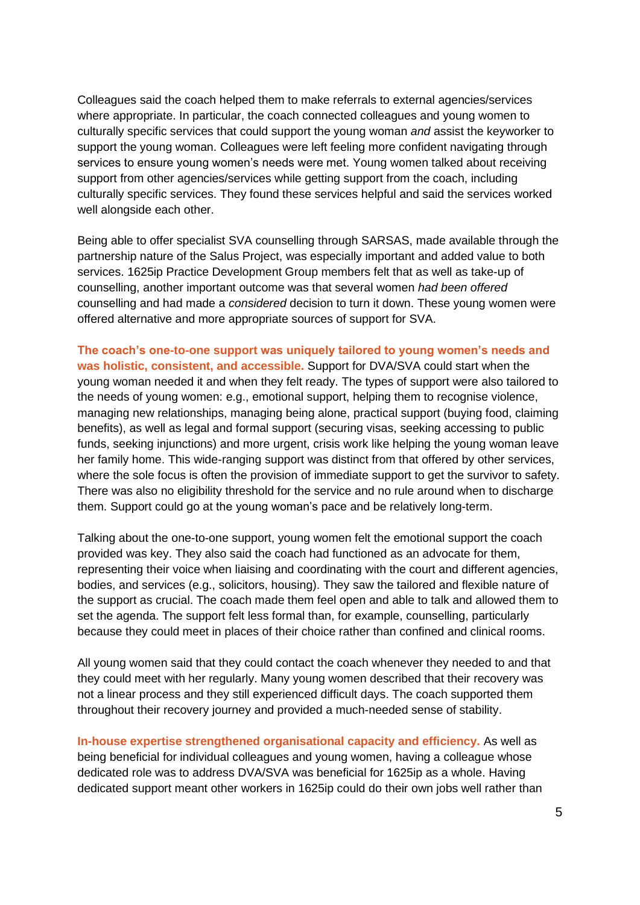Colleagues said the coach helped them to make referrals to external agencies/services where appropriate. In particular, the coach connected colleagues and young women to culturally specific services that could support the young woman *and* assist the keyworker to support the young woman. Colleagues were left feeling more confident navigating through services to ensure young women's needs were met. Young women talked about receiving support from other agencies/services while getting support from the coach, including culturally specific services. They found these services helpful and said the services worked well alongside each other.

Being able to offer specialist SVA counselling through SARSAS, made available through the partnership nature of the Salus Project, was especially important and added value to both services. 1625ip Practice Development Group members felt that as well as take-up of counselling, another important outcome was that several women *had been offered* counselling and had made a *considered* decision to turn it down. These young women were offered alternative and more appropriate sources of support for SVA.

**The coach's one-to-one support was uniquely tailored to young women's needs and was holistic, consistent, and accessible.** Support for DVA/SVA could start when the young woman needed it and when they felt ready. The types of support were also tailored to the needs of young women: e.g., emotional support, helping them to recognise violence, managing new relationships, managing being alone, practical support (buying food, claiming benefits), as well as legal and formal support (securing visas, seeking accessing to public funds, seeking injunctions) and more urgent, crisis work like helping the young woman leave her family home. This wide-ranging support was distinct from that offered by other services, where the sole focus is often the provision of immediate support to get the survivor to safety. There was also no eligibility threshold for the service and no rule around when to discharge them. Support could go at the young woman's pace and be relatively long-term.

Talking about the one-to-one support, young women felt the emotional support the coach provided was key. They also said the coach had functioned as an advocate for them, representing their voice when liaising and coordinating with the court and different agencies, bodies, and services (e.g., solicitors, housing). They saw the tailored and flexible nature of the support as crucial. The coach made them feel open and able to talk and allowed them to set the agenda. The support felt less formal than, for example, counselling, particularly because they could meet in places of their choice rather than confined and clinical rooms.

All young women said that they could contact the coach whenever they needed to and that they could meet with her regularly. Many young women described that their recovery was not a linear process and they still experienced difficult days. The coach supported them throughout their recovery journey and provided a much-needed sense of stability.

**In-house expertise strengthened organisational capacity and efficiency.** As well as being beneficial for individual colleagues and young women, having a colleague whose dedicated role was to address DVA/SVA was beneficial for 1625ip as a whole. Having dedicated support meant other workers in 1625ip could do their own jobs well rather than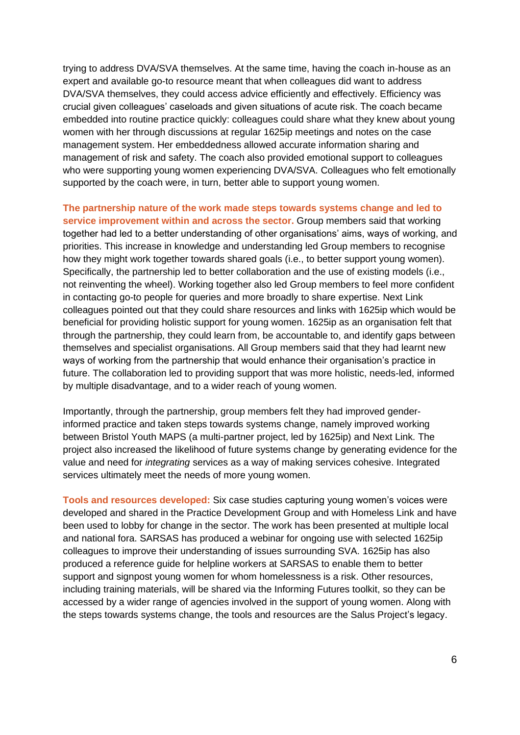trying to address DVA/SVA themselves. At the same time, having the coach in-house as an expert and available go-to resource meant that when colleagues did want to address DVA/SVA themselves, they could access advice efficiently and effectively. Efficiency was crucial given colleagues' caseloads and given situations of acute risk. The coach became embedded into routine practice quickly: colleagues could share what they knew about young women with her through discussions at regular 1625ip meetings and notes on the case management system. Her embeddedness allowed accurate information sharing and management of risk and safety. The coach also provided emotional support to colleagues who were supporting young women experiencing DVA/SVA. Colleagues who felt emotionally supported by the coach were, in turn, better able to support young women.

**The partnership nature of the work made steps towards systems change and led to service improvement within and across the sector.** Group members said that working together had led to a better understanding of other organisations' aims, ways of working, and priorities. This increase in knowledge and understanding led Group members to recognise how they might work together towards shared goals (i.e., to better support young women). Specifically, the partnership led to better collaboration and the use of existing models (i.e., not reinventing the wheel). Working together also led Group members to feel more confident in contacting go-to people for queries and more broadly to share expertise. Next Link colleagues pointed out that they could share resources and links with 1625ip which would be beneficial for providing holistic support for young women. 1625ip as an organisation felt that through the partnership, they could learn from, be accountable to, and identify gaps between themselves and specialist organisations. All Group members said that they had learnt new ways of working from the partnership that would enhance their organisation's practice in future. The collaboration led to providing support that was more holistic, needs-led, informed by multiple disadvantage, and to a wider reach of young women.

Importantly, through the partnership, group members felt they had improved gender-informed practice and taken steps towards systems change, namely improved working between Bristol Youth MAPS (a multi-partner project, led by 1625ip) and Next Link. The project also increased the likelihood of future systems change by generating evidence for the value and need for *integrating* services as a way of making services cohesive. Integrated services ultimately meet the needs of more young women.

**Tools and resources developed:** Six case studies capturing young women's voices were developed and shared in the Practice Development Group and with Homeless Link and have been used to lobby for change in the sector. The work has been presented at multiple local and national fora. SARSAS has produced a webinar for ongoing use with selected 1625ip colleagues to improve their understanding of issues surrounding SVA. 1625ip has also produced a reference guide for helpline workers at SARSAS to enable them to better support and signpost young women for whom homelessness is a risk. Other resources, including training materials, will be shared via the Informing Futures toolkit, so they can be accessed by a wider range of agencies involved in the support of young women. Along with the steps towards systems change, the tools and resources are the Salus Project's legacy.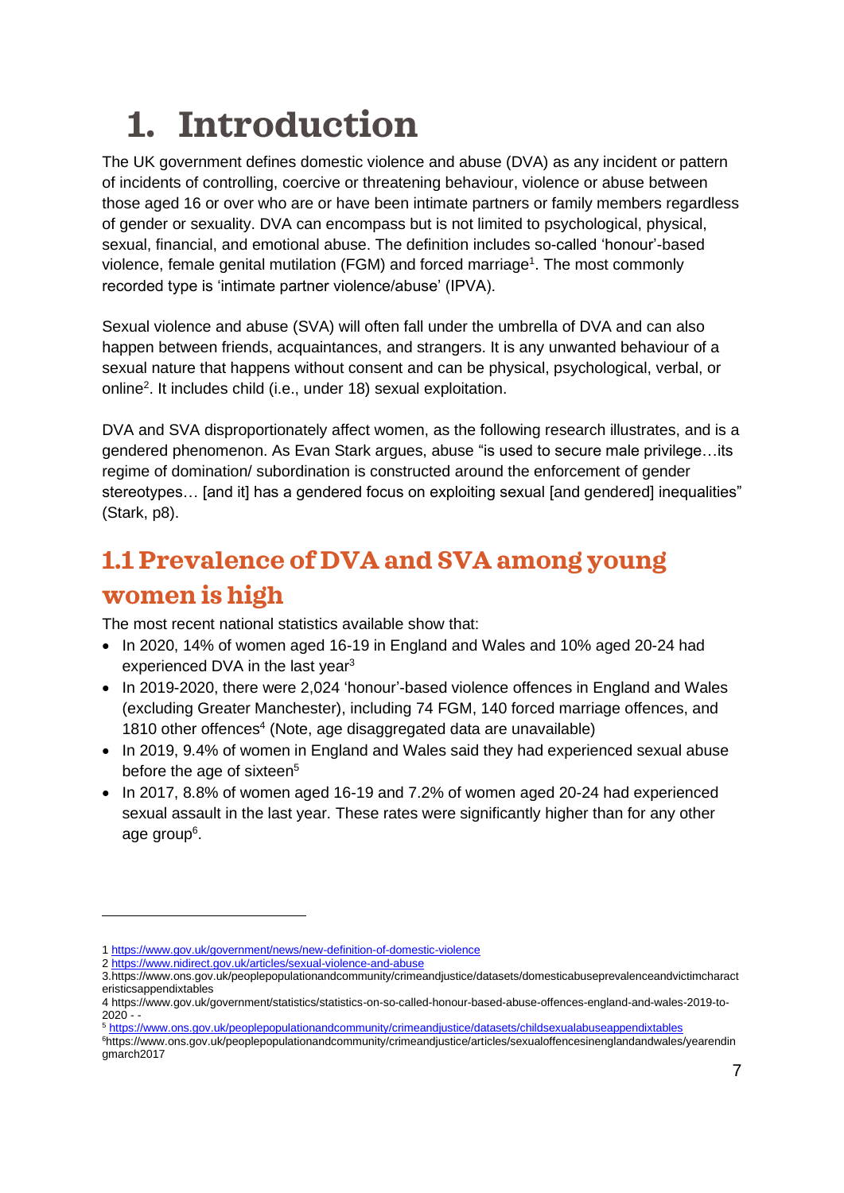# 1. Introduction

The UK government defines domestic violence and abuse (DVA) as any incident or pattern of incidents of controlling, coercive or threatening behaviour, violence or abuse between those aged 16 or over who are or have been intimate partners or family members regardless of gender or sexuality. DVA can encompass but is not limited to psychological, physical, sexual, financial, and emotional abuse. The definition includes so-called 'honour'-based violence, female genital mutilation (FGM) and forced marriage[1]. The most commonly recorded type is 'intimate partner violence/abuse' (IPVA).

Sexual violence and abuse (SVA) will often fall under the umbrella of DVA and can also happen between friends, acquaintances, and strangers. It is any unwanted behaviour of a sexual nature that happens without consent and can be physical, psychological, verbal, or online[2]. It includes child (i.e., under 18) sexual exploitation.

DVA and SVA disproportionately affect women, as the following research illustrates, and is a gendered phenomenon. As Evan Stark argues, abuse "is used to secure male privilege…its regime of domination/ subordination is constructed around the enforcement of gender stereotypes… [and it] has a gendered focus on exploiting sexual [and gendered] inequalities" (Stark, p8).

## 1.1 Prevalence of DVA and SVA among young women is high

The most recent national statistics available show that:

- In 2020, 14% of women aged 16-19 in England and Wales and 10% aged 20-24 had experienced DVA in the last year[3]
- In 2019-2020, there were 2,024 'honour'-based violence offences in England and Wales (excluding Greater Manchester), including 74 FGM, 140 forced marriage offences, and 1810 other offences[4] (Note, age disaggregated data are unavailable)
- In 2019, 9.4% of women in England and Wales said they had experienced sexual abuse before the age of sixteen[5]
- In 2017, 8.8% of women aged 16-19 and 7.2% of women aged 20-24 had experienced sexual assault in the last year. These rates were significantly higher than for any other age group[6].

---

1 https://www.gov.uk/government/news/new-definition-of-domestic-violence

2 https://www.nidirect.gov.uk/articles/sexual-violence-and-abuse

3.https://www.ons.gov.uk/peoplepopulationandcommunity/crimeandjustice/datasets/domesticabuseprevalenceandvictimcharacteristicsappendixtables

4 https://www.gov.uk/government/statistics/statistics-on-so-called-honour-based-abuse-offences-england-and-wales-2019-to-2020 - -

5 https://www.ons.gov.uk/peoplepopulationandcommunity/crimeandjustice/datasets/childsexualabuseappendixtables

6https://www.ons.gov.uk/peoplepopulationandcommunity/crimeandjustice/articles/sexualoffencesinenglandandwales/yearendingmarch2017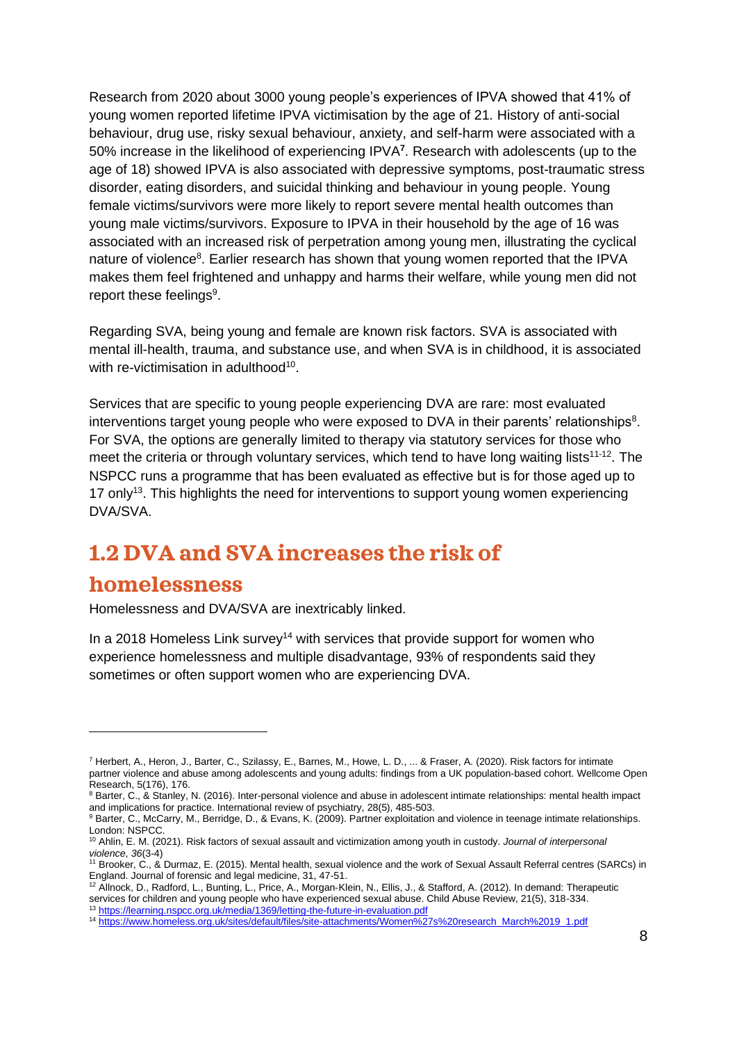Research from 2020 about 3000 young people's experiences of IPVA showed that 41% of young women reported lifetime IPVA victimisation by the age of 21. History of anti-social behaviour, drug use, risky sexual behaviour, anxiety, and self-harm were associated with a 50% increase in the likelihood of experiencing IPVA[7]. Research with adolescents (up to the age of 18) showed IPVA is also associated with depressive symptoms, post-traumatic stress disorder, eating disorders, and suicidal thinking and behaviour in young people. Young female victims/survivors were more likely to report severe mental health outcomes than young male victims/survivors. Exposure to IPVA in their household by the age of 16 was associated with an increased risk of perpetration among young men, illustrating the cyclical nature of violence[8]. Earlier research has shown that young women reported that the IPVA makes them feel frightened and unhappy and harms their welfare, while young men did not report these feelings[9].

Regarding SVA, being young and female are known risk factors. SVA is associated with mental ill-health, trauma, and substance use, and when SVA is in childhood, it is associated with re-victimisation in adulthood[10].

Services that are specific to young people experiencing DVA are rare: most evaluated interventions target young people who were exposed to DVA in their parents' relationships[8]. For SVA, the options are generally limited to therapy via statutory services for those who meet the criteria or through voluntary services, which tend to have long waiting lists[11-12]. The NSPCC runs a programme that has been evaluated as effective but is for those aged up to 17 only[13]. This highlights the need for interventions to support young women experiencing DVA/SVA.

## 1.2 DVA and SVA increases the risk of homelessness

Homelessness and DVA/SVA are inextricably linked.

In a 2018 Homeless Link survey[14] with services that provide support for women who experience homelessness and multiple disadvantage, 93% of respondents said they sometimes or often support women who are experiencing DVA.

---

[7] Herbert, A., Heron, J., Barter, C., Szilassy, E., Barnes, M., Howe, L. D., ... & Fraser, A. (2020). Risk factors for intimate partner violence and abuse among adolescents and young adults: findings from a UK population-based cohort. Wellcome Open Research, 5(176), 176.

[8] Barter, C., & Stanley, N. (2016). Inter-personal violence and abuse in adolescent intimate relationships: mental health impact and implications for practice. International review of psychiatry, 28(5), 485-503.

[9] Barter, C., McCarry, M., Berridge, D., & Evans, K. (2009). Partner exploitation and violence in teenage intimate relationships. London: NSPCC.

[10] Ahlin, E. M. (2021). Risk factors of sexual assault and victimization among youth in custody. *Journal of interpersonal violence*, *36*(3-4)

[11] Brooker, C., & Durmaz, E. (2015). Mental health, sexual violence and the work of Sexual Assault Referral centres (SARCs) in England. Journal of forensic and legal medicine, 31, 47-51.

[12] Allnock, D., Radford, L., Bunting, L., Price, A., Morgan-Klein, N., Ellis, J., & Stafford, A. (2012). In demand: Therapeutic services for children and young people who have experienced sexual abuse. Child Abuse Review, 21(5), 318-334.

[13] https://learning.nspcc.org.uk/media/1369/letting-the-future-in-evaluation.pdf

[14] https://www.homeless.org.uk/sites/default/files/site-attachments/Women%27s%20research_March%2019_1.pdf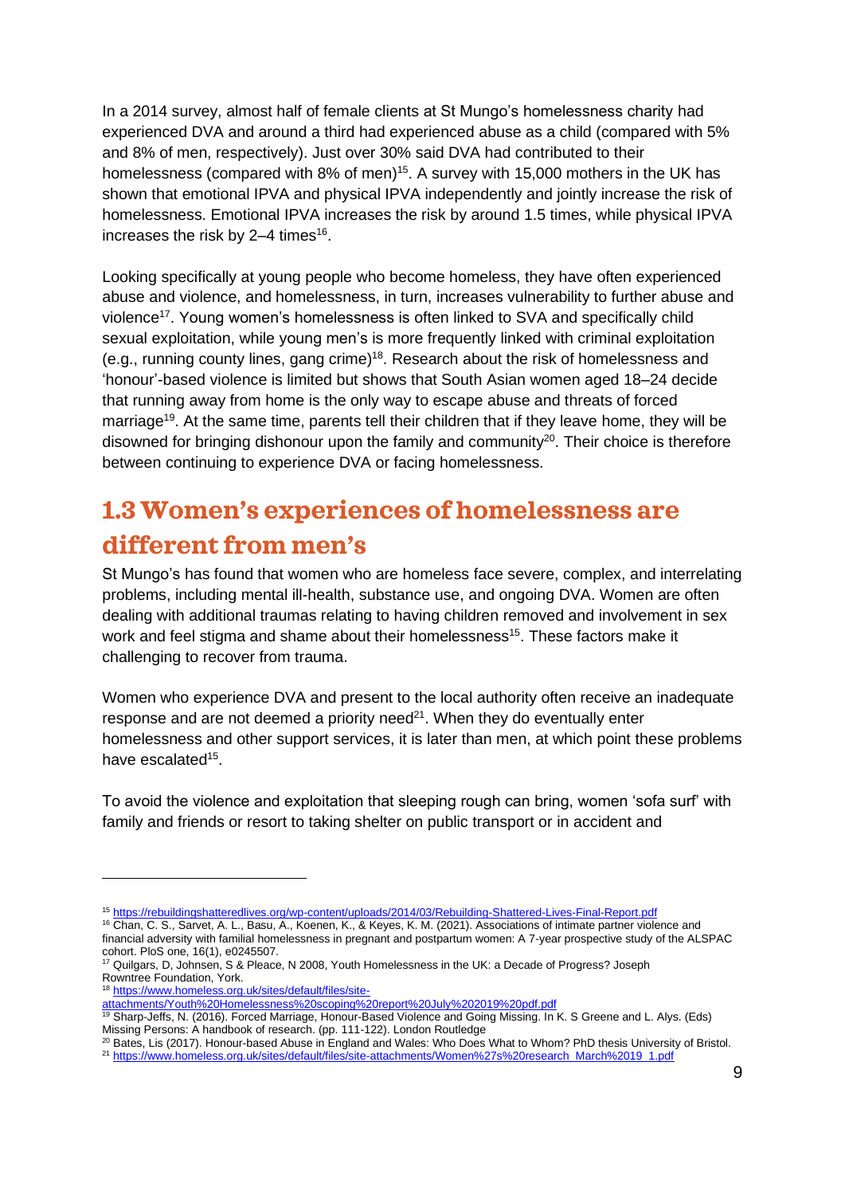In a 2014 survey, almost half of female clients at St Mungo's homelessness charity had experienced DVA and around a third had experienced abuse as a child (compared with 5% and 8% of men, respectively). Just over 30% said DVA had contributed to their homelessness (compared with 8% of men)[15]. A survey with 15,000 mothers in the UK has shown that emotional IPVA and physical IPVA independently and jointly increase the risk of homelessness. Emotional IPVA increases the risk by around 1.5 times, while physical IPVA increases the risk by 2–4 times[16].

Looking specifically at young people who become homeless, they have often experienced abuse and violence, and homelessness, in turn, increases vulnerability to further abuse and violence[17]. Young women's homelessness is often linked to SVA and specifically child sexual exploitation, while young men's is more frequently linked with criminal exploitation (e.g., running county lines, gang crime)[18]. Research about the risk of homelessness and 'honour'-based violence is limited but shows that South Asian women aged 18–24 decide that running away from home is the only way to escape abuse and threats of forced marriage[19]. At the same time, parents tell their children that if they leave home, they will be disowned for bringing dishonour upon the family and community[20]. Their choice is therefore between continuing to experience DVA or facing homelessness.

## 1.3 Women's experiences of homelessness are different from men's

St Mungo's has found that women who are homeless face severe, complex, and interrelating problems, including mental ill-health, substance use, and ongoing DVA. Women are often dealing with additional traumas relating to having children removed and involvement in sex work and feel stigma and shame about their homelessness[15]. These factors make it challenging to recover from trauma.

Women who experience DVA and present to the local authority often receive an inadequate response and are not deemed a priority need[21]. When they do eventually enter homelessness and other support services, it is later than men, at which point these problems have escalated[15].

To avoid the violence and exploitation that sleeping rough can bring, women 'sofa surf' with family and friends or resort to taking shelter on public transport or in accident and

---

[15] https://rebuildingshatteredlives.org/wp-content/uploads/2014/03/Rebuilding-Shattered-Lives-Final-Report.pdf

[16] Chan, C. S., Sarvet, A. L., Basu, A., Koenen, K., & Keyes, K. M. (2021). Associations of intimate partner violence and financial adversity with familial homelessness in pregnant and postpartum women: A 7-year prospective study of the ALSPAC cohort. PloS one, 16(1), e0245507.

[17] Quilgars, D, Johnsen, S & Pleace, N 2008, Youth Homelessness in the UK: a Decade of Progress? Joseph Rowntree Foundation, York.

[18] https://www.homeless.org.uk/sites/default/files/site-attachments/Youth%20Homelessness%20scoping%20report%20July%202019%20pdf.pdf

[19] Sharp-Jeffs, N. (2016). Forced Marriage, Honour-Based Violence and Going Missing. In K. S Greene and L. Alys. (Eds) Missing Persons: A handbook of research. (pp. 111-122). London Routledge

[20] Bates, Lis (2017). Honour-based Abuse in England and Wales: Who Does What to Whom? PhD thesis University of Bristol.

[21] https://www.homeless.org.uk/sites/default/files/site-attachments/Women%27s%20research_March%2019_1.pdf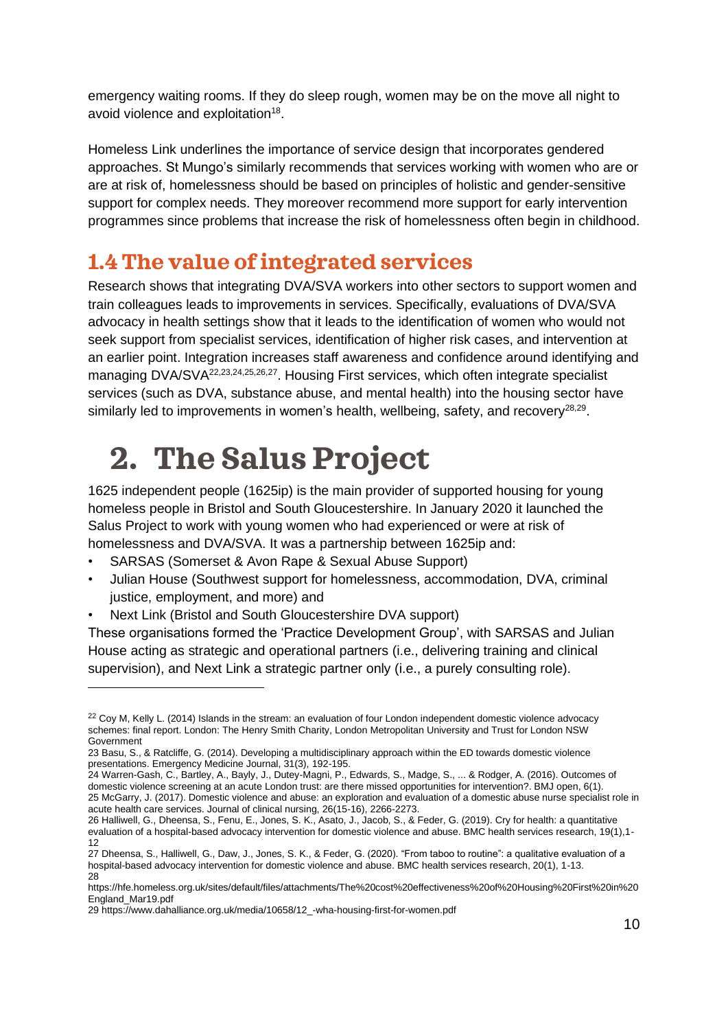emergency waiting rooms. If they do sleep rough, women may be on the move all night to avoid violence and exploitation[18].

Homeless Link underlines the importance of service design that incorporates gendered approaches. St Mungo's similarly recommends that services working with women who are or are at risk of, homelessness should be based on principles of holistic and gender-sensitive support for complex needs. They moreover recommend more support for early intervention programmes since problems that increase the risk of homelessness often begin in childhood.

## 1.4 The value of integrated services

Research shows that integrating DVA/SVA workers into other sectors to support women and train colleagues leads to improvements in services. Specifically, evaluations of DVA/SVA advocacy in health settings show that it leads to the identification of women who would not seek support from specialist services, identification of higher risk cases, and intervention at an earlier point. Integration increases staff awareness and confidence around identifying and managing DVA/SVA[22,23,24,25,26,27]. Housing First services, which often integrate specialist services (such as DVA, substance abuse, and mental health) into the housing sector have similarly led to improvements in women's health, wellbeing, safety, and recovery[28,29].

# 2. The Salus Project

1625 independent people (1625ip) is the main provider of supported housing for young homeless people in Bristol and South Gloucestershire. In January 2020 it launched the Salus Project to work with young women who had experienced or were at risk of homelessness and DVA/SVA. It was a partnership between 1625ip and:

- SARSAS (Somerset & Avon Rape & Sexual Abuse Support)
- Julian House (Southwest support for homelessness, accommodation, DVA, criminal justice, employment, and more) and
- Next Link (Bristol and South Gloucestershire DVA support)

These organisations formed the 'Practice Development Group', with SARSAS and Julian House acting as strategic and operational partners (i.e., delivering training and clinical supervision), and Next Link a strategic partner only (i.e., a purely consulting role).

---

22 Coy M, Kelly L. (2014) Islands in the stream: an evaluation of four London independent domestic violence advocacy schemes: final report. London: The Henry Smith Charity, London Metropolitan University and Trust for London NSW Government

23 Basu, S., & Ratcliffe, G. (2014). Developing a multidisciplinary approach within the ED towards domestic violence presentations. Emergency Medicine Journal, 31(3), 192-195.

24 Warren-Gash, C., Bartley, A., Bayly, J., Dutey-Magni, P., Edwards, S., Madge, S., ... & Rodger, A. (2016). Outcomes of domestic violence screening at an acute London trust: are there missed opportunities for intervention?. BMJ open, 6(1).

25 McGarry, J. (2017). Domestic violence and abuse: an exploration and evaluation of a domestic abuse nurse specialist role in acute health care services. Journal of clinical nursing, 26(15-16), 2266-2273.

26 Halliwell, G., Dheensa, S., Fenu, E., Jones, S. K., Asato, J., Jacob, S., & Feder, G. (2019). Cry for health: a quantitative evaluation of a hospital-based advocacy intervention for domestic violence and abuse. BMC health services research, 19(1),1-12

27 Dheensa, S., Halliwell, G., Daw, J., Jones, S. K., & Feder, G. (2020). "From taboo to routine": a qualitative evaluation of a hospital-based advocacy intervention for domestic violence and abuse. BMC health services research, 20(1), 1-13.

28 https://hfe.homeless.org.uk/sites/default/files/attachments/The%20cost%20effectiveness%20of%20Housing%20First%20in%20England_Mar19.pdf

29 https://www.dahalliance.org.uk/media/10658/12_-wha-housing-first-for-women.pdf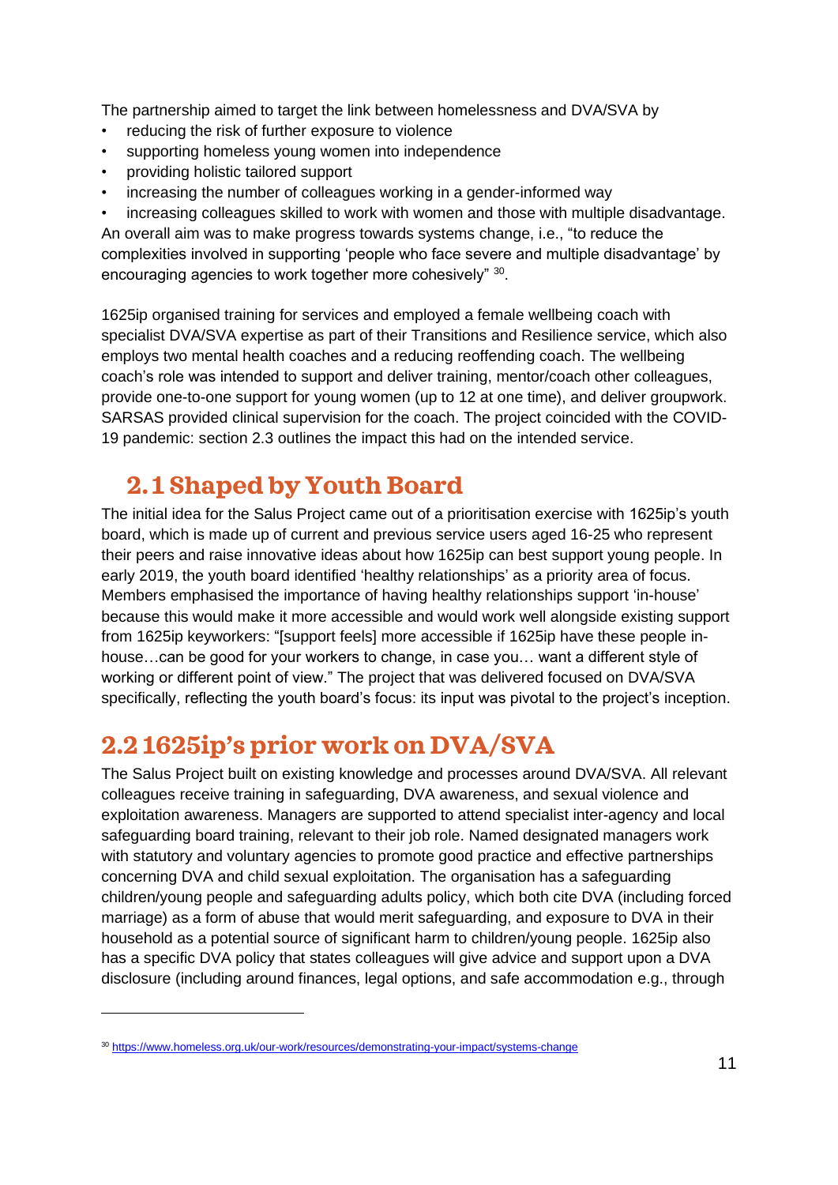The partnership aimed to target the link between homelessness and DVA/SVA by

- reducing the risk of further exposure to violence
- supporting homeless young women into independence
- providing holistic tailored support
- increasing the number of colleagues working in a gender-informed way
- increasing colleagues skilled to work with women and those with multiple disadvantage.

An overall aim was to make progress towards systems change, i.e., "to reduce the complexities involved in supporting 'people who face severe and multiple disadvantage' by encouraging agencies to work together more cohesively" [30].

1625ip organised training for services and employed a female wellbeing coach with specialist DVA/SVA expertise as part of their Transitions and Resilience service, which also employs two mental health coaches and a reducing reoffending coach. The wellbeing coach's role was intended to support and deliver training, mentor/coach other colleagues, provide one-to-one support for young women (up to 12 at one time), and deliver groupwork. SARSAS provided clinical supervision for the coach. The project coincided with the COVID-19 pandemic: section 2.3 outlines the impact this had on the intended service.

## 2.1 Shaped by Youth Board

The initial idea for the Salus Project came out of a prioritisation exercise with 1625ip's youth board, which is made up of current and previous service users aged 16-25 who represent their peers and raise innovative ideas about how 1625ip can best support young people. In early 2019, the youth board identified 'healthy relationships' as a priority area of focus. Members emphasised the importance of having healthy relationships support 'in-house' because this would make it more accessible and would work well alongside existing support from 1625ip keyworkers: "[support feels] more accessible if 1625ip have these people in-house…can be good for your workers to change, in case you… want a different style of working or different point of view." The project that was delivered focused on DVA/SVA specifically, reflecting the youth board's focus: its input was pivotal to the project's inception.

## 2.2 1625ip's prior work on DVA/SVA

The Salus Project built on existing knowledge and processes around DVA/SVA. All relevant colleagues receive training in safeguarding, DVA awareness, and sexual violence and exploitation awareness. Managers are supported to attend specialist inter-agency and local safeguarding board training, relevant to their job role. Named designated managers work with statutory and voluntary agencies to promote good practice and effective partnerships concerning DVA and child sexual exploitation. The organisation has a safeguarding children/young people and safeguarding adults policy, which both cite DVA (including forced marriage) as a form of abuse that would merit safeguarding, and exposure to DVA in their household as a potential source of significant harm to children/young people. 1625ip also has a specific DVA policy that states colleagues will give advice and support upon a DVA disclosure (including around finances, legal options, and safe accommodation e.g., through

[30] https://www.homeless.org.uk/our-work/resources/demonstrating-your-impact/systems-change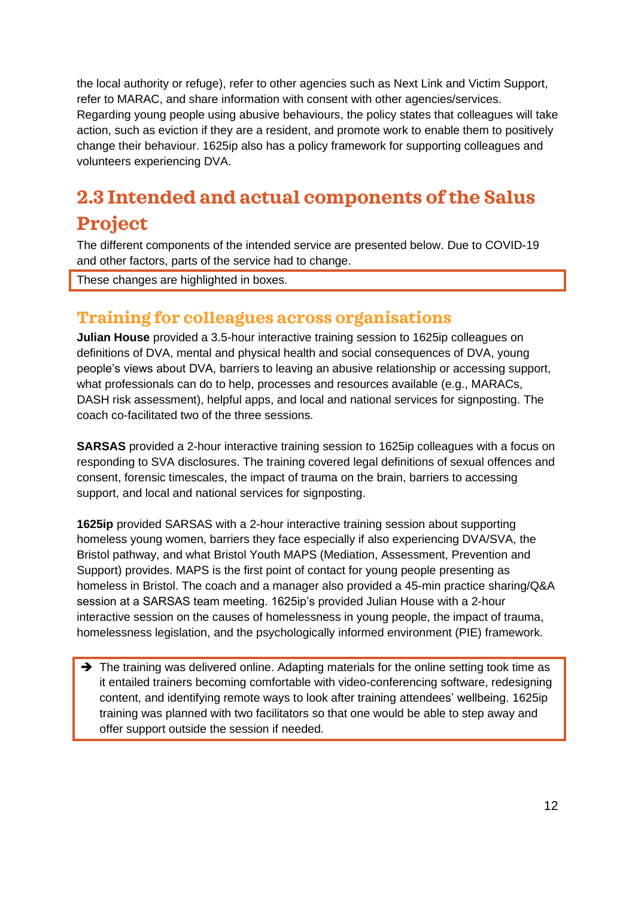the local authority or refuge), refer to other agencies such as Next Link and Victim Support, refer to MARAC, and share information with consent with other agencies/services. Regarding young people using abusive behaviours, the policy states that colleagues will take action, such as eviction if they are a resident, and promote work to enable them to positively change their behaviour. 1625ip also has a policy framework for supporting colleagues and volunteers experiencing DVA.

## 2.3 Intended and actual components of the Salus Project

The different components of the intended service are presented below. Due to COVID-19 and other factors, parts of the service had to change.

> These changes are highlighted in boxes.

### Training for colleagues across organisations

**Julian House** provided a 3.5-hour interactive training session to 1625ip colleagues on definitions of DVA, mental and physical health and social consequences of DVA, young people's views about DVA, barriers to leaving an abusive relationship or accessing support, what professionals can do to help, processes and resources available (e.g., MARACs, DASH risk assessment), helpful apps, and local and national services for signposting. The coach co-facilitated two of the three sessions.

**SARSAS** provided a 2-hour interactive training session to 1625ip colleagues with a focus on responding to SVA disclosures. The training covered legal definitions of sexual offences and consent, forensic timescales, the impact of trauma on the brain, barriers to accessing support, and local and national services for signposting.

**1625ip** provided SARSAS with a 2-hour interactive training session about supporting homeless young women, barriers they face especially if also experiencing DVA/SVA, the Bristol pathway, and what Bristol Youth MAPS (Mediation, Assessment, Prevention and Support) provides. MAPS is the first point of contact for young people presenting as homeless in Bristol. The coach and a manager also provided a 45-min practice sharing/Q&A session at a SARSAS team meeting. 1625ip's provided Julian House with a 2-hour interactive session on the causes of homelessness in young people, the impact of trauma, homelessness legislation, and the psychologically informed environment (PIE) framework.

> ➔ The training was delivered online. Adapting materials for the online setting took time as it entailed trainers becoming comfortable with video-conferencing software, redesigning content, and identifying remote ways to look after training attendees' wellbeing. 1625ip training was planned with two facilitators so that one would be able to step away and offer support outside the session if needed.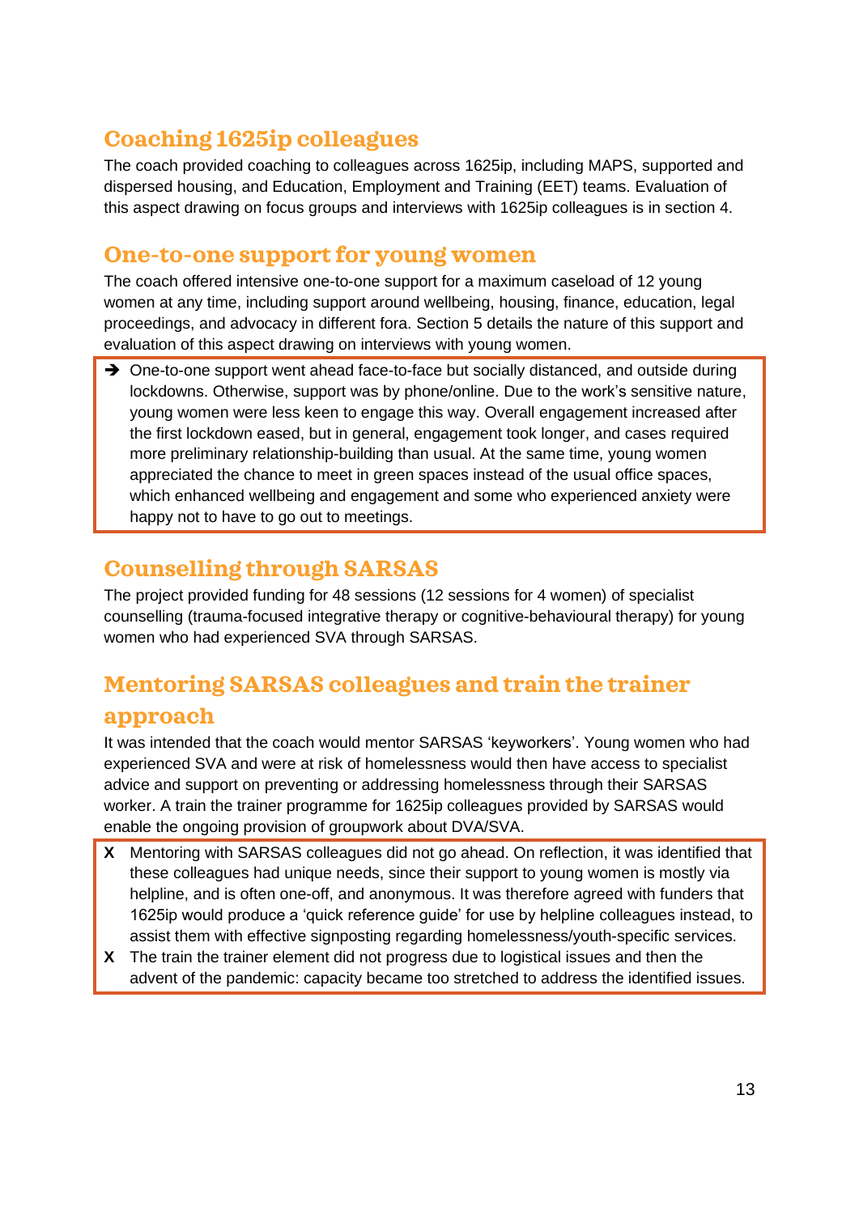## Coaching 1625ip colleagues

The coach provided coaching to colleagues across 1625ip, including MAPS, supported and dispersed housing, and Education, Employment and Training (EET) teams. Evaluation of this aspect drawing on focus groups and interviews with 1625ip colleagues is in section 4.

## One-to-one support for young women

The coach offered intensive one-to-one support for a maximum caseload of 12 young women at any time, including support around wellbeing, housing, finance, education, legal proceedings, and advocacy in different fora. Section 5 details the nature of this support and evaluation of this aspect drawing on interviews with young women.

➔ One-to-one support went ahead face-to-face but socially distanced, and outside during lockdowns. Otherwise, support was by phone/online. Due to the work's sensitive nature, young women were less keen to engage this way. Overall engagement increased after the first lockdown eased, but in general, engagement took longer, and cases required more preliminary relationship-building than usual. At the same time, young women appreciated the chance to meet in green spaces instead of the usual office spaces, which enhanced wellbeing and engagement and some who experienced anxiety were happy not to have to go out to meetings.

## Counselling through SARSAS

The project provided funding for 48 sessions (12 sessions for 4 women) of specialist counselling (trauma-focused integrative therapy or cognitive-behavioural therapy) for young women who had experienced SVA through SARSAS.

## Mentoring SARSAS colleagues and train the trainer approach

It was intended that the coach would mentor SARSAS 'keyworkers'. Young women who had experienced SVA and were at risk of homelessness would then have access to specialist advice and support on preventing or addressing homelessness through their SARSAS worker. A train the trainer programme for 1625ip colleagues provided by SARSAS would enable the ongoing provision of groupwork about DVA/SVA.

**X** Mentoring with SARSAS colleagues did not go ahead. On reflection, it was identified that these colleagues had unique needs, since their support to young women is mostly via helpline, and is often one-off, and anonymous. It was therefore agreed with funders that 1625ip would produce a 'quick reference guide' for use by helpline colleagues instead, to assist them with effective signposting regarding homelessness/youth-specific services.

**X** The train the trainer element did not progress due to logistical issues and then the advent of the pandemic: capacity became too stretched to address the identified issues.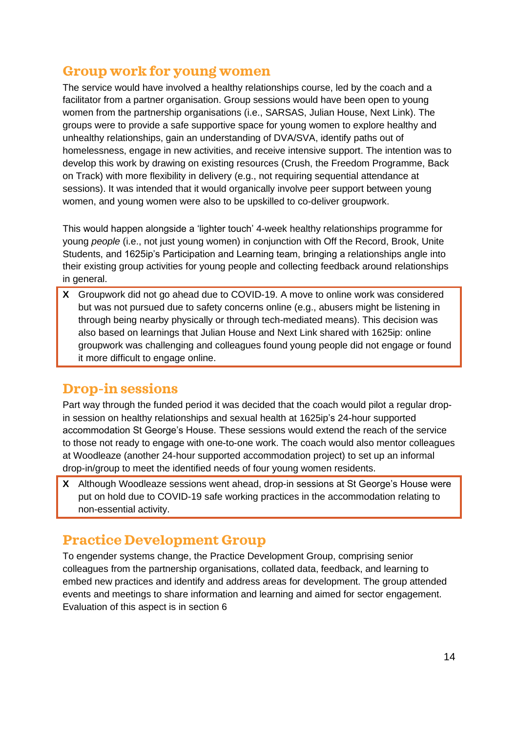## Group work for young women

The service would have involved a healthy relationships course, led by the coach and a facilitator from a partner organisation. Group sessions would have been open to young women from the partnership organisations (i.e., SARSAS, Julian House, Next Link). The groups were to provide a safe supportive space for young women to explore healthy and unhealthy relationships, gain an understanding of DVA/SVA, identify paths out of homelessness, engage in new activities, and receive intensive support. The intention was to develop this work by drawing on existing resources (Crush, the Freedom Programme, Back on Track) with more flexibility in delivery (e.g., not requiring sequential attendance at sessions). It was intended that it would organically involve peer support between young women, and young women were also to be upskilled to co-deliver groupwork.

This would happen alongside a 'lighter touch' 4-week healthy relationships programme for young *people* (i.e., not just young women) in conjunction with Off the Record, Brook, Unite Students, and 1625ip's Participation and Learning team, bringing a relationships angle into their existing group activities for young people and collecting feedback around relationships in general.

**X** Groupwork did not go ahead due to COVID-19. A move to online work was considered but was not pursued due to safety concerns online (e.g., abusers might be listening in through being nearby physically or through tech-mediated means). This decision was also based on learnings that Julian House and Next Link shared with 1625ip: online groupwork was challenging and colleagues found young people did not engage or found it more difficult to engage online.

## Drop-in sessions

Part way through the funded period it was decided that the coach would pilot a regular drop-in session on healthy relationships and sexual health at 1625ip's 24-hour supported accommodation St George's House. These sessions would extend the reach of the service to those not ready to engage with one-to-one work. The coach would also mentor colleagues at Woodleaze (another 24-hour supported accommodation project) to set up an informal drop-in/group to meet the identified needs of four young women residents.

**X** Although Woodleaze sessions went ahead, drop-in sessions at St George's House were put on hold due to COVID-19 safe working practices in the accommodation relating to non-essential activity.

## Practice Development Group

To engender systems change, the Practice Development Group, comprising senior colleagues from the partnership organisations, collated data, feedback, and learning to embed new practices and identify and address areas for development. The group attended events and meetings to share information and learning and aimed for sector engagement. Evaluation of this aspect is in section 6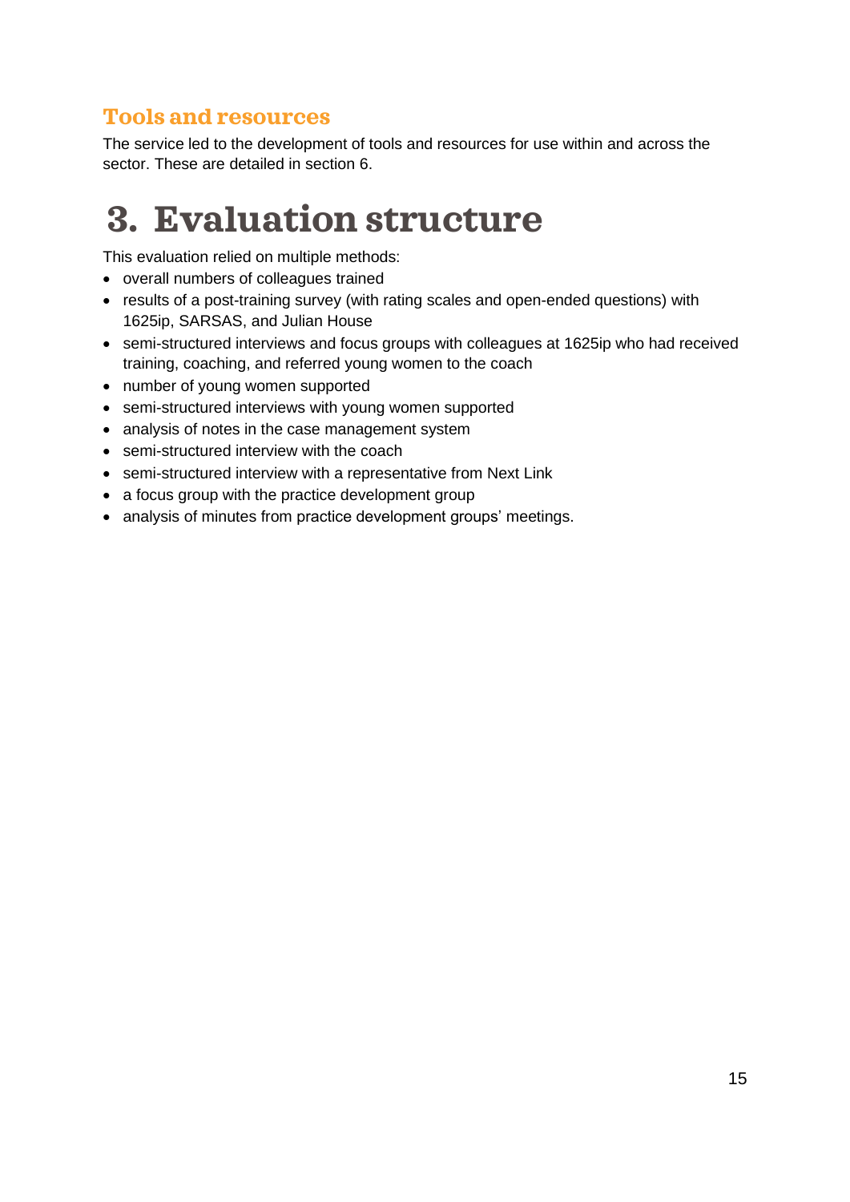### Tools and resources

The service led to the development of tools and resources for use within and across the sector. These are detailed in section 6.

# 3. Evaluation structure

This evaluation relied on multiple methods:

- overall numbers of colleagues trained
- results of a post-training survey (with rating scales and open-ended questions) with 1625ip, SARSAS, and Julian House
- semi-structured interviews and focus groups with colleagues at 1625ip who had received training, coaching, and referred young women to the coach
- number of young women supported
- semi-structured interviews with young women supported
- analysis of notes in the case management system
- semi-structured interview with the coach
- semi-structured interview with a representative from Next Link
- a focus group with the practice development group
- analysis of minutes from practice development groups' meetings.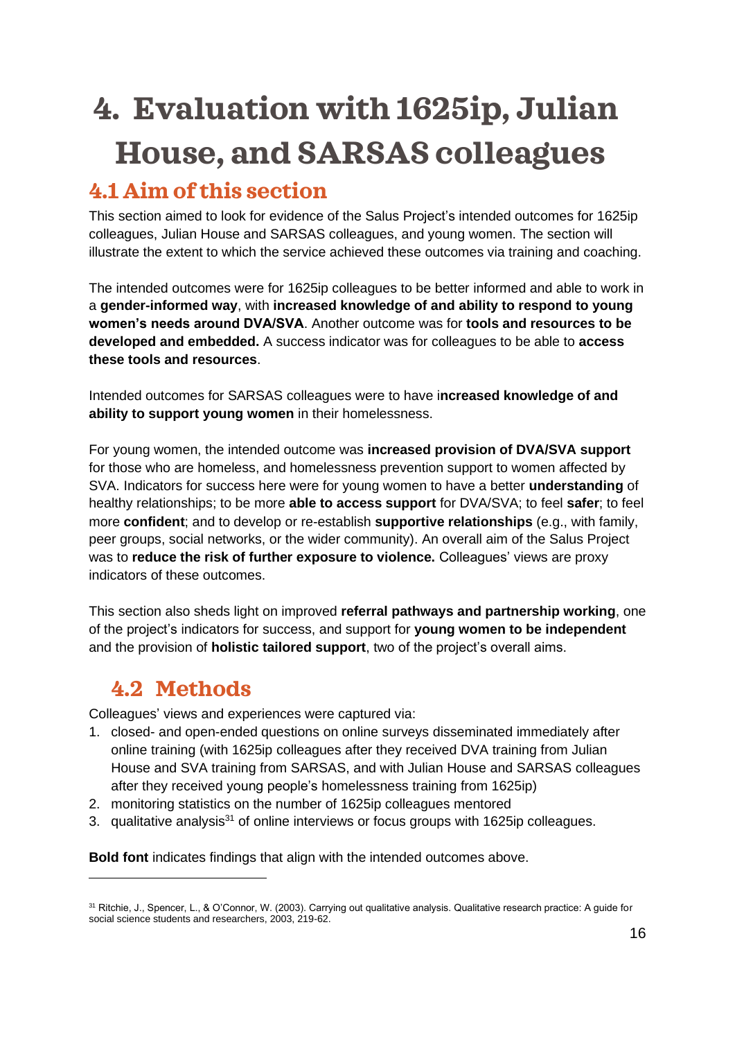# 4. Evaluation with 1625ip, Julian House, and SARSAS colleagues

## 4.1 Aim of this section

This section aimed to look for evidence of the Salus Project's intended outcomes for 1625ip colleagues, Julian House and SARSAS colleagues, and young women. The section will illustrate the extent to which the service achieved these outcomes via training and coaching.

The intended outcomes were for 1625ip colleagues to be better informed and able to work in a **gender-informed way**, with **increased knowledge of and ability to respond to young women's needs around DVA/SVA**. Another outcome was for **tools and resources to be developed and embedded.** A success indicator was for colleagues to be able to **access these tools and resources**.

Intended outcomes for SARSAS colleagues were to have i**ncreased knowledge of and ability to support young women** in their homelessness.

For young women, the intended outcome was **increased provision of DVA/SVA support** for those who are homeless, and homelessness prevention support to women affected by SVA. Indicators for success here were for young women to have a better **understanding** of healthy relationships; to be more **able to access support** for DVA/SVA; to feel **safer**; to feel more **confident**; and to develop or re-establish **supportive relationships** (e.g., with family, peer groups, social networks, or the wider community). An overall aim of the Salus Project was to **reduce the risk of further exposure to violence.** Colleagues' views are proxy indicators of these outcomes.

This section also sheds light on improved **referral pathways and partnership working**, one of the project's indicators for success, and support for **young women to be independent** and the provision of **holistic tailored support**, two of the project's overall aims.

## 4.2 Methods

Colleagues' views and experiences were captured via:

1. closed- and open-ended questions on online surveys disseminated immediately after online training (with 1625ip colleagues after they received DVA training from Julian House and SVA training from SARSAS, and with Julian House and SARSAS colleagues after they received young people's homelessness training from 1625ip)
2. monitoring statistics on the number of 1625ip colleagues mentored
3. qualitative analysis[31] of online interviews or focus groups with 1625ip colleagues.

**Bold font** indicates findings that align with the intended outcomes above.

[31] Ritchie, J., Spencer, L., & O'Connor, W. (2003). Carrying out qualitative analysis. Qualitative research practice: A guide for social science students and researchers, 2003, 219-62.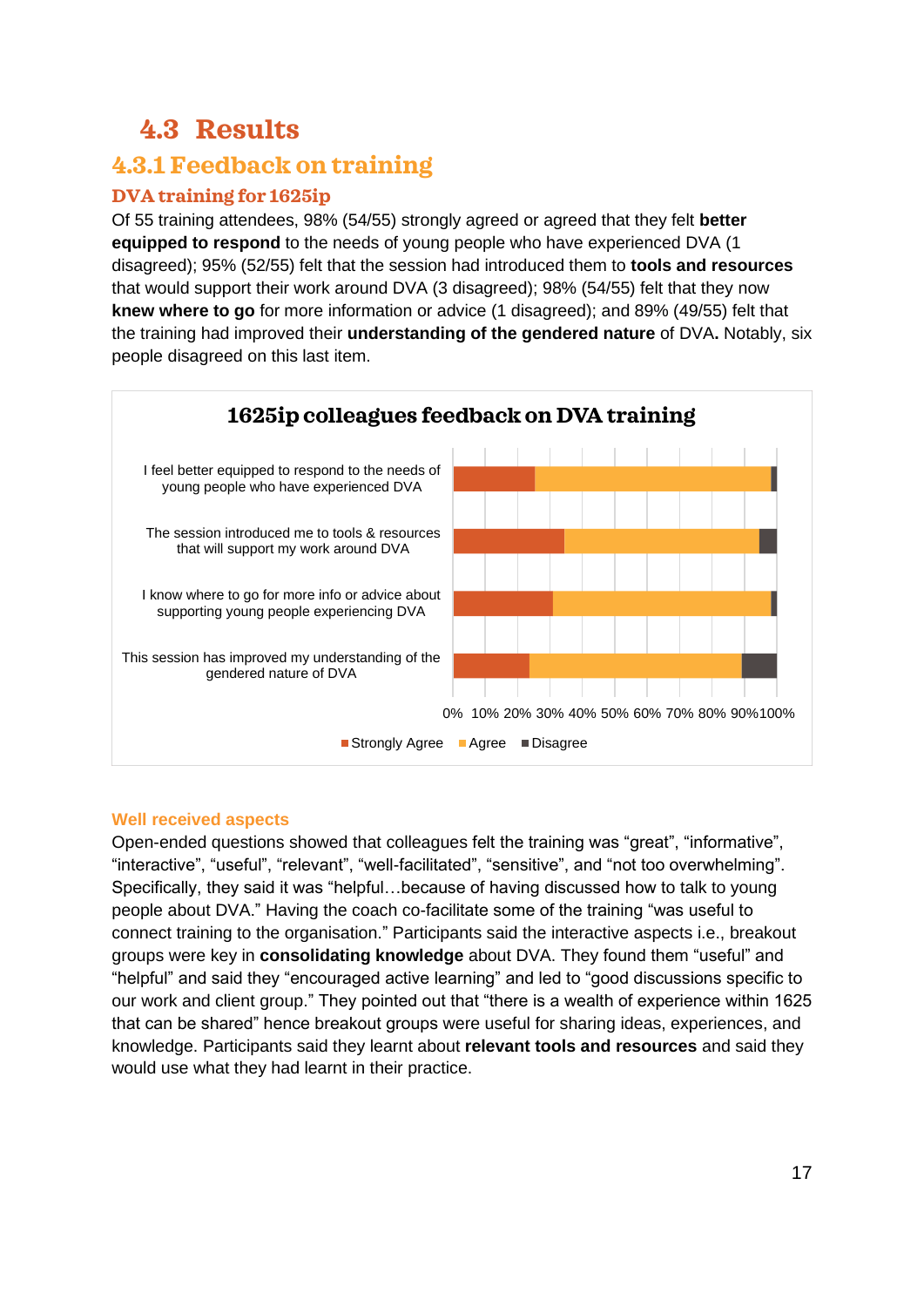## 4.3 Results

### 4.3.1 Feedback on training

#### DVA training for 1625ip

Of 55 training attendees, 98% (54/55) strongly agreed or agreed that they felt **better equipped to respond** to the needs of young people who have experienced DVA (1 disagreed); 95% (52/55) felt that the session had introduced them to **tools and resources** that would support their work around DVA (3 disagreed); 98% (54/55) felt that they now **knew where to go** for more information or advice (1 disagreed); and 89% (49/55) felt that the training had improved their **understanding of the gendered nature** of DVA**.** Notably, six people disagreed on this last item.

**1625ip colleagues feedback on DVA training**

- I feel better equipped to respond to the needs of young people who have experienced DVA
- The session introduced me to tools & resources that will support my work around DVA
- I know where to go for more info or advice about supporting young people experiencing DVA
- This session has improved my understanding of the gendered nature of DVA

0% 10% 20% 30% 40% 50% 60% 70% 80% 90% 100%

Strongly Agree | Agree | Disagree

#### Well received aspects

Open-ended questions showed that colleagues felt the training was "great", "informative", "interactive", "useful", "relevant", "well-facilitated", "sensitive", and "not too overwhelming". Specifically, they said it was "helpful…because of having discussed how to talk to young people about DVA." Having the coach co-facilitate some of the training "was useful to connect training to the organisation." Participants said the interactive aspects i.e., breakout groups were key in **consolidating knowledge** about DVA. They found them "useful" and "helpful" and said they "encouraged active learning" and led to "good discussions specific to our work and client group." They pointed out that "there is a wealth of experience within 1625 that can be shared" hence breakout groups were useful for sharing ideas, experiences, and knowledge. Participants said they learnt about **relevant tools and resources** and said they would use what they had learnt in their practice.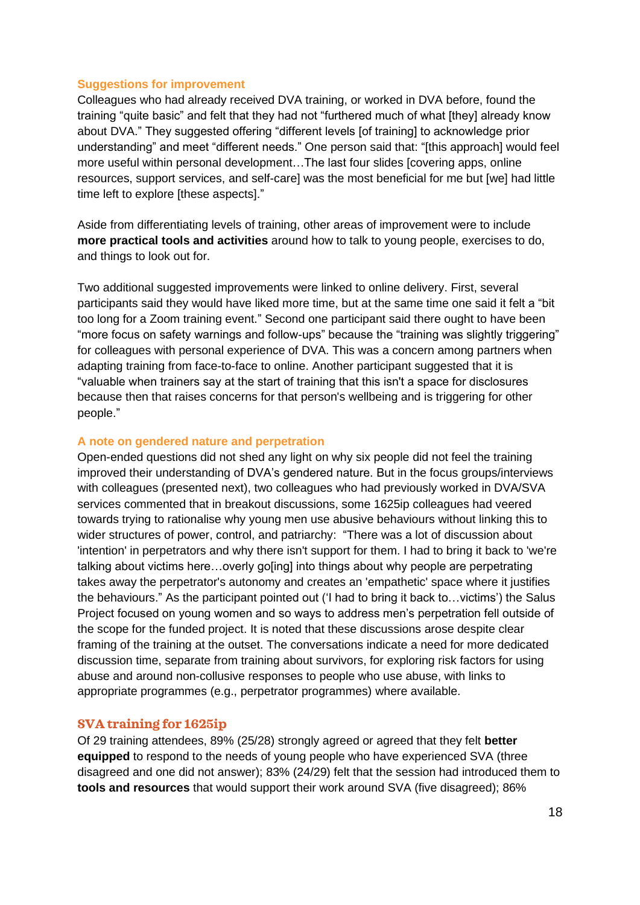### Suggestions for improvement

Colleagues who had already received DVA training, or worked in DVA before, found the training "quite basic" and felt that they had not "furthered much of what [they] already know about DVA." They suggested offering "different levels [of training] to acknowledge prior understanding" and meet "different needs." One person said that: "[this approach] would feel more useful within personal development…The last four slides [covering apps, online resources, support services, and self-care] was the most beneficial for me but [we] had little time left to explore [these aspects]."

Aside from differentiating levels of training, other areas of improvement were to include **more practical tools and activities** around how to talk to young people, exercises to do, and things to look out for.

Two additional suggested improvements were linked to online delivery. First, several participants said they would have liked more time, but at the same time one said it felt a "bit too long for a Zoom training event." Second one participant said there ought to have been "more focus on safety warnings and follow-ups" because the "training was slightly triggering" for colleagues with personal experience of DVA. This was a concern among partners when adapting training from face-to-face to online. Another participant suggested that it is "valuable when trainers say at the start of training that this isn't a space for disclosures because then that raises concerns for that person's wellbeing and is triggering for other people."

### A note on gendered nature and perpetration

Open-ended questions did not shed any light on why six people did not feel the training improved their understanding of DVA's gendered nature. But in the focus groups/interviews with colleagues (presented next), two colleagues who had previously worked in DVA/SVA services commented that in breakout discussions, some 1625ip colleagues had veered towards trying to rationalise why young men use abusive behaviours without linking this to wider structures of power, control, and patriarchy: "There was a lot of discussion about 'intention' in perpetrators and why there isn't support for them. I had to bring it back to 'we're talking about victims here…overly go[ing] into things about why people are perpetrating takes away the perpetrator's autonomy and creates an 'empathetic' space where it justifies the behaviours." As the participant pointed out ('I had to bring it back to…victims') the Salus Project focused on young women and so ways to address men's perpetration fell outside of the scope for the funded project. It is noted that these discussions arose despite clear framing of the training at the outset. The conversations indicate a need for more dedicated discussion time, separate from training about survivors, for exploring risk factors for using abuse and around non-collusive responses to people who use abuse, with links to appropriate programmes (e.g., perpetrator programmes) where available.

## SVA training for 1625ip

Of 29 training attendees, 89% (25/28) strongly agreed or agreed that they felt **better equipped** to respond to the needs of young people who have experienced SVA (three disagreed and one did not answer); 83% (24/29) felt that the session had introduced them to **tools and resources** that would support their work around SVA (five disagreed); 86%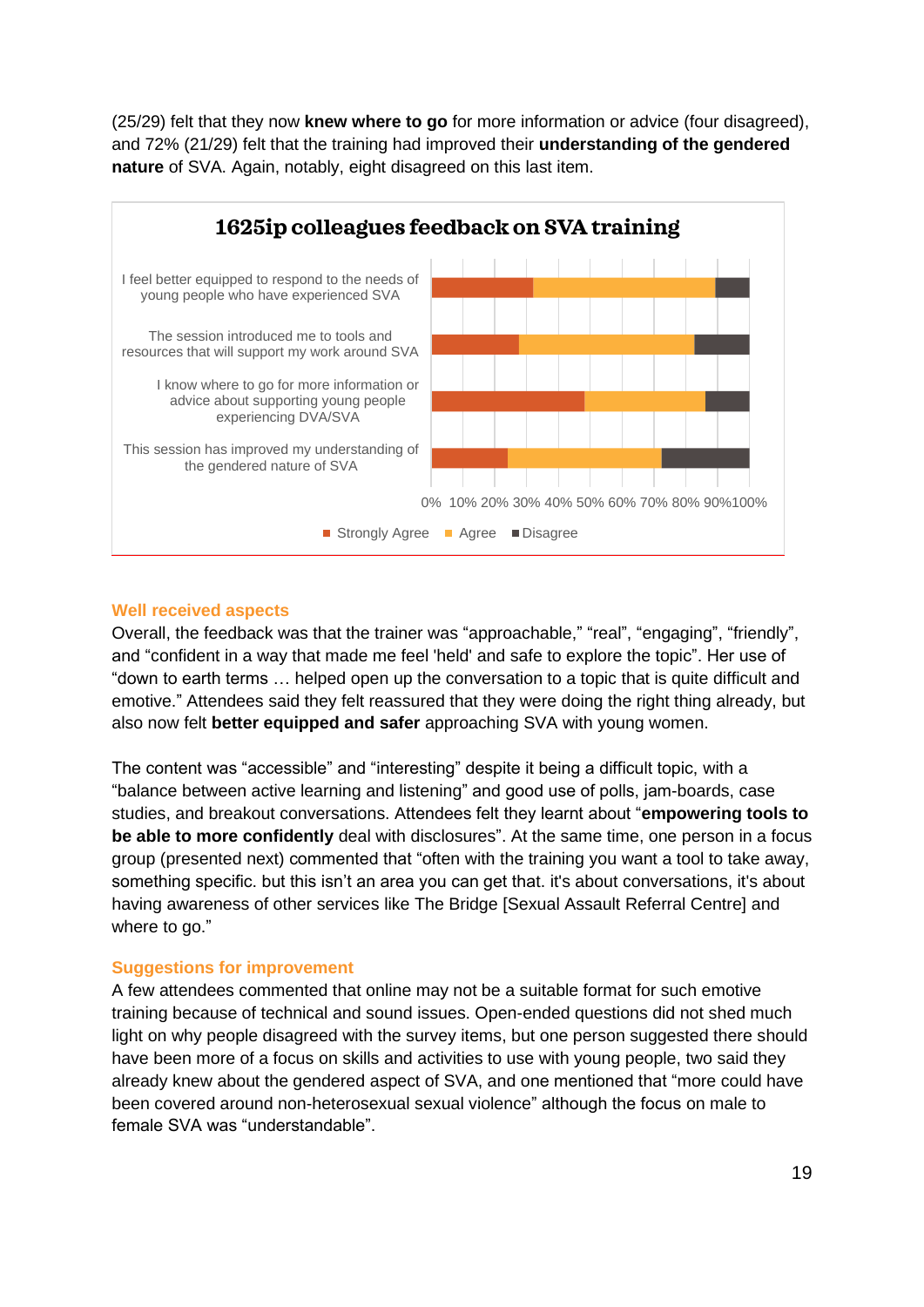(25/29) felt that they now **knew where to go** for more information or advice (four disagreed), and 72% (21/29) felt that the training had improved their **understanding of the gendered nature** of SVA. Again, notably, eight disagreed on this last item.

**1625ip colleagues feedback on SVA training**

- I feel better equipped to respond to the needs of young people who have experienced SVA
- The session introduced me to tools and resources that will support my work around SVA
- I know where to go for more information or advice about supporting young people experiencing DVA/SVA
- This session has improved my understanding of the gendered nature of SVA

0% 10% 20% 30% 40% 50% 60% 70% 80% 90% 100%

■ Strongly Agree ■ Agree ■ Disagree

### Well received aspects

Overall, the feedback was that the trainer was "approachable," "real", "engaging", "friendly", and "confident in a way that made me feel 'held' and safe to explore the topic". Her use of "down to earth terms … helped open up the conversation to a topic that is quite difficult and emotive." Attendees said they felt reassured that they were doing the right thing already, but also now felt **better equipped and safer** approaching SVA with young women.

The content was "accessible" and "interesting" despite it being a difficult topic, with a "balance between active learning and listening" and good use of polls, jam-boards, case studies, and breakout conversations. Attendees felt they learnt about "**empowering tools to be able to more confidently** deal with disclosures". At the same time, one person in a focus group (presented next) commented that "often with the training you want a tool to take away, something specific. but this isn't an area you can get that. it's about conversations, it's about having awareness of other services like The Bridge [Sexual Assault Referral Centre] and where to go."

### Suggestions for improvement

A few attendees commented that online may not be a suitable format for such emotive training because of technical and sound issues. Open-ended questions did not shed much light on why people disagreed with the survey items, but one person suggested there should have been more of a focus on skills and activities to use with young people, two said they already knew about the gendered aspect of SVA, and one mentioned that "more could have been covered around non-heterosexual sexual violence" although the focus on male to female SVA was "understandable".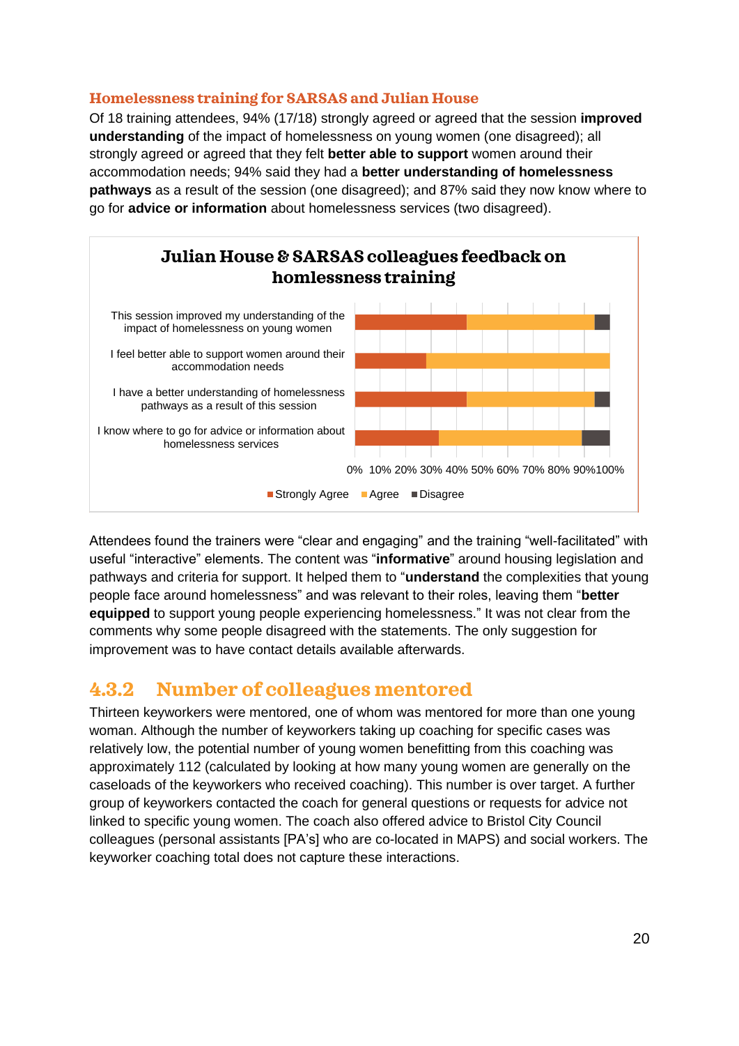### Homelessness training for SARSAS and Julian House

Of 18 training attendees, 94% (17/18) strongly agreed or agreed that the session **improved understanding** of the impact of homelessness on young women (one disagreed); all strongly agreed or agreed that they felt **better able to support** women around their accommodation needs; 94% said they had a **better understanding of homelessness pathways** as a result of the session (one disagreed); and 87% said they now know where to go for **advice or information** about homelessness services (two disagreed).

**Julian House & SARSAS colleagues feedback on homlessness training**

- This session improved my understanding of the impact of homelessness on young women
- I feel better able to support women around their accommodation needs
- I have a better understanding of homelessness pathways as a result of this session
- I know where to go for advice or information about homelessness services

0% 10% 20% 30% 40% 50% 60% 70% 80% 90% 100%

Strongly Agree | Agree | Disagree

Attendees found the trainers were "clear and engaging" and the training "well-facilitated" with useful "interactive" elements. The content was "**informative**" around housing legislation and pathways and criteria for support. It helped them to "**understand** the complexities that young people face around homelessness" and was relevant to their roles, leaving them "**better equipped** to support young people experiencing homelessness." It was not clear from the comments why some people disagreed with the statements. The only suggestion for improvement was to have contact details available afterwards.

## 4.3.2 Number of colleagues mentored

Thirteen keyworkers were mentored, one of whom was mentored for more than one young woman. Although the number of keyworkers taking up coaching for specific cases was relatively low, the potential number of young women benefitting from this coaching was approximately 112 (calculated by looking at how many young women are generally on the caseloads of the keyworkers who received coaching). This number is over target. A further group of keyworkers contacted the coach for general questions or requests for advice not linked to specific young women. The coach also offered advice to Bristol City Council colleagues (personal assistants [PA's] who are co-located in MAPS) and social workers. The keyworker coaching total does not capture these interactions.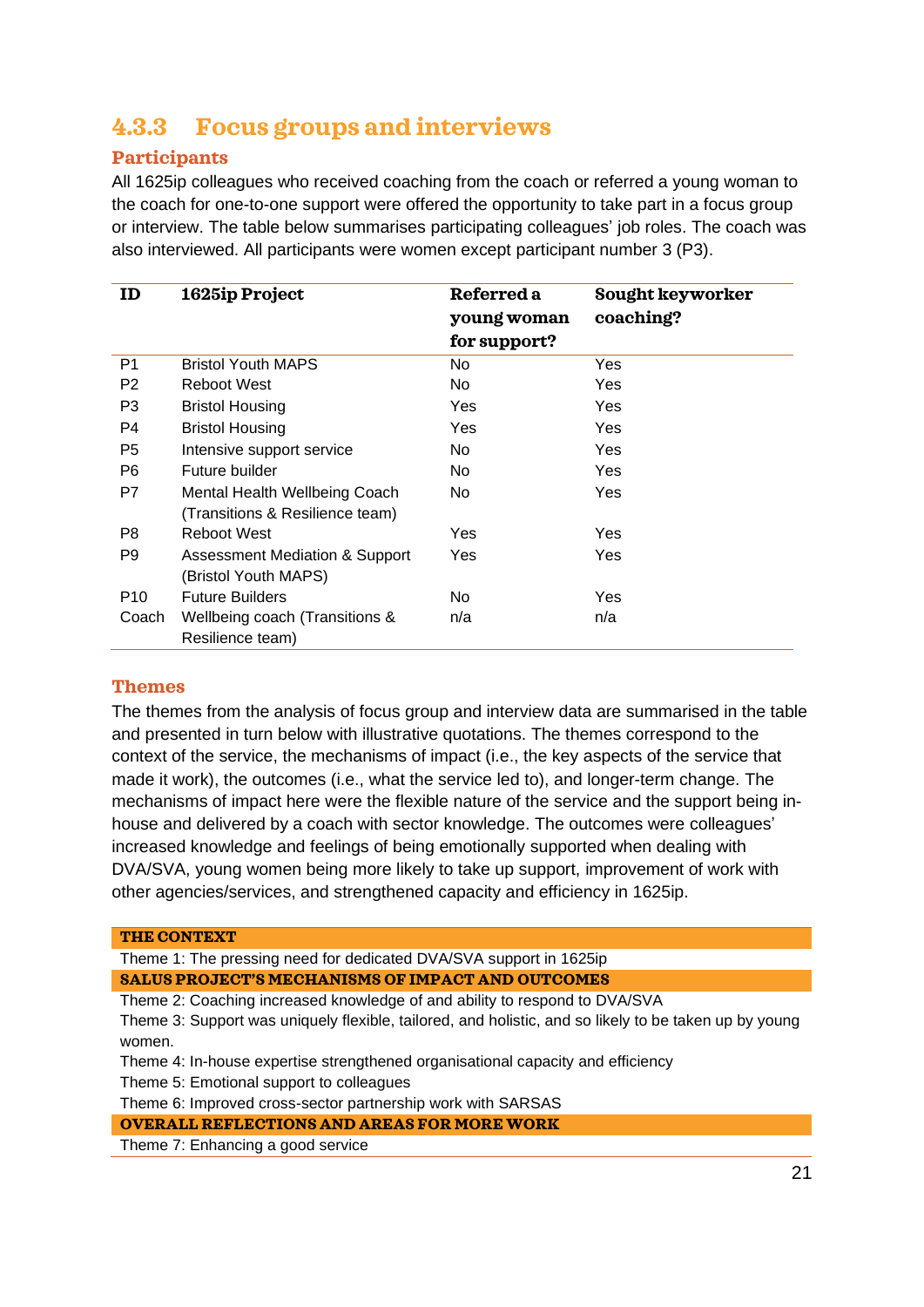### 4.3.3 Focus groups and interviews

#### Participants

All 1625ip colleagues who received coaching from the coach or referred a young woman to the coach for one-to-one support were offered the opportunity to take part in a focus group or interview. The table below summarises participating colleagues' job roles. The coach was also interviewed. All participants were women except participant number 3 (P3).

| ID | 1625ip Project | Referred a young woman for support? | Sought keyworker coaching? |
|---|---|---|---|
| P1 | Bristol Youth MAPS | No | Yes |
| P2 | Reboot West | No | Yes |
| P3 | Bristol Housing | Yes | Yes |
| P4 | Bristol Housing | Yes | Yes |
| P5 | Intensive support service | No | Yes |
| P6 | Future builder | No | Yes |
| P7 | Mental Health Wellbeing Coach (Transitions & Resilience team) | No | Yes |
| P8 | Reboot West | Yes | Yes |
| P9 | Assessment Mediation & Support (Bristol Youth MAPS) | Yes | Yes |
| P10 | Future Builders | No | Yes |
| Coach | Wellbeing coach (Transitions & Resilience team) | n/a | n/a |

#### Themes

The themes from the analysis of focus group and interview data are summarised in the table and presented in turn below with illustrative quotations. The themes correspond to the context of the service, the mechanisms of impact (i.e., the key aspects of the service that made it work), the outcomes (i.e., what the service led to), and longer-term change. The mechanisms of impact here were the flexible nature of the service and the support being in-house and delivered by a coach with sector knowledge. The outcomes were colleagues' increased knowledge and feelings of being emotionally supported when dealing with DVA/SVA, young women being more likely to take up support, improvement of work with other agencies/services, and strengthened capacity and efficiency in 1625ip.

| THE CONTEXT |
|---|
| Theme 1: The pressing need for dedicated DVA/SVA support in 1625ip |
| **SALUS PROJECT'S MECHANISMS OF IMPACT AND OUTCOMES** |
| Theme 2: Coaching increased knowledge of and ability to respond to DVA/SVA |
| Theme 3: Support was uniquely flexible, tailored, and holistic, and so likely to be taken up by young women. |
| Theme 4: In-house expertise strengthened organisational capacity and efficiency |
| Theme 5: Emotional support to colleagues |
| Theme 6: Improved cross-sector partnership work with SARSAS |
| **OVERALL REFLECTIONS AND AREAS FOR MORE WORK** |
| Theme 7: Enhancing a good service |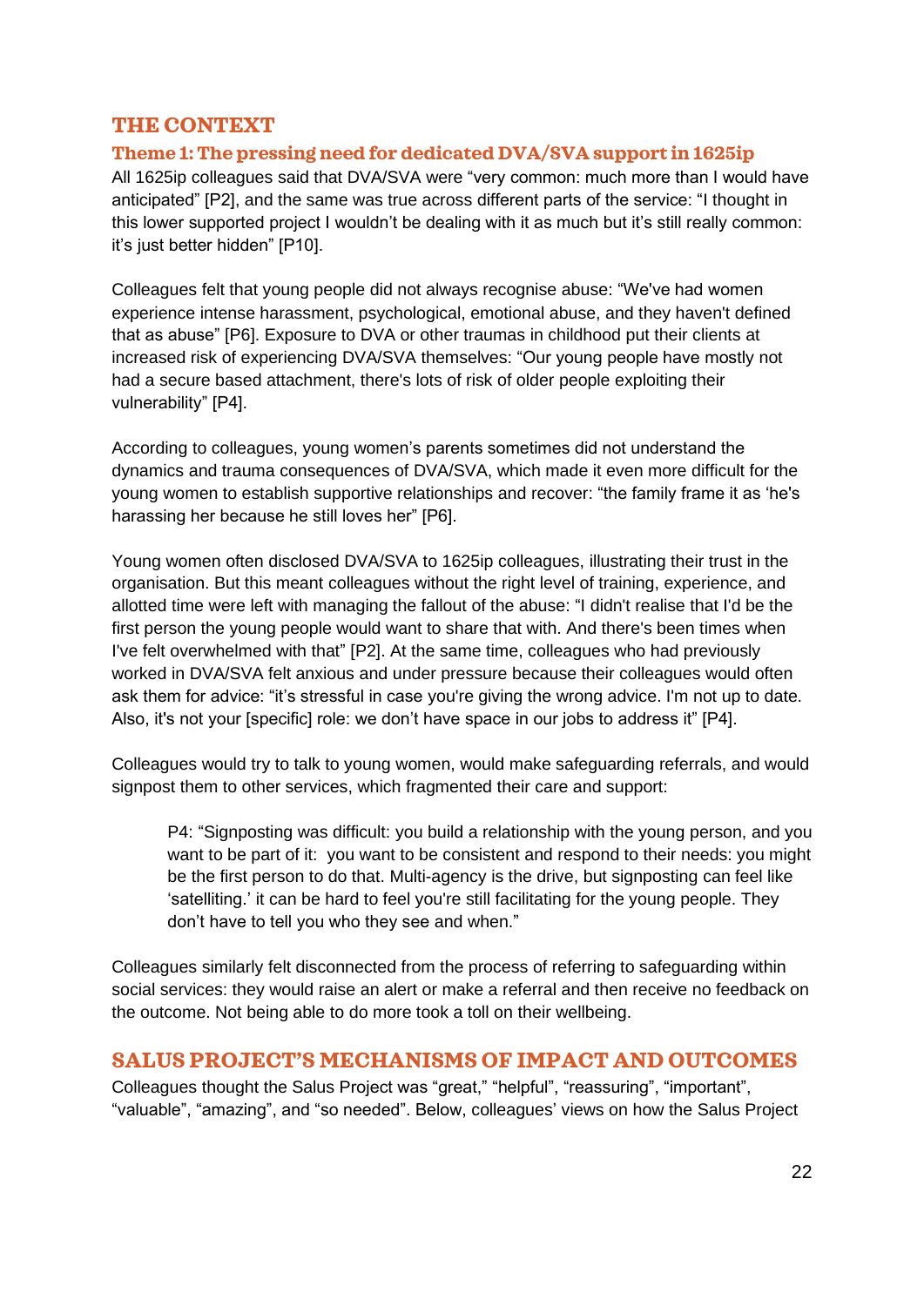## THE CONTEXT

### Theme 1: The pressing need for dedicated DVA/SVA support in 1625ip

All 1625ip colleagues said that DVA/SVA were "very common: much more than I would have anticipated" [P2], and the same was true across different parts of the service: "I thought in this lower supported project I wouldn't be dealing with it as much but it's still really common: it's just better hidden" [P10].

Colleagues felt that young people did not always recognise abuse: "We've had women experience intense harassment, psychological, emotional abuse, and they haven't defined that as abuse" [P6]. Exposure to DVA or other traumas in childhood put their clients at increased risk of experiencing DVA/SVA themselves: "Our young people have mostly not had a secure based attachment, there's lots of risk of older people exploiting their vulnerability" [P4].

According to colleagues, young women's parents sometimes did not understand the dynamics and trauma consequences of DVA/SVA, which made it even more difficult for the young women to establish supportive relationships and recover: "the family frame it as 'he's harassing her because he still loves her" [P6].

Young women often disclosed DVA/SVA to 1625ip colleagues, illustrating their trust in the organisation. But this meant colleagues without the right level of training, experience, and allotted time were left with managing the fallout of the abuse: "I didn't realise that I'd be the first person the young people would want to share that with. And there's been times when I've felt overwhelmed with that" [P2]. At the same time, colleagues who had previously worked in DVA/SVA felt anxious and under pressure because their colleagues would often ask them for advice: "it's stressful in case you're giving the wrong advice. I'm not up to date. Also, it's not your [specific] role: we don't have space in our jobs to address it" [P4].

Colleagues would try to talk to young women, would make safeguarding referrals, and would signpost them to other services, which fragmented their care and support:

> P4: "Signposting was difficult: you build a relationship with the young person, and you want to be part of it: you want to be consistent and respond to their needs: you might be the first person to do that. Multi-agency is the drive, but signposting can feel like 'satelliting.' it can be hard to feel you're still facilitating for the young people. They don't have to tell you who they see and when."

Colleagues similarly felt disconnected from the process of referring to safeguarding within social services: they would raise an alert or make a referral and then receive no feedback on the outcome. Not being able to do more took a toll on their wellbeing.

## SALUS PROJECT'S MECHANISMS OF IMPACT AND OUTCOMES

Colleagues thought the Salus Project was "great," "helpful", "reassuring", "important", "valuable", "amazing", and "so needed". Below, colleagues' views on how the Salus Project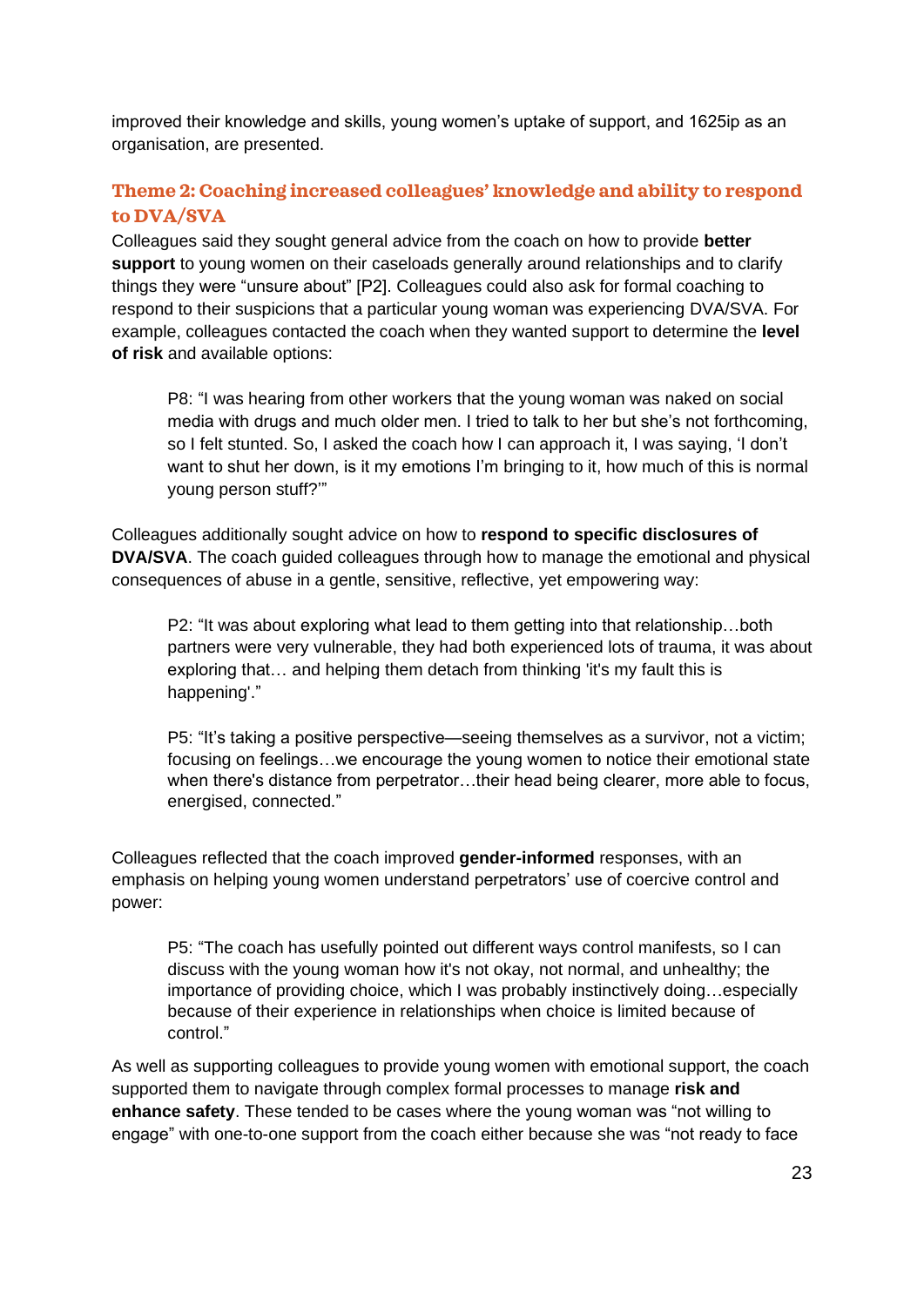improved their knowledge and skills, young women's uptake of support, and 1625ip as an organisation, are presented.

## Theme 2: Coaching increased colleagues' knowledge and ability to respond to DVA/SVA

Colleagues said they sought general advice from the coach on how to provide **better support** to young women on their caseloads generally around relationships and to clarify things they were "unsure about" [P2]. Colleagues could also ask for formal coaching to respond to their suspicions that a particular young woman was experiencing DVA/SVA. For example, colleagues contacted the coach when they wanted support to determine the **level of risk** and available options:

> P8: "I was hearing from other workers that the young woman was naked on social media with drugs and much older men. I tried to talk to her but she's not forthcoming, so I felt stunted. So, I asked the coach how I can approach it, I was saying, 'I don't want to shut her down, is it my emotions I'm bringing to it, how much of this is normal young person stuff?'"

Colleagues additionally sought advice on how to **respond to specific disclosures of DVA/SVA**. The coach guided colleagues through how to manage the emotional and physical consequences of abuse in a gentle, sensitive, reflective, yet empowering way:

> P2: "It was about exploring what lead to them getting into that relationship…both partners were very vulnerable, they had both experienced lots of trauma, it was about exploring that… and helping them detach from thinking 'it's my fault this is happening'."

> P5: "It's taking a positive perspective—seeing themselves as a survivor, not a victim; focusing on feelings…we encourage the young women to notice their emotional state when there's distance from perpetrator…their head being clearer, more able to focus, energised, connected."

Colleagues reflected that the coach improved **gender-informed** responses, with an emphasis on helping young women understand perpetrators' use of coercive control and power:

> P5: "The coach has usefully pointed out different ways control manifests, so I can discuss with the young woman how it's not okay, not normal, and unhealthy; the importance of providing choice, which I was probably instinctively doing…especially because of their experience in relationships when choice is limited because of control."

As well as supporting colleagues to provide young women with emotional support, the coach supported them to navigate through complex formal processes to manage **risk and enhance safety**. These tended to be cases where the young woman was "not willing to engage" with one-to-one support from the coach either because she was "not ready to face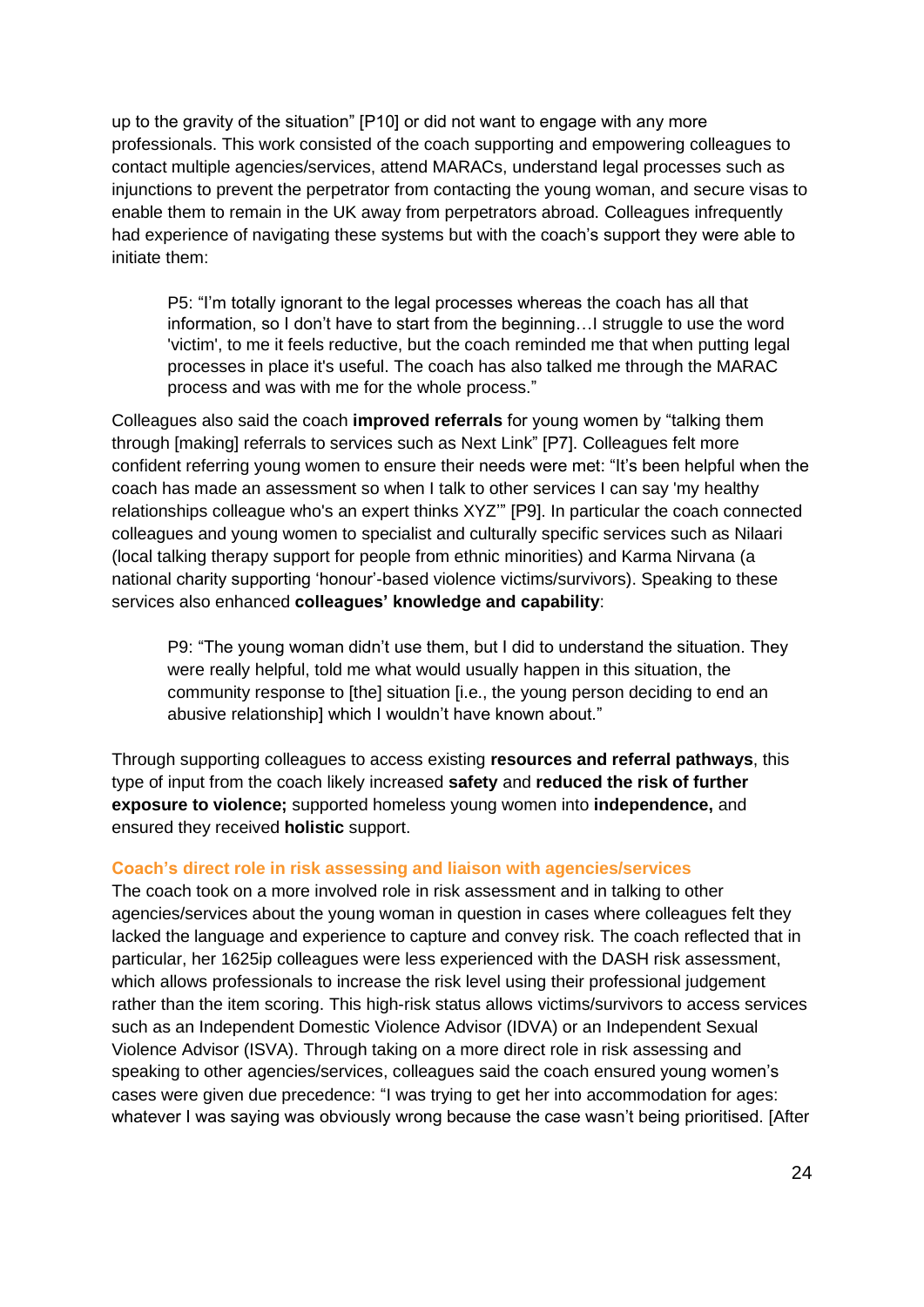up to the gravity of the situation" [P10] or did not want to engage with any more professionals. This work consisted of the coach supporting and empowering colleagues to contact multiple agencies/services, attend MARACs, understand legal processes such as injunctions to prevent the perpetrator from contacting the young woman, and secure visas to enable them to remain in the UK away from perpetrators abroad. Colleagues infrequently had experience of navigating these systems but with the coach's support they were able to initiate them:

> P5: "I'm totally ignorant to the legal processes whereas the coach has all that information, so I don't have to start from the beginning…I struggle to use the word 'victim', to me it feels reductive, but the coach reminded me that when putting legal processes in place it's useful. The coach has also talked me through the MARAC process and was with me for the whole process."

Colleagues also said the coach **improved referrals** for young women by "talking them through [making] referrals to services such as Next Link" [P7]. Colleagues felt more confident referring young women to ensure their needs were met: "It's been helpful when the coach has made an assessment so when I talk to other services I can say 'my healthy relationships colleague who's an expert thinks XYZ'" [P9]. In particular the coach connected colleagues and young women to specialist and culturally specific services such as Nilaari (local talking therapy support for people from ethnic minorities) and Karma Nirvana (a national charity supporting 'honour'-based violence victims/survivors). Speaking to these services also enhanced **colleagues' knowledge and capability**:

> P9: "The young woman didn't use them, but I did to understand the situation. They were really helpful, told me what would usually happen in this situation, the community response to [the] situation [i.e., the young person deciding to end an abusive relationship] which I wouldn't have known about."

Through supporting colleagues to access existing **resources and referral pathways**, this type of input from the coach likely increased **safety** and **reduced the risk of further exposure to violence;** supported homeless young women into **independence,** and ensured they received **holistic** support.

### Coach's direct role in risk assessing and liaison with agencies/services

The coach took on a more involved role in risk assessment and in talking to other agencies/services about the young woman in question in cases where colleagues felt they lacked the language and experience to capture and convey risk. The coach reflected that in particular, her 1625ip colleagues were less experienced with the DASH risk assessment, which allows professionals to increase the risk level using their professional judgement rather than the item scoring. This high-risk status allows victims/survivors to access services such as an Independent Domestic Violence Advisor (IDVA) or an Independent Sexual Violence Advisor (ISVA). Through taking on a more direct role in risk assessing and speaking to other agencies/services, colleagues said the coach ensured young women's cases were given due precedence: "I was trying to get her into accommodation for ages: whatever I was saying was obviously wrong because the case wasn't being prioritised. [After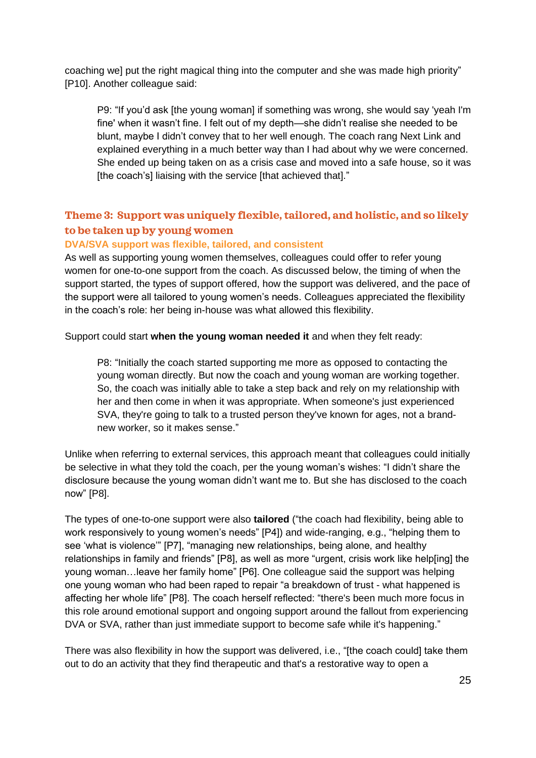coaching we] put the right magical thing into the computer and she was made high priority" [P10]. Another colleague said:

> P9: "If you'd ask [the young woman] if something was wrong, she would say 'yeah I'm fine' when it wasn't fine. I felt out of my depth—she didn't realise she needed to be blunt, maybe I didn't convey that to her well enough. The coach rang Next Link and explained everything in a much better way than I had about why we were concerned. She ended up being taken on as a crisis case and moved into a safe house, so it was [the coach's] liaising with the service [that achieved that]."

## Theme 3: Support was uniquely flexible, tailored, and holistic, and so likely to be taken up by young women

### DVA/SVA support was flexible, tailored, and consistent

As well as supporting young women themselves, colleagues could offer to refer young women for one-to-one support from the coach. As discussed below, the timing of when the support started, the types of support offered, how the support was delivered, and the pace of the support were all tailored to young women's needs. Colleagues appreciated the flexibility in the coach's role: her being in-house was what allowed this flexibility.

Support could start **when the young woman needed it** and when they felt ready:

> P8: "Initially the coach started supporting me more as opposed to contacting the young woman directly. But now the coach and young woman are working together. So, the coach was initially able to take a step back and rely on my relationship with her and then come in when it was appropriate. When someone's just experienced SVA, they're going to talk to a trusted person they've known for ages, not a brand-new worker, so it makes sense."

Unlike when referring to external services, this approach meant that colleagues could initially be selective in what they told the coach, per the young woman's wishes: "I didn't share the disclosure because the young woman didn't want me to. But she has disclosed to the coach now" [P8].

The types of one-to-one support were also **tailored** ("the coach had flexibility, being able to work responsively to young women's needs" [P4]) and wide-ranging, e.g., "helping them to see 'what is violence'" [P7], "managing new relationships, being alone, and healthy relationships in family and friends" [P8], as well as more "urgent, crisis work like help[ing] the young woman…leave her family home" [P6]. One colleague said the support was helping one young woman who had been raped to repair "a breakdown of trust - what happened is affecting her whole life" [P8]. The coach herself reflected: "there's been much more focus in this role around emotional support and ongoing support around the fallout from experiencing DVA or SVA, rather than just immediate support to become safe while it's happening."

There was also flexibility in how the support was delivered, i.e., "[the coach could] take them out to do an activity that they find therapeutic and that's a restorative way to open a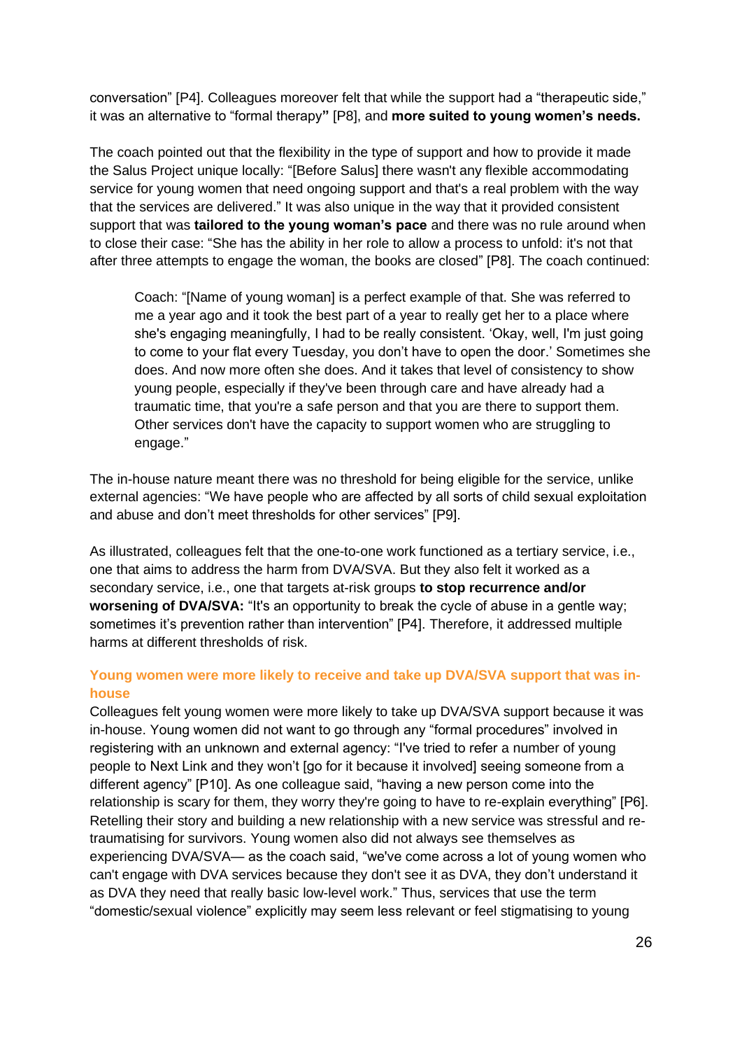conversation" [P4]. Colleagues moreover felt that while the support had a "therapeutic side," it was an alternative to "formal therapy**"** [P8], and **more suited to young women's needs.**

The coach pointed out that the flexibility in the type of support and how to provide it made the Salus Project unique locally: "[Before Salus] there wasn't any flexible accommodating service for young women that need ongoing support and that's a real problem with the way that the services are delivered." It was also unique in the way that it provided consistent support that was **tailored to the young woman's pace** and there was no rule around when to close their case: "She has the ability in her role to allow a process to unfold: it's not that after three attempts to engage the woman, the books are closed" [P8]. The coach continued:

> Coach: "[Name of young woman] is a perfect example of that. She was referred to me a year ago and it took the best part of a year to really get her to a place where she's engaging meaningfully, I had to be really consistent. 'Okay, well, I'm just going to come to your flat every Tuesday, you don't have to open the door.' Sometimes she does. And now more often she does. And it takes that level of consistency to show young people, especially if they've been through care and have already had a traumatic time, that you're a safe person and that you are there to support them. Other services don't have the capacity to support women who are struggling to engage."

The in-house nature meant there was no threshold for being eligible for the service, unlike external agencies: "We have people who are affected by all sorts of child sexual exploitation and abuse and don't meet thresholds for other services" [P9].

As illustrated, colleagues felt that the one-to-one work functioned as a tertiary service, i.e., one that aims to address the harm from DVA/SVA. But they also felt it worked as a secondary service, i.e., one that targets at-risk groups **to stop recurrence and/or worsening of DVA/SVA:** "It's an opportunity to break the cycle of abuse in a gentle way; sometimes it's prevention rather than intervention" [P4]. Therefore, it addressed multiple harms at different thresholds of risk.

### Young women were more likely to receive and take up DVA/SVA support that was in-house

Colleagues felt young women were more likely to take up DVA/SVA support because it was in-house. Young women did not want to go through any "formal procedures" involved in registering with an unknown and external agency: "I've tried to refer a number of young people to Next Link and they won't [go for it because it involved] seeing someone from a different agency" [P10]. As one colleague said, "having a new person come into the relationship is scary for them, they worry they're going to have to re-explain everything" [P6]. Retelling their story and building a new relationship with a new service was stressful and re-traumatising for survivors. Young women also did not always see themselves as experiencing DVA/SVA— as the coach said, "we've come across a lot of young women who can't engage with DVA services because they don't see it as DVA, they don't understand it as DVA they need that really basic low-level work." Thus, services that use the term "domestic/sexual violence" explicitly may seem less relevant or feel stigmatising to young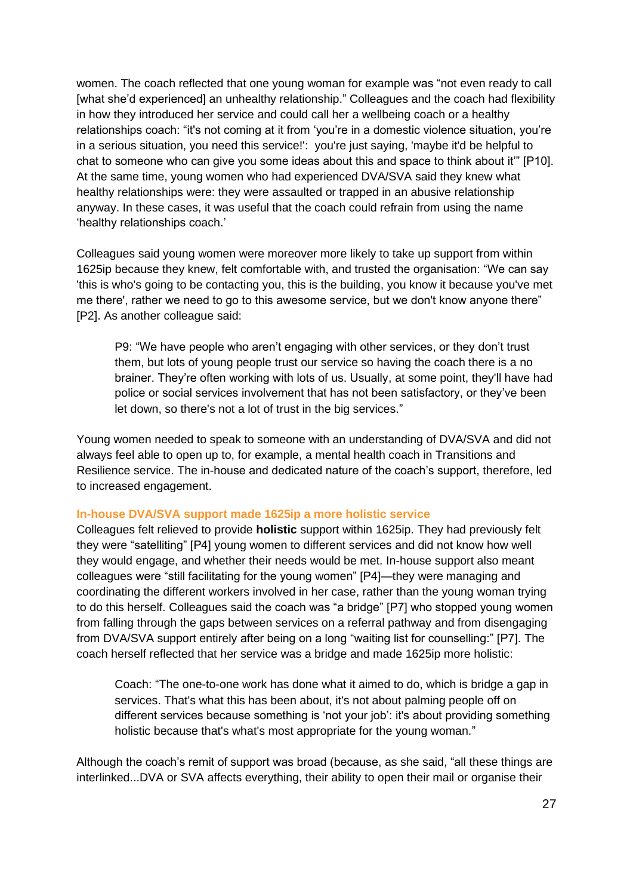women. The coach reflected that one young woman for example was "not even ready to call [what she'd experienced] an unhealthy relationship." Colleagues and the coach had flexibility in how they introduced her service and could call her a wellbeing coach or a healthy relationships coach: "it's not coming at it from 'you're in a domestic violence situation, you're in a serious situation, you need this service!': you're just saying, 'maybe it'd be helpful to chat to someone who can give you some ideas about this and space to think about it'" [P10]. At the same time, young women who had experienced DVA/SVA said they knew what healthy relationships were: they were assaulted or trapped in an abusive relationship anyway. In these cases, it was useful that the coach could refrain from using the name 'healthy relationships coach.'

Colleagues said young women were moreover more likely to take up support from within 1625ip because they knew, felt comfortable with, and trusted the organisation: "We can say 'this is who's going to be contacting you, this is the building, you know it because you've met me there', rather we need to go to this awesome service, but we don't know anyone there" [P2]. As another colleague said:

> P9: "We have people who aren't engaging with other services, or they don't trust them, but lots of young people trust our service so having the coach there is a no brainer. They're often working with lots of us. Usually, at some point, they'll have had police or social services involvement that has not been satisfactory, or they've been let down, so there's not a lot of trust in the big services."

Young women needed to speak to someone with an understanding of DVA/SVA and did not always feel able to open up to, for example, a mental health coach in Transitions and Resilience service. The in-house and dedicated nature of the coach's support, therefore, led to increased engagement.

### In-house DVA/SVA support made 1625ip a more holistic service

Colleagues felt relieved to provide **holistic** support within 1625ip. They had previously felt they were "satelliting" [P4] young women to different services and did not know how well they would engage, and whether their needs would be met. In-house support also meant colleagues were "still facilitating for the young women" [P4]—they were managing and coordinating the different workers involved in her case, rather than the young woman trying to do this herself. Colleagues said the coach was "a bridge" [P7] who stopped young women from falling through the gaps between services on a referral pathway and from disengaging from DVA/SVA support entirely after being on a long "waiting list for counselling:" [P7]. The coach herself reflected that her service was a bridge and made 1625ip more holistic:

> Coach: "The one-to-one work has done what it aimed to do, which is bridge a gap in services. That's what this has been about, it's not about palming people off on different services because something is 'not your job': it's about providing something holistic because that's what's most appropriate for the young woman."

Although the coach's remit of support was broad (because, as she said, "all these things are interlinked...DVA or SVA affects everything, their ability to open their mail or organise their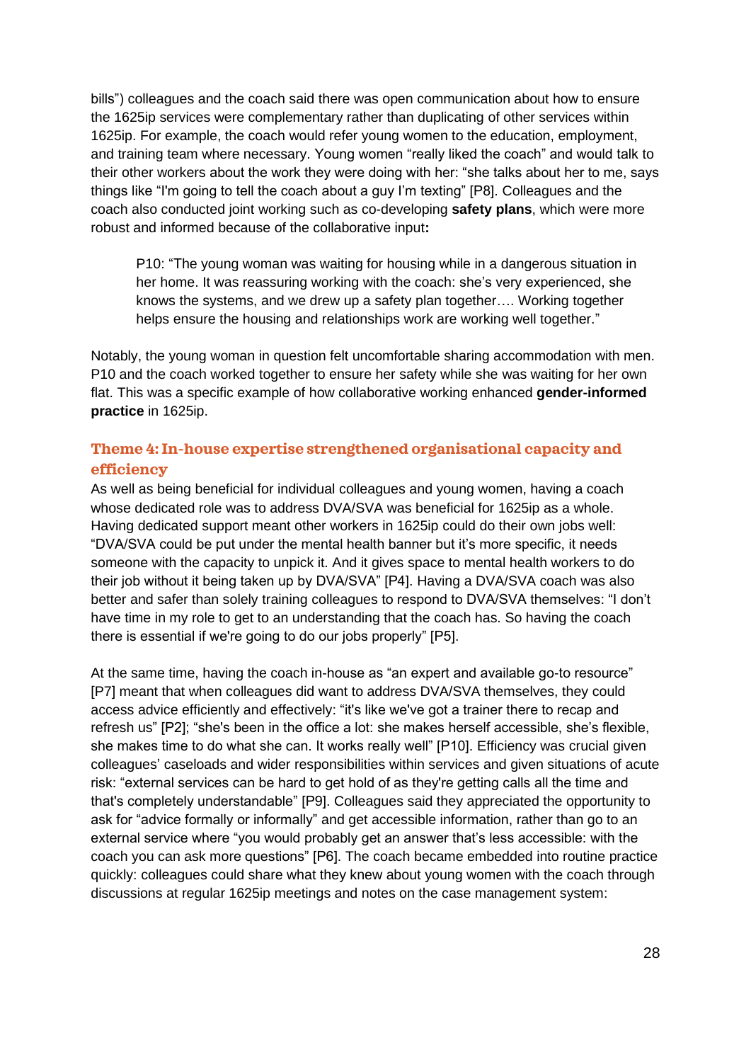bills") colleagues and the coach said there was open communication about how to ensure the 1625ip services were complementary rather than duplicating of other services within 1625ip. For example, the coach would refer young women to the education, employment, and training team where necessary. Young women "really liked the coach" and would talk to their other workers about the work they were doing with her: "she talks about her to me, says things like "I'm going to tell the coach about a guy I'm texting" [P8]. Colleagues and the coach also conducted joint working such as co-developing **safety plans**, which were more robust and informed because of the collaborative input**:**

> P10: "The young woman was waiting for housing while in a dangerous situation in her home. It was reassuring working with the coach: she's very experienced, she knows the systems, and we drew up a safety plan together…. Working together helps ensure the housing and relationships work are working well together."

Notably, the young woman in question felt uncomfortable sharing accommodation with men. P10 and the coach worked together to ensure her safety while she was waiting for her own flat. This was a specific example of how collaborative working enhanced **gender-informed practice** in 1625ip.

### Theme 4: In-house expertise strengthened organisational capacity and efficiency

As well as being beneficial for individual colleagues and young women, having a coach whose dedicated role was to address DVA/SVA was beneficial for 1625ip as a whole. Having dedicated support meant other workers in 1625ip could do their own jobs well: "DVA/SVA could be put under the mental health banner but it's more specific, it needs someone with the capacity to unpick it. And it gives space to mental health workers to do their job without it being taken up by DVA/SVA" [P4]. Having a DVA/SVA coach was also better and safer than solely training colleagues to respond to DVA/SVA themselves: "I don't have time in my role to get to an understanding that the coach has. So having the coach there is essential if we're going to do our jobs properly" [P5].

At the same time, having the coach in-house as "an expert and available go-to resource" [P7] meant that when colleagues did want to address DVA/SVA themselves, they could access advice efficiently and effectively: "it's like we've got a trainer there to recap and refresh us" [P2]; "she's been in the office a lot: she makes herself accessible, she's flexible, she makes time to do what she can. It works really well" [P10]. Efficiency was crucial given colleagues' caseloads and wider responsibilities within services and given situations of acute risk: "external services can be hard to get hold of as they're getting calls all the time and that's completely understandable" [P9]. Colleagues said they appreciated the opportunity to ask for "advice formally or informally" and get accessible information, rather than go to an external service where "you would probably get an answer that's less accessible: with the coach you can ask more questions" [P6]. The coach became embedded into routine practice quickly: colleagues could share what they knew about young women with the coach through discussions at regular 1625ip meetings and notes on the case management system: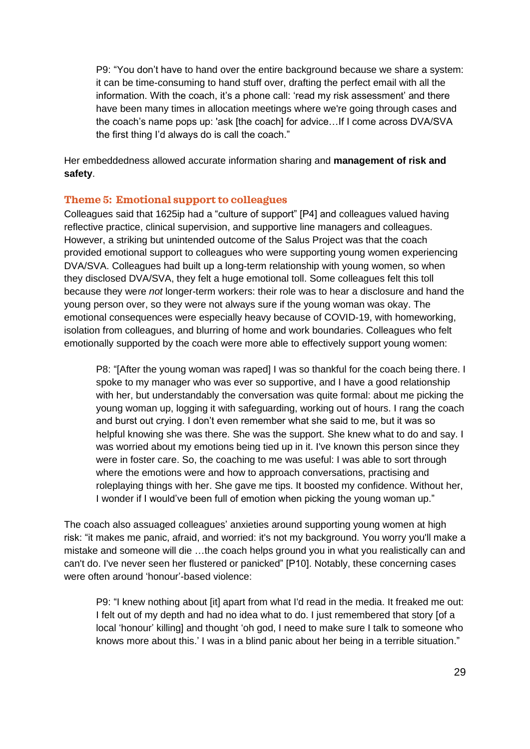> P9: "You don't have to hand over the entire background because we share a system: it can be time-consuming to hand stuff over, drafting the perfect email with all the information. With the coach, it's a phone call: 'read my risk assessment' and there have been many times in allocation meetings where we're going through cases and the coach's name pops up: 'ask [the coach] for advice…If I come across DVA/SVA the first thing I'd always do is call the coach."

Her embeddedness allowed accurate information sharing and **management of risk and safety**.

### Theme 5: Emotional support to colleagues

Colleagues said that 1625ip had a "culture of support" [P4] and colleagues valued having reflective practice, clinical supervision, and supportive line managers and colleagues. However, a striking but unintended outcome of the Salus Project was that the coach provided emotional support to colleagues who were supporting young women experiencing DVA/SVA. Colleagues had built up a long-term relationship with young women, so when they disclosed DVA/SVA, they felt a huge emotional toll. Some colleagues felt this toll because they were *not* longer-term workers: their role was to hear a disclosure and hand the young person over, so they were not always sure if the young woman was okay. The emotional consequences were especially heavy because of COVID-19, with homeworking, isolation from colleagues, and blurring of home and work boundaries. Colleagues who felt emotionally supported by the coach were more able to effectively support young women:

> P8: "[After the young woman was raped] I was so thankful for the coach being there. I spoke to my manager who was ever so supportive, and I have a good relationship with her, but understandably the conversation was quite formal: about me picking the young woman up, logging it with safeguarding, working out of hours. I rang the coach and burst out crying. I don't even remember what she said to me, but it was so helpful knowing she was there. She was the support. She knew what to do and say. I was worried about my emotions being tied up in it. I've known this person since they were in foster care. So, the coaching to me was useful: I was able to sort through where the emotions were and how to approach conversations, practising and roleplaying things with her. She gave me tips. It boosted my confidence. Without her, I wonder if I would've been full of emotion when picking the young woman up."

The coach also assuaged colleagues' anxieties around supporting young women at high risk: "it makes me panic, afraid, and worried: it's not my background. You worry you'll make a mistake and someone will die …the coach helps ground you in what you realistically can and can't do. I've never seen her flustered or panicked" [P10]. Notably, these concerning cases were often around 'honour'-based violence:

> P9: "I knew nothing about [it] apart from what I'd read in the media. It freaked me out: I felt out of my depth and had no idea what to do. I just remembered that story [of a local 'honour' killing] and thought 'oh god, I need to make sure I talk to someone who knows more about this.' I was in a blind panic about her being in a terrible situation."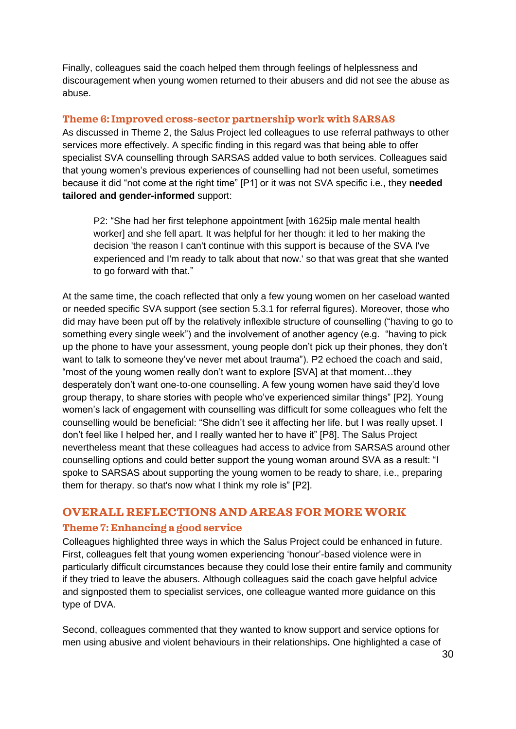Finally, colleagues said the coach helped them through feelings of helplessness and discouragement when young women returned to their abusers and did not see the abuse as abuse.

### Theme 6: Improved cross-sector partnership work with SARSAS

As discussed in Theme 2, the Salus Project led colleagues to use referral pathways to other services more effectively. A specific finding in this regard was that being able to offer specialist SVA counselling through SARSAS added value to both services. Colleagues said that young women's previous experiences of counselling had not been useful, sometimes because it did "not come at the right time" [P1] or it was not SVA specific i.e., they **needed tailored and gender-informed** support:

> P2: "She had her first telephone appointment [with 1625ip male mental health worker] and she fell apart. It was helpful for her though: it led to her making the decision 'the reason I can't continue with this support is because of the SVA I've experienced and I'm ready to talk about that now.' so that was great that she wanted to go forward with that."

At the same time, the coach reflected that only a few young women on her caseload wanted or needed specific SVA support (see section 5.3.1 for referral figures). Moreover, those who did may have been put off by the relatively inflexible structure of counselling ("having to go to something every single week") and the involvement of another agency (e.g. "having to pick up the phone to have your assessment, young people don't pick up their phones, they don't want to talk to someone they've never met about trauma"). P2 echoed the coach and said, "most of the young women really don't want to explore [SVA] at that moment…they desperately don't want one-to-one counselling. A few young women have said they'd love group therapy, to share stories with people who've experienced similar things" [P2]. Young women's lack of engagement with counselling was difficult for some colleagues who felt the counselling would be beneficial: "She didn't see it affecting her life. but I was really upset. I don't feel like I helped her, and I really wanted her to have it" [P8]. The Salus Project nevertheless meant that these colleagues had access to advice from SARSAS around other counselling options and could better support the young woman around SVA as a result: "I spoke to SARSAS about supporting the young women to be ready to share, i.e., preparing them for therapy. so that's now what I think my role is" [P2].

## OVERALL REFLECTIONS AND AREAS FOR MORE WORK

### Theme 7: Enhancing a good service

Colleagues highlighted three ways in which the Salus Project could be enhanced in future. First, colleagues felt that young women experiencing 'honour'-based violence were in particularly difficult circumstances because they could lose their entire family and community if they tried to leave the abusers. Although colleagues said the coach gave helpful advice and signposted them to specialist services, one colleague wanted more guidance on this type of DVA.

Second, colleagues commented that they wanted to know support and service options for men using abusive and violent behaviours in their relationships**.** One highlighted a case of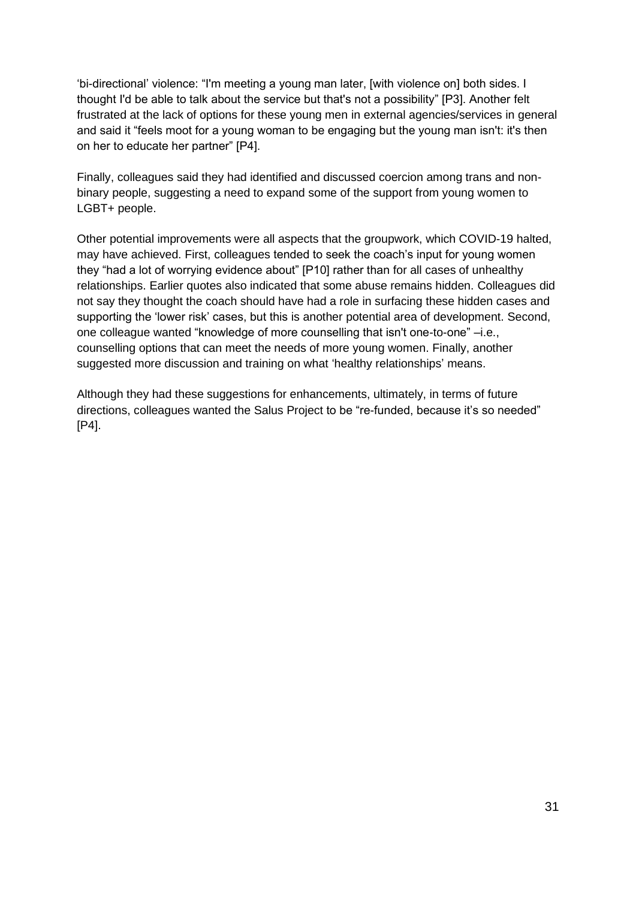'bi-directional' violence: "I'm meeting a young man later, [with violence on] both sides. I thought I'd be able to talk about the service but that's not a possibility" [P3]. Another felt frustrated at the lack of options for these young men in external agencies/services in general and said it "feels moot for a young woman to be engaging but the young man isn't: it's then on her to educate her partner" [P4].

Finally, colleagues said they had identified and discussed coercion among trans and non-binary people, suggesting a need to expand some of the support from young women to LGBT+ people.

Other potential improvements were all aspects that the groupwork, which COVID-19 halted, may have achieved. First, colleagues tended to seek the coach's input for young women they "had a lot of worrying evidence about" [P10] rather than for all cases of unhealthy relationships. Earlier quotes also indicated that some abuse remains hidden. Colleagues did not say they thought the coach should have had a role in surfacing these hidden cases and supporting the 'lower risk' cases, but this is another potential area of development. Second, one colleague wanted "knowledge of more counselling that isn't one-to-one" –i.e., counselling options that can meet the needs of more young women. Finally, another suggested more discussion and training on what 'healthy relationships' means.

Although they had these suggestions for enhancements, ultimately, in terms of future directions, colleagues wanted the Salus Project to be "re-funded, because it's so needed" [P4].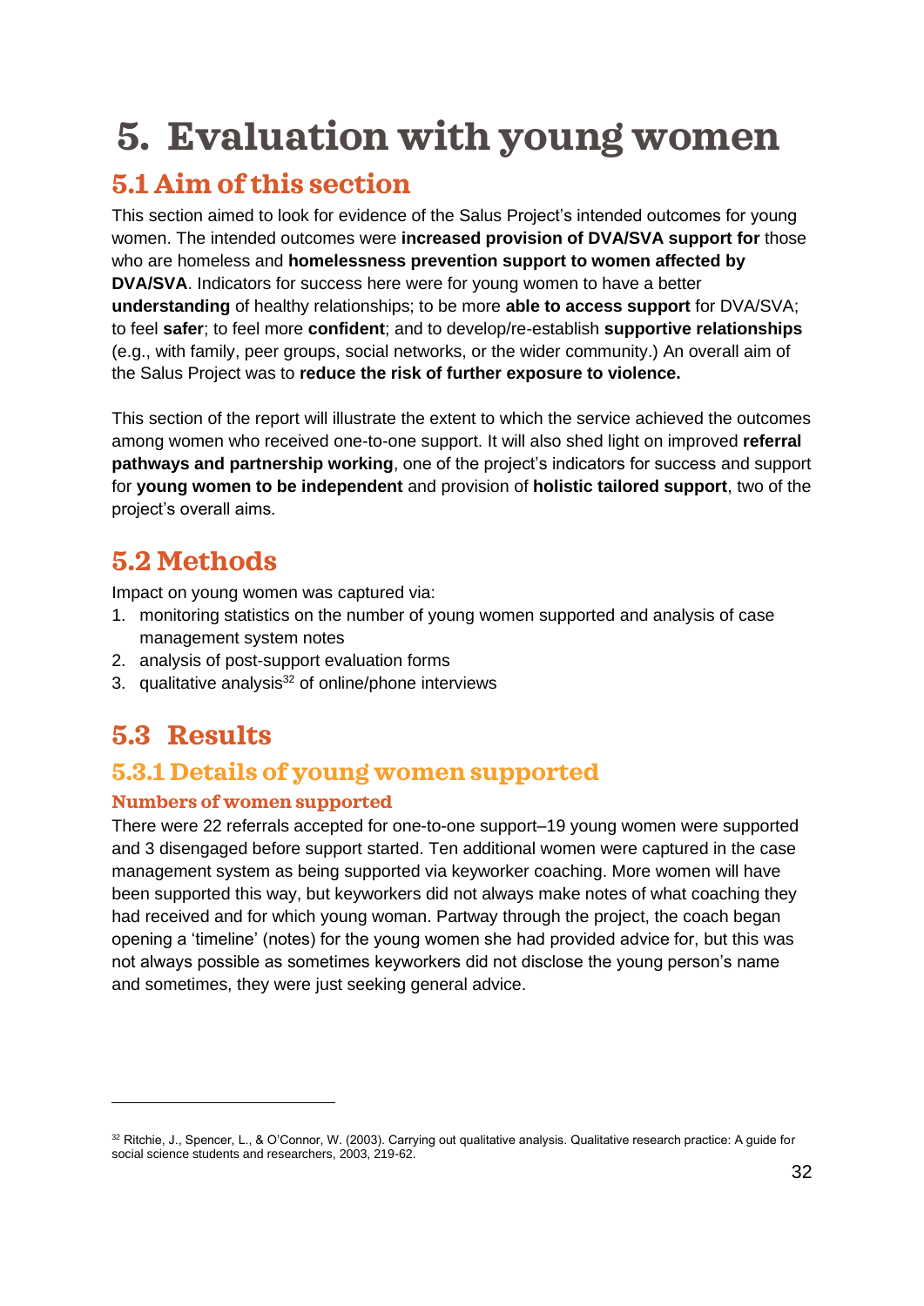# 5. Evaluation with young women

## 5.1 Aim of this section

This section aimed to look for evidence of the Salus Project's intended outcomes for young women. The intended outcomes were **increased provision of DVA/SVA support for** those who are homeless and **homelessness prevention support to women affected by DVA/SVA**. Indicators for success here were for young women to have a better **understanding** of healthy relationships; to be more **able to access support** for DVA/SVA; to feel **safer**; to feel more **confident**; and to develop/re-establish **supportive relationships** (e.g., with family, peer groups, social networks, or the wider community.) An overall aim of the Salus Project was to **reduce the risk of further exposure to violence.**

This section of the report will illustrate the extent to which the service achieved the outcomes among women who received one-to-one support. It will also shed light on improved **referral pathways and partnership working**, one of the project's indicators for success and support for **young women to be independent** and provision of **holistic tailored support**, two of the project's overall aims.

## 5.2 Methods

Impact on young women was captured via:

1. monitoring statistics on the number of young women supported and analysis of case management system notes
2. analysis of post-support evaluation forms
3. qualitative analysis[32] of online/phone interviews

## 5.3 Results

### 5.3.1 Details of young women supported

#### Numbers of women supported

There were 22 referrals accepted for one-to-one support–19 young women were supported and 3 disengaged before support started. Ten additional women were captured in the case management system as being supported via keyworker coaching. More women will have been supported this way, but keyworkers did not always make notes of what coaching they had received and for which young woman. Partway through the project, the coach began opening a 'timeline' (notes) for the young women she had provided advice for, but this was not always possible as sometimes keyworkers did not disclose the young person's name and sometimes, they were just seeking general advice.

---

[32] Ritchie, J., Spencer, L., & O'Connor, W. (2003). Carrying out qualitative analysis. Qualitative research practice: A guide for social science students and researchers, 2003, 219-62.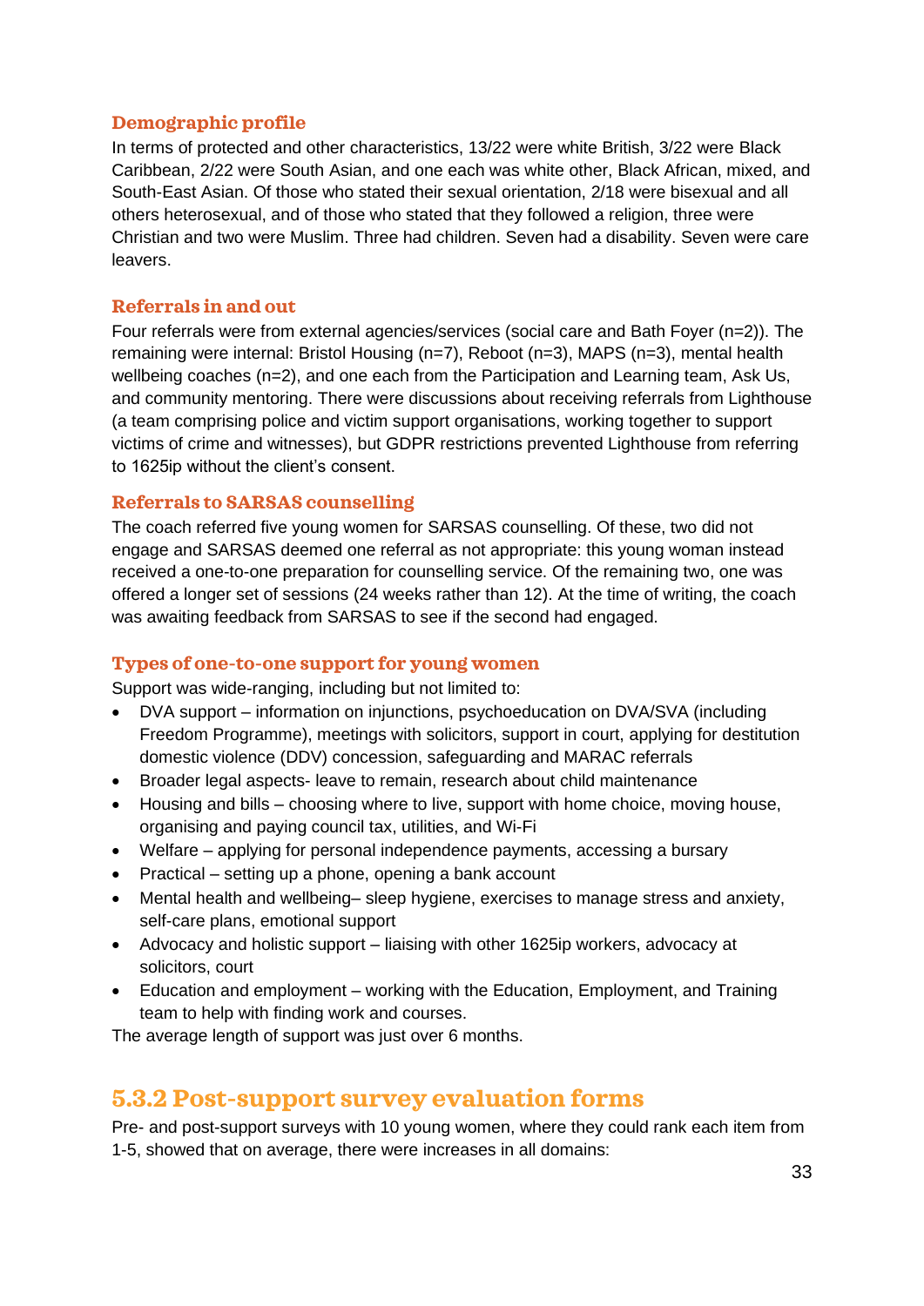### Demographic profile

In terms of protected and other characteristics, 13/22 were white British, 3/22 were Black Caribbean, 2/22 were South Asian, and one each was white other, Black African, mixed, and South-East Asian. Of those who stated their sexual orientation, 2/18 were bisexual and all others heterosexual, and of those who stated that they followed a religion, three were Christian and two were Muslim. Three had children. Seven had a disability. Seven were care leavers.

### Referrals in and out

Four referrals were from external agencies/services (social care and Bath Foyer (n=2)). The remaining were internal: Bristol Housing (n=7), Reboot (n=3), MAPS (n=3), mental health wellbeing coaches (n=2), and one each from the Participation and Learning team, Ask Us, and community mentoring. There were discussions about receiving referrals from Lighthouse (a team comprising police and victim support organisations, working together to support victims of crime and witnesses), but GDPR restrictions prevented Lighthouse from referring to 1625ip without the client's consent.

### Referrals to SARSAS counselling

The coach referred five young women for SARSAS counselling. Of these, two did not engage and SARSAS deemed one referral as not appropriate: this young woman instead received a one-to-one preparation for counselling service. Of the remaining two, one was offered a longer set of sessions (24 weeks rather than 12). At the time of writing, the coach was awaiting feedback from SARSAS to see if the second had engaged.

### Types of one-to-one support for young women

Support was wide-ranging, including but not limited to:

- DVA support – information on injunctions, psychoeducation on DVA/SVA (including Freedom Programme), meetings with solicitors, support in court, applying for destitution domestic violence (DDV) concession, safeguarding and MARAC referrals
- Broader legal aspects- leave to remain, research about child maintenance
- Housing and bills – choosing where to live, support with home choice, moving house, organising and paying council tax, utilities, and Wi-Fi
- Welfare – applying for personal independence payments, accessing a bursary
- Practical – setting up a phone, opening a bank account
- Mental health and wellbeing– sleep hygiene, exercises to manage stress and anxiety, self-care plans, emotional support
- Advocacy and holistic support – liaising with other 1625ip workers, advocacy at solicitors, court
- Education and employment – working with the Education, Employment, and Training team to help with finding work and courses.

The average length of support was just over 6 months.

## 5.3.2 Post-support survey evaluation forms

Pre- and post-support surveys with 10 young women, where they could rank each item from 1-5, showed that on average, there were increases in all domains: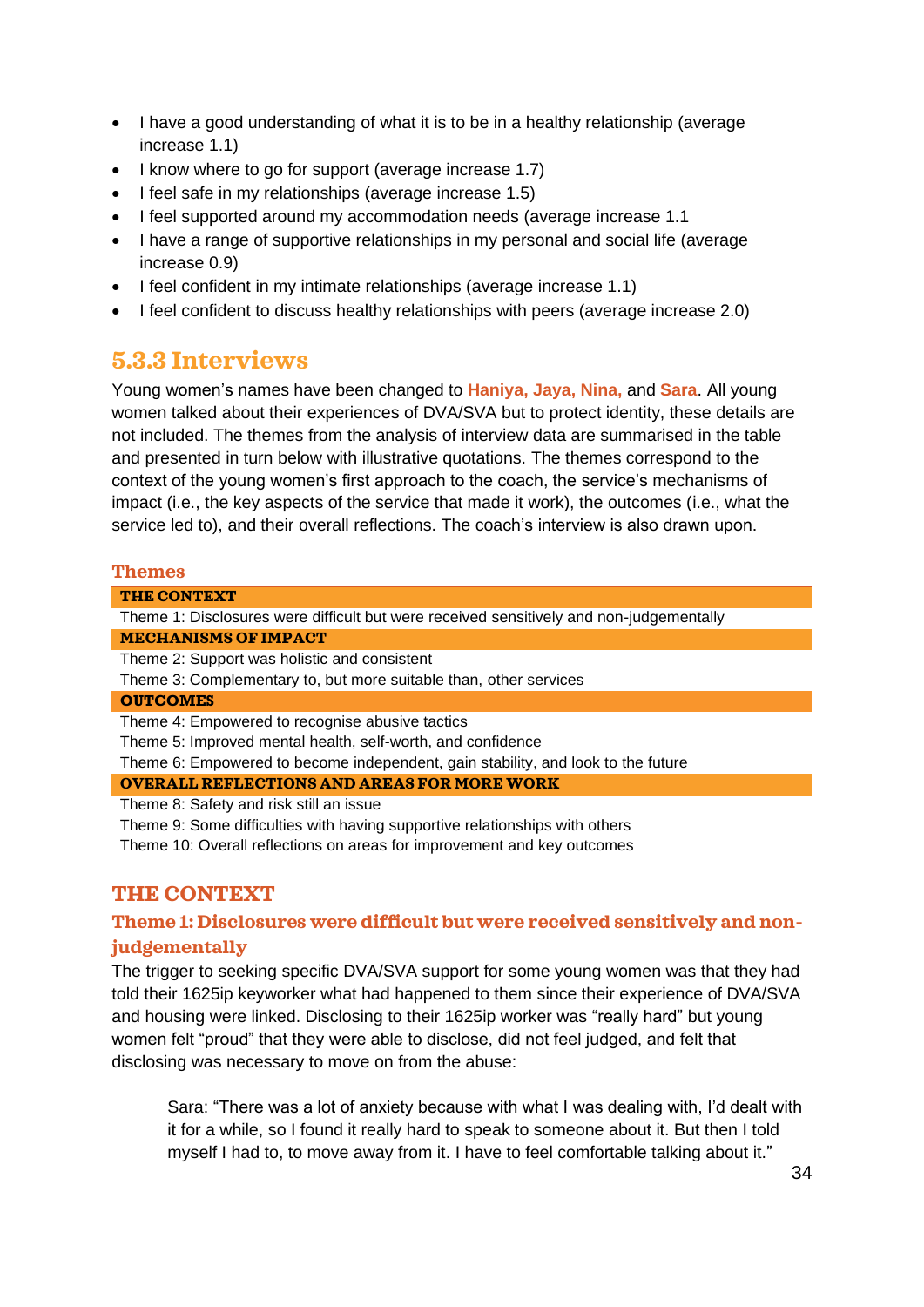- I have a good understanding of what it is to be in a healthy relationship (average increase 1.1)
- I know where to go for support (average increase 1.7)
- I feel safe in my relationships (average increase 1.5)
- I feel supported around my accommodation needs (average increase 1.1
- I have a range of supportive relationships in my personal and social life (average increase 0.9)
- I feel confident in my intimate relationships (average increase 1.1)
- I feel confident to discuss healthy relationships with peers (average increase 2.0)

### 5.3.3 Interviews

Young women's names have been changed to **Haniya, Jaya, Nina,** and **Sara**. All young women talked about their experiences of DVA/SVA but to protect identity, these details are not included. The themes from the analysis of interview data are summarised in the table and presented in turn below with illustrative quotations. The themes correspond to the context of the young women's first approach to the coach, the service's mechanisms of impact (i.e., the key aspects of the service that made it work), the outcomes (i.e., what the service led to), and their overall reflections. The coach's interview is also drawn upon.

**Themes**

| THE CONTEXT |
|---|
| Theme 1: Disclosures were difficult but were received sensitively and non-judgementally |
| **MECHANISMS OF IMPACT** |
| Theme 2: Support was holistic and consistent |
| Theme 3: Complementary to, but more suitable than, other services |
| **OUTCOMES** |
| Theme 4: Empowered to recognise abusive tactics |
| Theme 5: Improved mental health, self-worth, and confidence |
| Theme 6: Empowered to become independent, gain stability, and look to the future |
| **OVERALL REFLECTIONS AND AREAS FOR MORE WORK** |
| Theme 8: Safety and risk still an issue |
| Theme 9: Some difficulties with having supportive relationships with others |
| Theme 10: Overall reflections on areas for improvement and key outcomes |

## THE CONTEXT

### Theme 1: Disclosures were difficult but were received sensitively and non-judgementally

The trigger to seeking specific DVA/SVA support for some young women was that they had told their 1625ip keyworker what had happened to them since their experience of DVA/SVA and housing were linked. Disclosing to their 1625ip worker was "really hard" but young women felt "proud" that they were able to disclose, did not feel judged, and felt that disclosing was necessary to move on from the abuse:

> Sara: "There was a lot of anxiety because with what I was dealing with, I'd dealt with it for a while, so I found it really hard to speak to someone about it. But then I told myself I had to, to move away from it. I have to feel comfortable talking about it."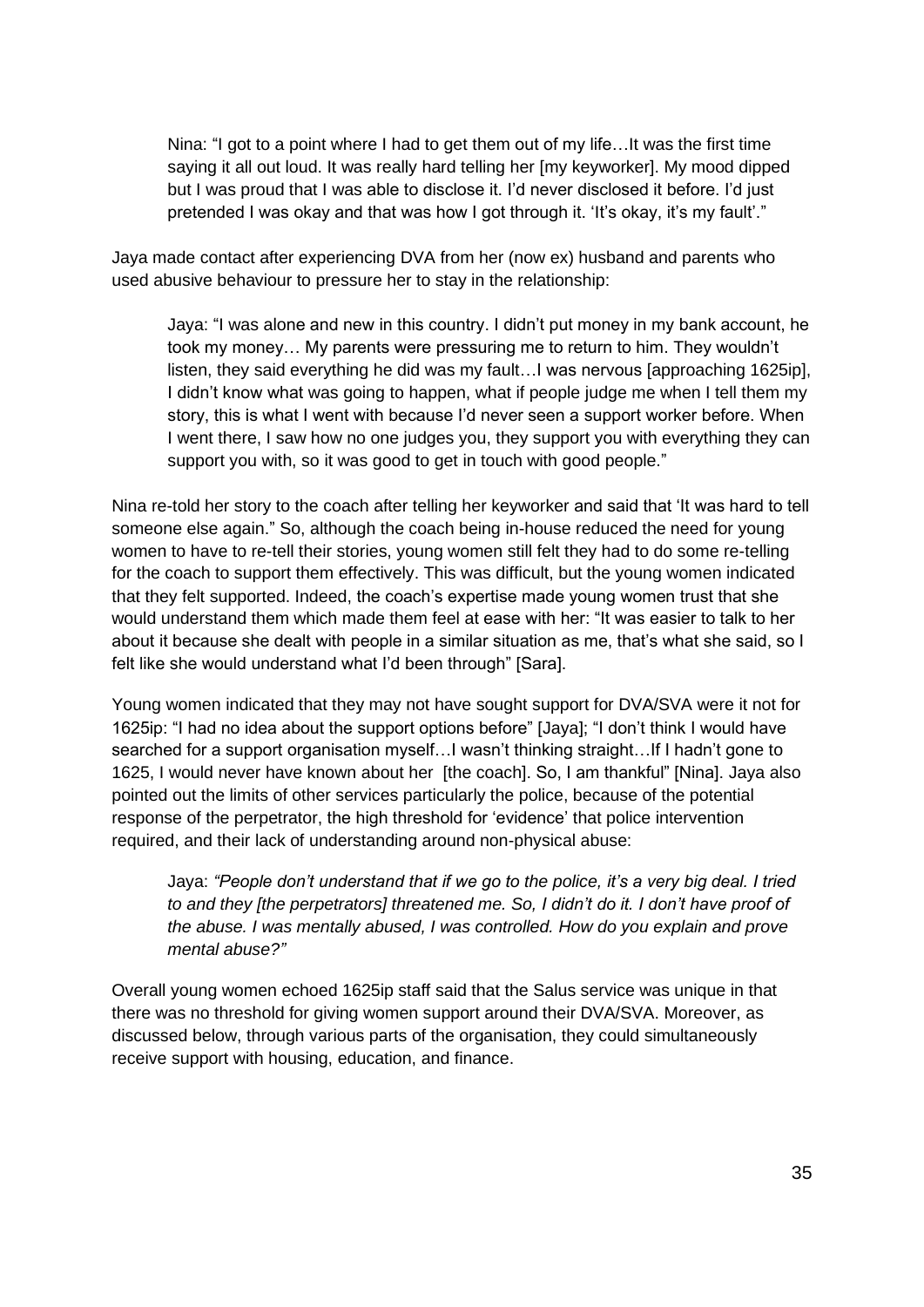> Nina: "I got to a point where I had to get them out of my life…It was the first time saying it all out loud. It was really hard telling her [my keyworker]. My mood dipped but I was proud that I was able to disclose it. I'd never disclosed it before. I'd just pretended I was okay and that was how I got through it. 'It's okay, it's my fault'."

Jaya made contact after experiencing DVA from her (now ex) husband and parents who used abusive behaviour to pressure her to stay in the relationship:

> Jaya: "I was alone and new in this country. I didn't put money in my bank account, he took my money… My parents were pressuring me to return to him. They wouldn't listen, they said everything he did was my fault…I was nervous [approaching 1625ip], I didn't know what was going to happen, what if people judge me when I tell them my story, this is what I went with because I'd never seen a support worker before. When I went there, I saw how no one judges you, they support you with everything they can support you with, so it was good to get in touch with good people."

Nina re-told her story to the coach after telling her keyworker and said that 'It was hard to tell someone else again." So, although the coach being in-house reduced the need for young women to have to re-tell their stories, young women still felt they had to do some re-telling for the coach to support them effectively. This was difficult, but the young women indicated that they felt supported. Indeed, the coach's expertise made young women trust that she would understand them which made them feel at ease with her: "It was easier to talk to her about it because she dealt with people in a similar situation as me, that's what she said, so I felt like she would understand what I'd been through" [Sara].

Young women indicated that they may not have sought support for DVA/SVA were it not for 1625ip: "I had no idea about the support options before" [Jaya]; "I don't think I would have searched for a support organisation myself…I wasn't thinking straight…If I hadn't gone to 1625, I would never have known about her [the coach]. So, I am thankful" [Nina]. Jaya also pointed out the limits of other services particularly the police, because of the potential response of the perpetrator, the high threshold for 'evidence' that police intervention required, and their lack of understanding around non-physical abuse:

> Jaya: *"People don't understand that if we go to the police, it's a very big deal. I tried to and they [the perpetrators] threatened me. So, I didn't do it. I don't have proof of the abuse. I was mentally abused, I was controlled. How do you explain and prove mental abuse?"*

Overall young women echoed 1625ip staff said that the Salus service was unique in that there was no threshold for giving women support around their DVA/SVA. Moreover, as discussed below, through various parts of the organisation, they could simultaneously receive support with housing, education, and finance.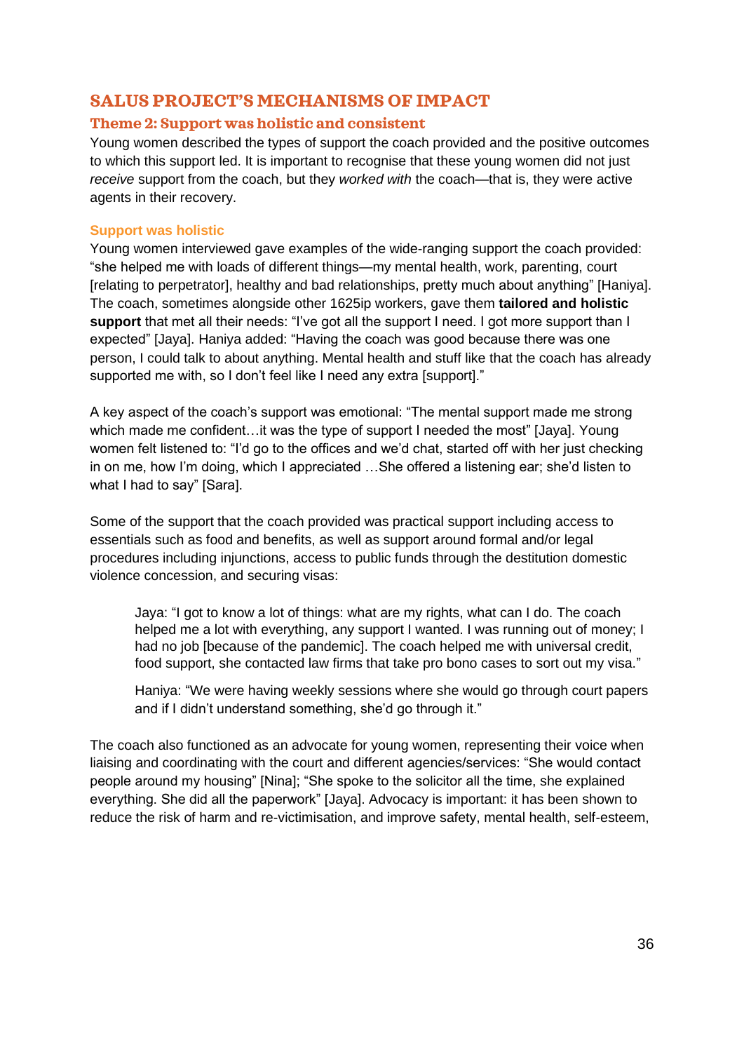## SALUS PROJECT'S MECHANISMS OF IMPACT

### Theme 2: Support was holistic and consistent

Young women described the types of support the coach provided and the positive outcomes to which this support led. It is important to recognise that these young women did not just *receive* support from the coach, but they *worked with* the coach—that is, they were active agents in their recovery.

#### Support was holistic

Young women interviewed gave examples of the wide-ranging support the coach provided: "she helped me with loads of different things—my mental health, work, parenting, court [relating to perpetrator], healthy and bad relationships, pretty much about anything" [Haniya]. The coach, sometimes alongside other 1625ip workers, gave them **tailored and holistic support** that met all their needs: "I've got all the support I need. I got more support than I expected" [Jaya]. Haniya added: "Having the coach was good because there was one person, I could talk to about anything. Mental health and stuff like that the coach has already supported me with, so I don't feel like I need any extra [support]."

A key aspect of the coach's support was emotional: "The mental support made me strong which made me confident…it was the type of support I needed the most" [Jaya]. Young women felt listened to: "I'd go to the offices and we'd chat, started off with her just checking in on me, how I'm doing, which I appreciated …She offered a listening ear; she'd listen to what I had to say" [Sara].

Some of the support that the coach provided was practical support including access to essentials such as food and benefits, as well as support around formal and/or legal procedures including injunctions, access to public funds through the destitution domestic violence concession, and securing visas:

> Jaya: "I got to know a lot of things: what are my rights, what can I do. The coach helped me a lot with everything, any support I wanted. I was running out of money; I had no job [because of the pandemic]. The coach helped me with universal credit, food support, she contacted law firms that take pro bono cases to sort out my visa."
>
> Haniya: "We were having weekly sessions where she would go through court papers and if I didn't understand something, she'd go through it."

The coach also functioned as an advocate for young women, representing their voice when liaising and coordinating with the court and different agencies/services: "She would contact people around my housing" [Nina]; "She spoke to the solicitor all the time, she explained everything. She did all the paperwork" [Jaya]. Advocacy is important: it has been shown to reduce the risk of harm and re-victimisation, and improve safety, mental health, self-esteem,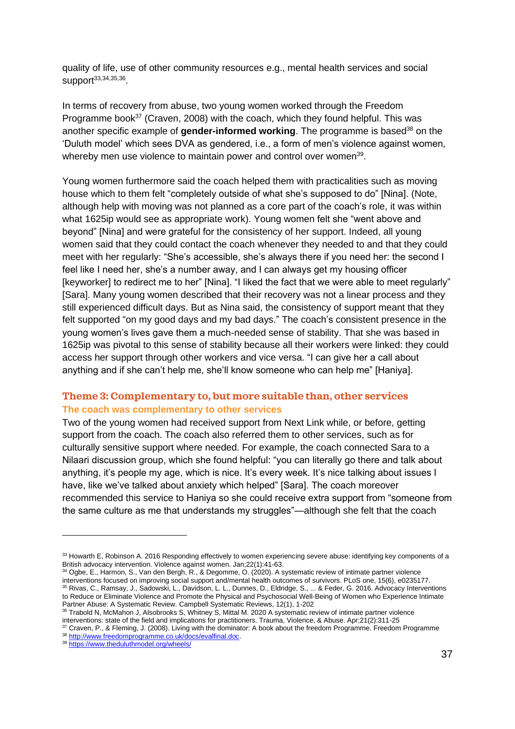quality of life, use of other community resources e.g., mental health services and social support[33,34,35,36].

In terms of recovery from abuse, two young women worked through the Freedom Programme book[37] (Craven, 2008) with the coach, which they found helpful. This was another specific example of **gender-informed working**. The programme is based[38] on the 'Duluth model' which sees DVA as gendered, i.e., a form of men's violence against women, whereby men use violence to maintain power and control over women[39].

Young women furthermore said the coach helped them with practicalities such as moving house which to them felt "completely outside of what she's supposed to do" [Nina]. (Note, although help with moving was not planned as a core part of the coach's role, it was within what 1625ip would see as appropriate work). Young women felt she "went above and beyond" [Nina] and were grateful for the consistency of her support. Indeed, all young women said that they could contact the coach whenever they needed to and that they could meet with her regularly: "She's accessible, she's always there if you need her: the second I feel like I need her, she's a number away, and I can always get my housing officer [keyworker] to redirect me to her" [Nina]. "I liked the fact that we were able to meet regularly" [Sara]. Many young women described that their recovery was not a linear process and they still experienced difficult days. But as Nina said, the consistency of support meant that they felt supported "on my good days and my bad days." The coach's consistent presence in the young women's lives gave them a much-needed sense of stability. That she was based in 1625ip was pivotal to this sense of stability because all their workers were linked: they could access her support through other workers and vice versa. "I can give her a call about anything and if she can't help me, she'll know someone who can help me" [Haniya].

## Theme 3: Complementary to, but more suitable than, other services

### The coach was complementary to other services

Two of the young women had received support from Next Link while, or before, getting support from the coach. The coach also referred them to other services, such as for culturally sensitive support where needed. For example, the coach connected Sara to a Nilaari discussion group, which she found helpful: "you can literally go there and talk about anything, it's people my age, which is nice. It's every week. It's nice talking about issues I have, like we've talked about anxiety which helped" [Sara]. The coach moreover recommended this service to Haniya so she could receive extra support from "someone from the same culture as me that understands my struggles"—although she felt that the coach

---

[33] Howarth E, Robinson A. 2016 Responding effectively to women experiencing severe abuse: identifying key components of a British advocacy intervention. Violence against women. Jan;22(1):41-63.

[34] Ogbe, E., Harmon, S., Van den Bergh, R., & Degomme, O. (2020). A systematic review of intimate partner violence interventions focused on improving social support and/mental health outcomes of survivors. PLoS one, 15(6), e0235177.

[35] Rivas, C., Ramsay, J., Sadowski, L., Davidson, L. L., Dunnes, D., Eldridge, S., ... & Feder, G. 2016. Advocacy Interventions to Reduce or Eliminate Violence and Promote the Physical and Psychosocial Well-Being of Women who Experience Intimate Partner Abuse: A Systematic Review. Campbell Systematic Reviews, 12(1), 1-202

[36] Trabold N, McMahon J, Alsobrooks S, Whitney S, Mittal M. 2020 A systematic review of intimate partner violence interventions: state of the field and implications for practitioners. Trauma, Violence, & Abuse. Apr;21(2):311-25

[37] Craven, P., & Fleming, J. (2008). Living with the dominator: A book about the freedom Programme. Freedom Programme

[38] http://www.freedomprogramme.co.uk/docs/evalfinal.doc.

[39] https://www.theduluthmodel.org/wheels/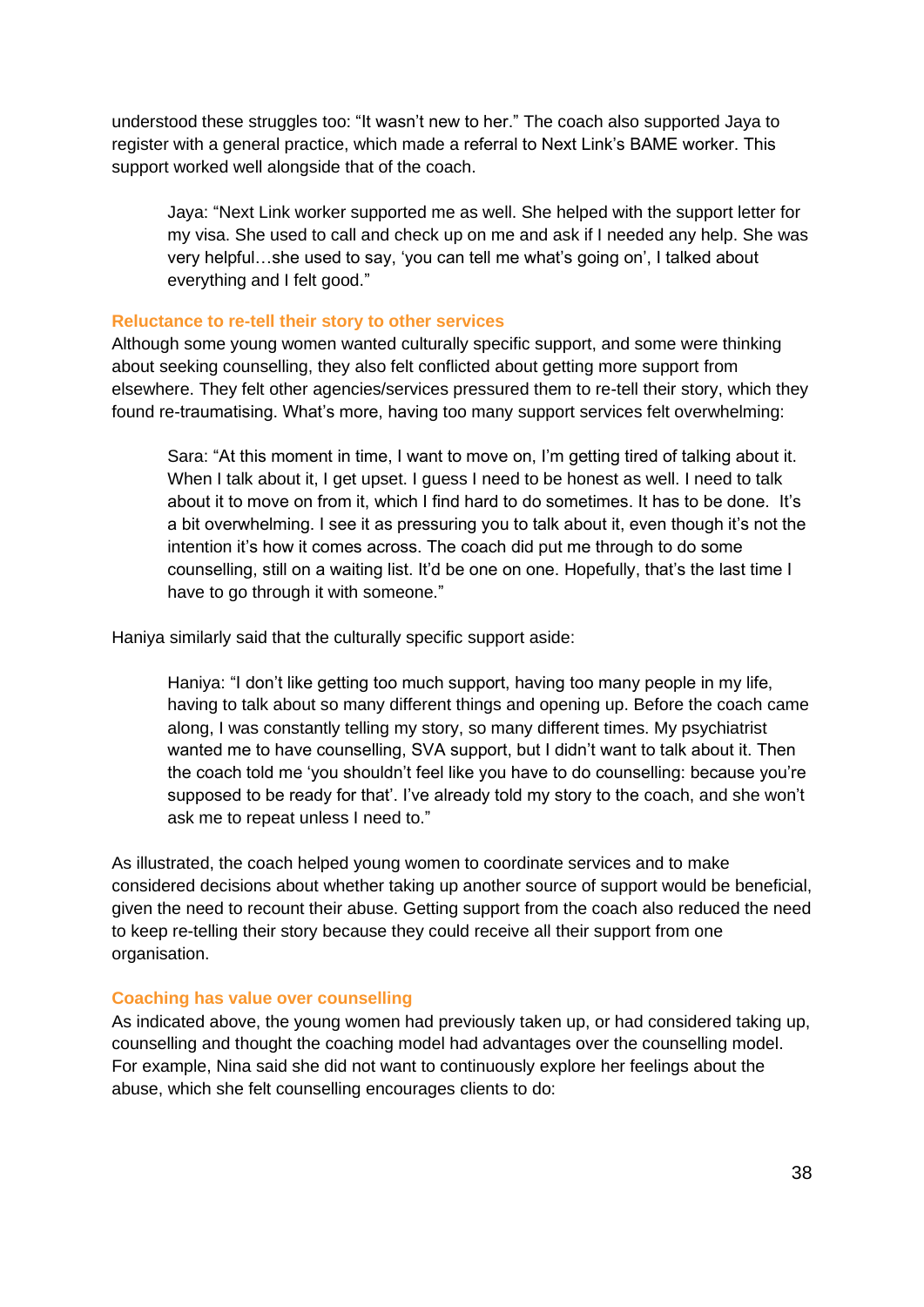understood these struggles too: "It wasn't new to her." The coach also supported Jaya to register with a general practice, which made a referral to Next Link's BAME worker. This support worked well alongside that of the coach.

> Jaya: "Next Link worker supported me as well. She helped with the support letter for my visa. She used to call and check up on me and ask if I needed any help. She was very helpful…she used to say, 'you can tell me what's going on', I talked about everything and I felt good."

### Reluctance to re-tell their story to other services

Although some young women wanted culturally specific support, and some were thinking about seeking counselling, they also felt conflicted about getting more support from elsewhere. They felt other agencies/services pressured them to re-tell their story, which they found re-traumatising. What's more, having too many support services felt overwhelming:

> Sara: "At this moment in time, I want to move on, I'm getting tired of talking about it. When I talk about it, I get upset. I guess I need to be honest as well. I need to talk about it to move on from it, which I find hard to do sometimes. It has to be done. It's a bit overwhelming. I see it as pressuring you to talk about it, even though it's not the intention it's how it comes across. The coach did put me through to do some counselling, still on a waiting list. It'd be one on one. Hopefully, that's the last time I have to go through it with someone."

Haniya similarly said that the culturally specific support aside:

> Haniya: "I don't like getting too much support, having too many people in my life, having to talk about so many different things and opening up. Before the coach came along, I was constantly telling my story, so many different times. My psychiatrist wanted me to have counselling, SVA support, but I didn't want to talk about it. Then the coach told me 'you shouldn't feel like you have to do counselling: because you're supposed to be ready for that'. I've already told my story to the coach, and she won't ask me to repeat unless I need to."

As illustrated, the coach helped young women to coordinate services and to make considered decisions about whether taking up another source of support would be beneficial, given the need to recount their abuse. Getting support from the coach also reduced the need to keep re-telling their story because they could receive all their support from one organisation.

### Coaching has value over counselling

As indicated above, the young women had previously taken up, or had considered taking up, counselling and thought the coaching model had advantages over the counselling model. For example, Nina said she did not want to continuously explore her feelings about the abuse, which she felt counselling encourages clients to do: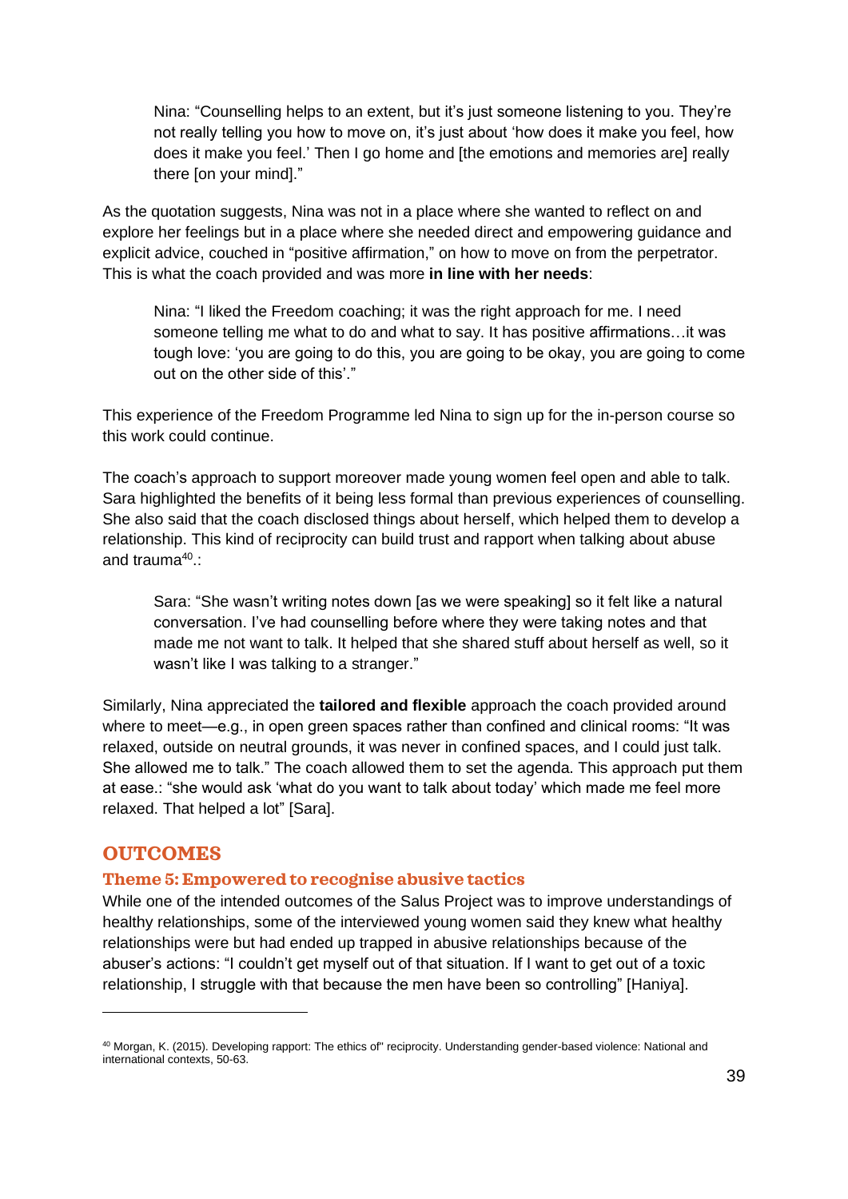> Nina: "Counselling helps to an extent, but it's just someone listening to you. They're not really telling you how to move on, it's just about 'how does it make you feel, how does it make you feel.' Then I go home and [the emotions and memories are] really there [on your mind]."

As the quotation suggests, Nina was not in a place where she wanted to reflect on and explore her feelings but in a place where she needed direct and empowering guidance and explicit advice, couched in "positive affirmation," on how to move on from the perpetrator. This is what the coach provided and was more **in line with her needs**:

> Nina: "I liked the Freedom coaching; it was the right approach for me. I need someone telling me what to do and what to say. It has positive affirmations…it was tough love: 'you are going to do this, you are going to be okay, you are going to come out on the other side of this'."

This experience of the Freedom Programme led Nina to sign up for the in-person course so this work could continue.

The coach's approach to support moreover made young women feel open and able to talk. Sara highlighted the benefits of it being less formal than previous experiences of counselling. She also said that the coach disclosed things about herself, which helped them to develop a relationship. This kind of reciprocity can build trust and rapport when talking about abuse and trauma[40].:

> Sara: "She wasn't writing notes down [as we were speaking] so it felt like a natural conversation. I've had counselling before where they were taking notes and that made me not want to talk. It helped that she shared stuff about herself as well, so it wasn't like I was talking to a stranger."

Similarly, Nina appreciated the **tailored and flexible** approach the coach provided around where to meet—e.g., in open green spaces rather than confined and clinical rooms: "It was relaxed, outside on neutral grounds, it was never in confined spaces, and I could just talk. She allowed me to talk." The coach allowed them to set the agenda. This approach put them at ease.: "she would ask 'what do you want to talk about today' which made me feel more relaxed. That helped a lot" [Sara].

## OUTCOMES

### Theme 5: Empowered to recognise abusive tactics

While one of the intended outcomes of the Salus Project was to improve understandings of healthy relationships, some of the interviewed young women said they knew what healthy relationships were but had ended up trapped in abusive relationships because of the abuser's actions: "I couldn't get myself out of that situation. If I want to get out of a toxic relationship, I struggle with that because the men have been so controlling" [Haniya].

---

[40] Morgan, K. (2015). Developing rapport: The ethics of" reciprocity. Understanding gender-based violence: National and international contexts, 50-63.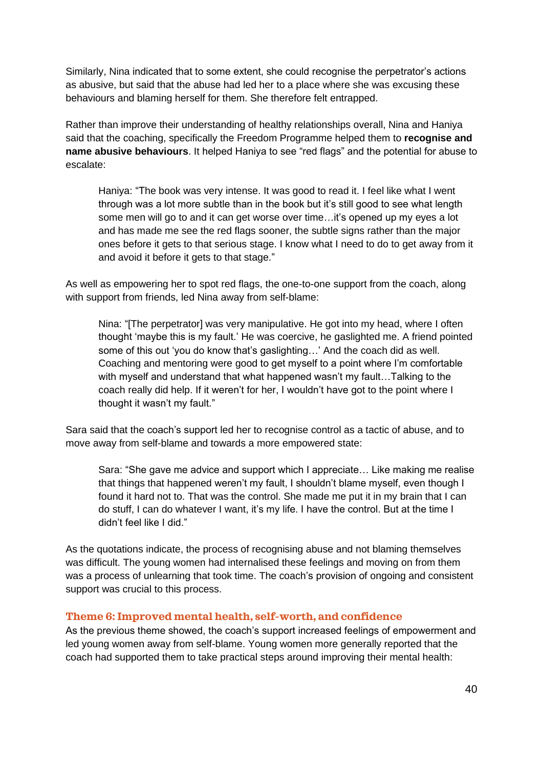Similarly, Nina indicated that to some extent, she could recognise the perpetrator's actions as abusive, but said that the abuse had led her to a place where she was excusing these behaviours and blaming herself for them. She therefore felt entrapped.

Rather than improve their understanding of healthy relationships overall, Nina and Haniya said that the coaching, specifically the Freedom Programme helped them to **recognise and name abusive behaviours**. It helped Haniya to see "red flags" and the potential for abuse to escalate:

> Haniya: "The book was very intense. It was good to read it. I feel like what I went through was a lot more subtle than in the book but it's still good to see what length some men will go to and it can get worse over time…it's opened up my eyes a lot and has made me see the red flags sooner, the subtle signs rather than the major ones before it gets to that serious stage. I know what I need to do to get away from it and avoid it before it gets to that stage."

As well as empowering her to spot red flags, the one-to-one support from the coach, along with support from friends, led Nina away from self-blame:

> Nina: "[The perpetrator] was very manipulative. He got into my head, where I often thought 'maybe this is my fault.' He was coercive, he gaslighted me. A friend pointed some of this out 'you do know that's gaslighting…' And the coach did as well. Coaching and mentoring were good to get myself to a point where I'm comfortable with myself and understand that what happened wasn't my fault…Talking to the coach really did help. If it weren't for her, I wouldn't have got to the point where I thought it wasn't my fault."

Sara said that the coach's support led her to recognise control as a tactic of abuse, and to move away from self-blame and towards a more empowered state:

> Sara: "She gave me advice and support which I appreciate… Like making me realise that things that happened weren't my fault, I shouldn't blame myself, even though I found it hard not to. That was the control. She made me put it in my brain that I can do stuff, I can do whatever I want, it's my life. I have the control. But at the time I didn't feel like I did."

As the quotations indicate, the process of recognising abuse and not blaming themselves was difficult. The young women had internalised these feelings and moving on from them was a process of unlearning that took time. The coach's provision of ongoing and consistent support was crucial to this process.

### Theme 6: Improved mental health, self-worth, and confidence

As the previous theme showed, the coach's support increased feelings of empowerment and led young women away from self-blame. Young women more generally reported that the coach had supported them to take practical steps around improving their mental health: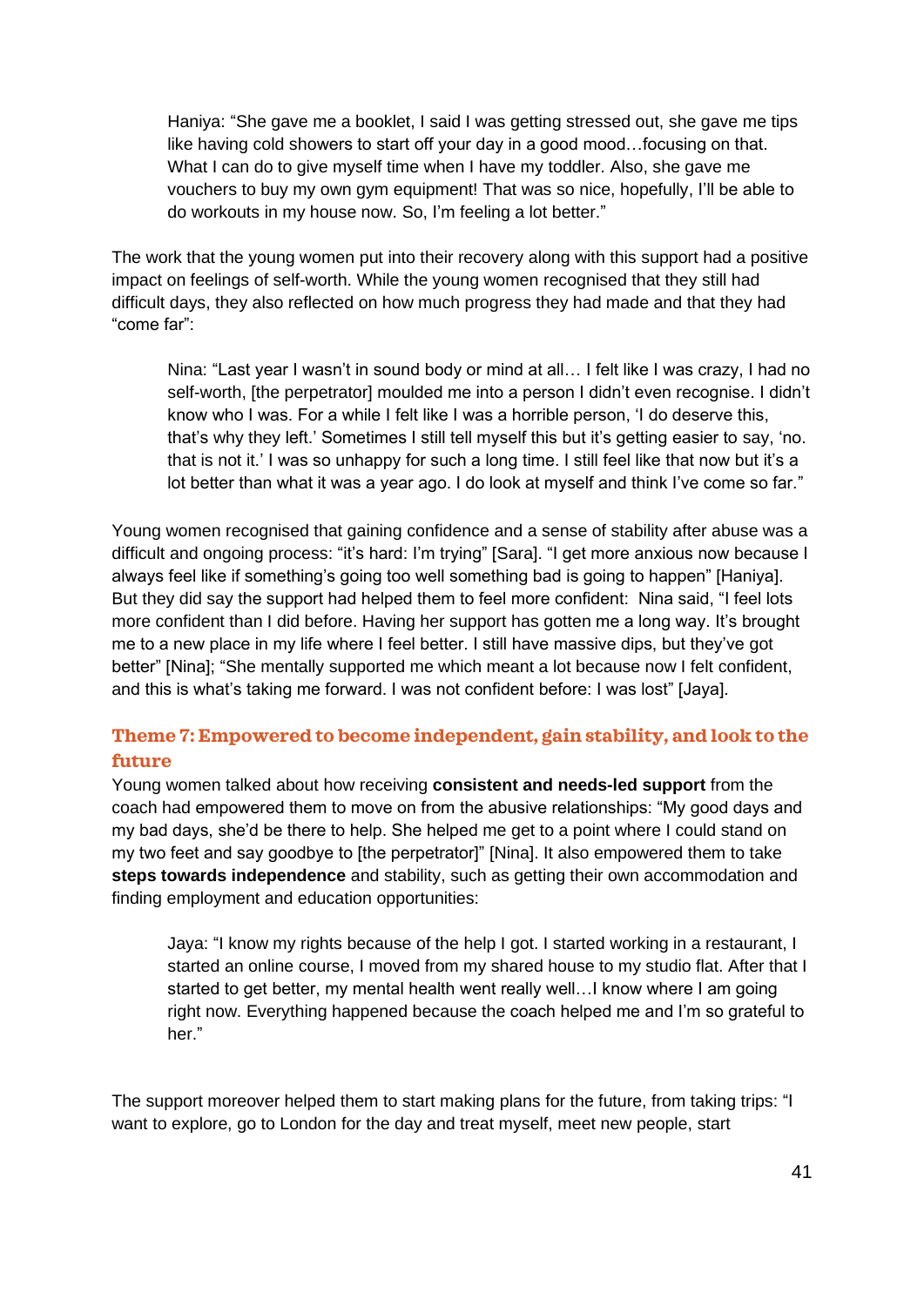> Haniya: "She gave me a booklet, I said I was getting stressed out, she gave me tips like having cold showers to start off your day in a good mood…focusing on that. What I can do to give myself time when I have my toddler. Also, she gave me vouchers to buy my own gym equipment! That was so nice, hopefully, I'll be able to do workouts in my house now. So, I'm feeling a lot better."

The work that the young women put into their recovery along with this support had a positive impact on feelings of self-worth. While the young women recognised that they still had difficult days, they also reflected on how much progress they had made and that they had "come far":

> Nina: "Last year I wasn't in sound body or mind at all… I felt like I was crazy, I had no self-worth, [the perpetrator] moulded me into a person I didn't even recognise. I didn't know who I was. For a while I felt like I was a horrible person, 'I do deserve this, that's why they left.' Sometimes I still tell myself this but it's getting easier to say, 'no. that is not it.' I was so unhappy for such a long time. I still feel like that now but it's a lot better than what it was a year ago. I do look at myself and think I've come so far."

Young women recognised that gaining confidence and a sense of stability after abuse was a difficult and ongoing process: "it's hard: I'm trying" [Sara]. "I get more anxious now because I always feel like if something's going too well something bad is going to happen" [Haniya]. But they did say the support had helped them to feel more confident: Nina said, "I feel lots more confident than I did before. Having her support has gotten me a long way. It's brought me to a new place in my life where I feel better. I still have massive dips, but they've got better" [Nina]; "She mentally supported me which meant a lot because now I felt confident, and this is what's taking me forward. I was not confident before: I was lost" [Jaya].

### Theme 7: Empowered to become independent, gain stability, and look to the future

Young women talked about how receiving **consistent and needs-led support** from the coach had empowered them to move on from the abusive relationships: "My good days and my bad days, she'd be there to help. She helped me get to a point where I could stand on my two feet and say goodbye to [the perpetrator]" [Nina]. It also empowered them to take **steps towards independence** and stability, such as getting their own accommodation and finding employment and education opportunities:

> Jaya: "I know my rights because of the help I got. I started working in a restaurant, I started an online course, I moved from my shared house to my studio flat. After that I started to get better, my mental health went really well…I know where I am going right now. Everything happened because the coach helped me and I'm so grateful to her."

The support moreover helped them to start making plans for the future, from taking trips: "I want to explore, go to London for the day and treat myself, meet new people, start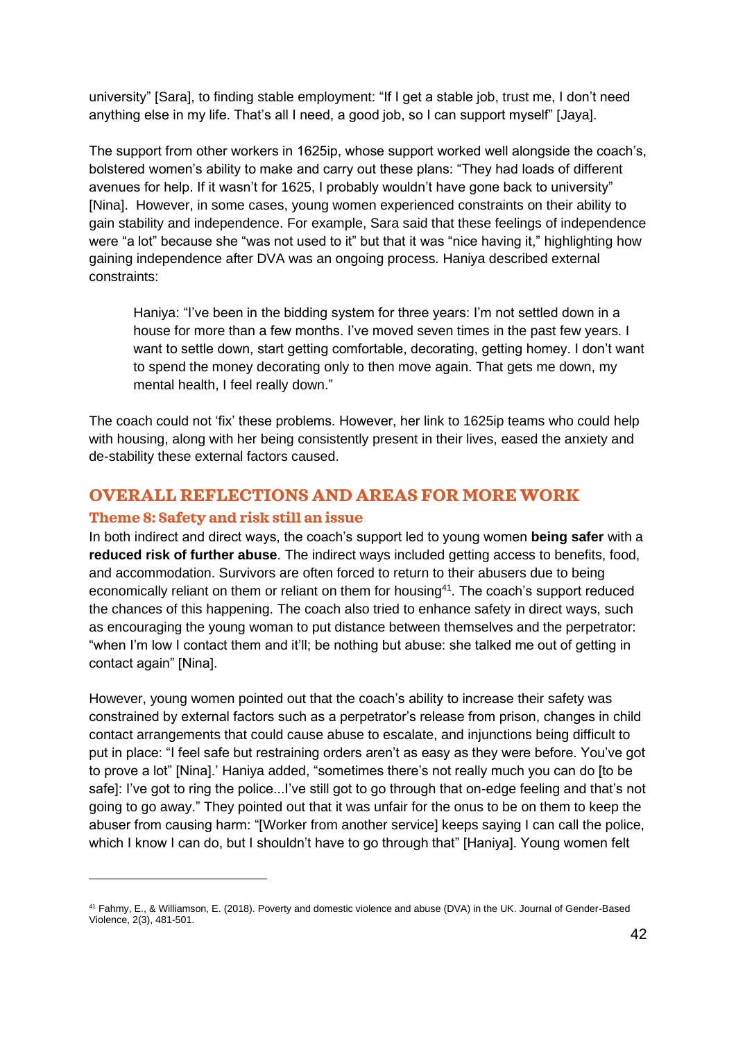university" [Sara], to finding stable employment: "If I get a stable job, trust me, I don't need anything else in my life. That's all I need, a good job, so I can support myself" [Jaya].

The support from other workers in 1625ip, whose support worked well alongside the coach's, bolstered women's ability to make and carry out these plans: "They had loads of different avenues for help. If it wasn't for 1625, I probably wouldn't have gone back to university" [Nina]. However, in some cases, young women experienced constraints on their ability to gain stability and independence. For example, Sara said that these feelings of independence were "a lot" because she "was not used to it" but that it was "nice having it," highlighting how gaining independence after DVA was an ongoing process. Haniya described external constraints:

> Haniya: "I've been in the bidding system for three years: I'm not settled down in a house for more than a few months. I've moved seven times in the past few years. I want to settle down, start getting comfortable, decorating, getting homey. I don't want to spend the money decorating only to then move again. That gets me down, my mental health, I feel really down."

The coach could not 'fix' these problems. However, her link to 1625ip teams who could help with housing, along with her being consistently present in their lives, eased the anxiety and de-stability these external factors caused.

## OVERALL REFLECTIONS AND AREAS FOR MORE WORK

### Theme 8: Safety and risk still an issue

In both indirect and direct ways, the coach's support led to young women **being safer** with a **reduced risk of further abuse**. The indirect ways included getting access to benefits, food, and accommodation. Survivors are often forced to return to their abusers due to being economically reliant on them or reliant on them for housing[41]. The coach's support reduced the chances of this happening. The coach also tried to enhance safety in direct ways, such as encouraging the young woman to put distance between themselves and the perpetrator: "when I'm low I contact them and it'll; be nothing but abuse: she talked me out of getting in contact again" [Nina].

However, young women pointed out that the coach's ability to increase their safety was constrained by external factors such as a perpetrator's release from prison, changes in child contact arrangements that could cause abuse to escalate, and injunctions being difficult to put in place: "I feel safe but restraining orders aren't as easy as they were before. You've got to prove a lot" [Nina].' Haniya added, "sometimes there's not really much you can do [to be safe]: I've got to ring the police...I've still got to go through that on-edge feeling and that's not going to go away." They pointed out that it was unfair for the onus to be on them to keep the abuser from causing harm: "[Worker from another service] keeps saying I can call the police, which I know I can do, but I shouldn't have to go through that" [Haniya]. Young women felt

---

[41] Fahmy, E., & Williamson, E. (2018). Poverty and domestic violence and abuse (DVA) in the UK. Journal of Gender-Based Violence, 2(3), 481-501.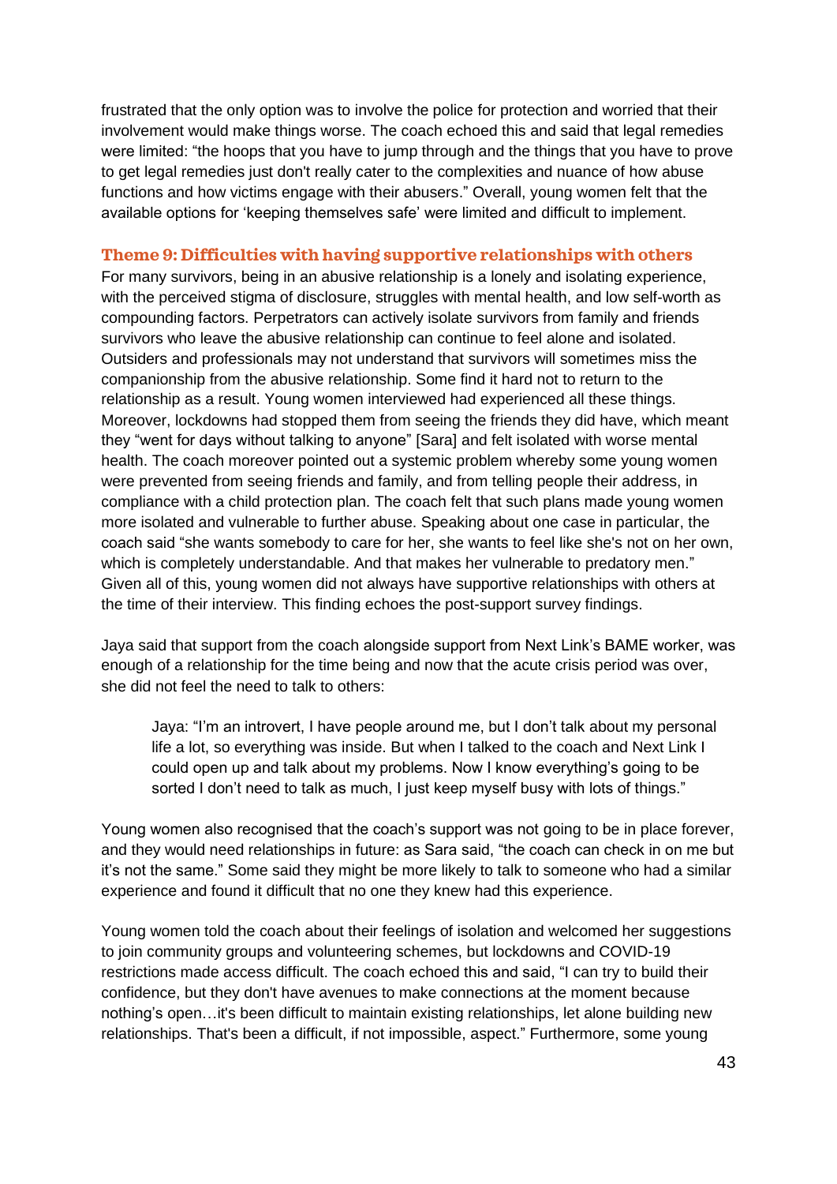frustrated that the only option was to involve the police for protection and worried that their involvement would make things worse. The coach echoed this and said that legal remedies were limited: "the hoops that you have to jump through and the things that you have to prove to get legal remedies just don't really cater to the complexities and nuance of how abuse functions and how victims engage with their abusers." Overall, young women felt that the available options for 'keeping themselves safe' were limited and difficult to implement.

### Theme 9: Difficulties with having supportive relationships with others

For many survivors, being in an abusive relationship is a lonely and isolating experience, with the perceived stigma of disclosure, struggles with mental health, and low self-worth as compounding factors. Perpetrators can actively isolate survivors from family and friends survivors who leave the abusive relationship can continue to feel alone and isolated. Outsiders and professionals may not understand that survivors will sometimes miss the companionship from the abusive relationship. Some find it hard not to return to the relationship as a result. Young women interviewed had experienced all these things. Moreover, lockdowns had stopped them from seeing the friends they did have, which meant they "went for days without talking to anyone" [Sara] and felt isolated with worse mental health. The coach moreover pointed out a systemic problem whereby some young women were prevented from seeing friends and family, and from telling people their address, in compliance with a child protection plan. The coach felt that such plans made young women more isolated and vulnerable to further abuse. Speaking about one case in particular, the coach said "she wants somebody to care for her, she wants to feel like she's not on her own, which is completely understandable. And that makes her vulnerable to predatory men." Given all of this, young women did not always have supportive relationships with others at the time of their interview. This finding echoes the post-support survey findings.

Jaya said that support from the coach alongside support from Next Link's BAME worker, was enough of a relationship for the time being and now that the acute crisis period was over, she did not feel the need to talk to others:

> Jaya: "I'm an introvert, I have people around me, but I don't talk about my personal life a lot, so everything was inside. But when I talked to the coach and Next Link I could open up and talk about my problems. Now I know everything's going to be sorted I don't need to talk as much, I just keep myself busy with lots of things."

Young women also recognised that the coach's support was not going to be in place forever, and they would need relationships in future: as Sara said, "the coach can check in on me but it's not the same." Some said they might be more likely to talk to someone who had a similar experience and found it difficult that no one they knew had this experience.

Young women told the coach about their feelings of isolation and welcomed her suggestions to join community groups and volunteering schemes, but lockdowns and COVID-19 restrictions made access difficult. The coach echoed this and said, "I can try to build their confidence, but they don't have avenues to make connections at the moment because nothing's open…it's been difficult to maintain existing relationships, let alone building new relationships. That's been a difficult, if not impossible, aspect." Furthermore, some young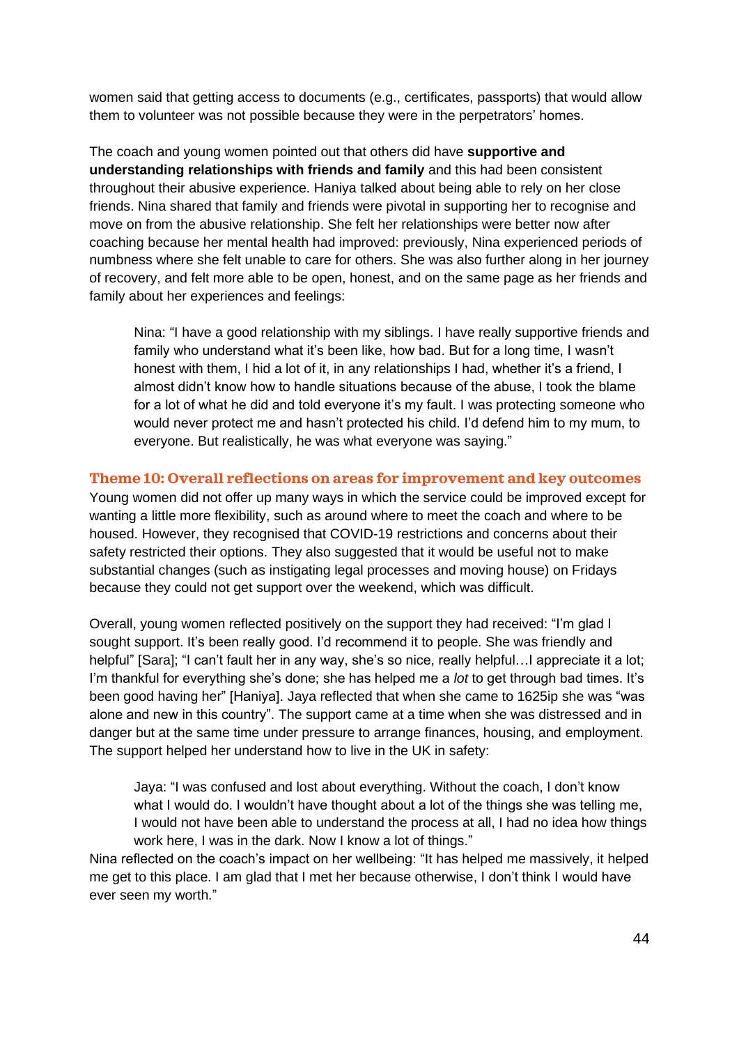women said that getting access to documents (e.g., certificates, passports) that would allow them to volunteer was not possible because they were in the perpetrators' homes.

The coach and young women pointed out that others did have **supportive and understanding relationships with friends and family** and this had been consistent throughout their abusive experience. Haniya talked about being able to rely on her close friends. Nina shared that family and friends were pivotal in supporting her to recognise and move on from the abusive relationship. She felt her relationships were better now after coaching because her mental health had improved: previously, Nina experienced periods of numbness where she felt unable to care for others. She was also further along in her journey of recovery, and felt more able to be open, honest, and on the same page as her friends and family about her experiences and feelings:

> Nina: "I have a good relationship with my siblings. I have really supportive friends and family who understand what it's been like, how bad. But for a long time, I wasn't honest with them, I hid a lot of it, in any relationships I had, whether it's a friend, I almost didn't know how to handle situations because of the abuse, I took the blame for a lot of what he did and told everyone it's my fault. I was protecting someone who would never protect me and hasn't protected his child. I'd defend him to my mum, to everyone. But realistically, he was what everyone was saying."

### Theme 10: Overall reflections on areas for improvement and key outcomes

Young women did not offer up many ways in which the service could be improved except for wanting a little more flexibility, such as around where to meet the coach and where to be housed. However, they recognised that COVID-19 restrictions and concerns about their safety restricted their options. They also suggested that it would be useful not to make substantial changes (such as instigating legal processes and moving house) on Fridays because they could not get support over the weekend, which was difficult.

Overall, young women reflected positively on the support they had received: "I'm glad I sought support. It's been really good. I'd recommend it to people. She was friendly and helpful" [Sara]; "I can't fault her in any way, she's so nice, really helpful…I appreciate it a lot; I'm thankful for everything she's done; she has helped me a *lot* to get through bad times. It's been good having her" [Haniya]. Jaya reflected that when she came to 1625ip she was "was alone and new in this country". The support came at a time when she was distressed and in danger but at the same time under pressure to arrange finances, housing, and employment. The support helped her understand how to live in the UK in safety:

> Jaya: "I was confused and lost about everything. Without the coach, I don't know what I would do. I wouldn't have thought about a lot of the things she was telling me, I would not have been able to understand the process at all, I had no idea how things work here, I was in the dark. Now I know a lot of things."

Nina reflected on the coach's impact on her wellbeing: "It has helped me massively, it helped me get to this place. I am glad that I met her because otherwise, I don't think I would have ever seen my worth."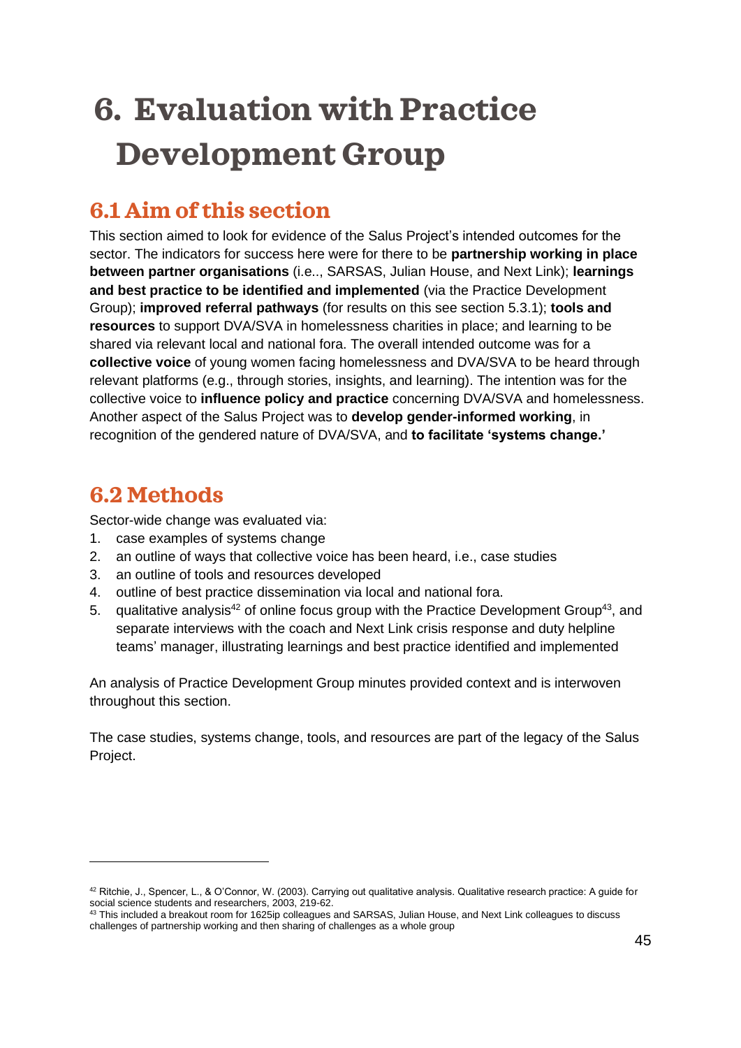# 6. Evaluation with Practice Development Group

## 6.1 Aim of this section

This section aimed to look for evidence of the Salus Project's intended outcomes for the sector. The indicators for success here were for there to be **partnership working in place between partner organisations** (i.e.., SARSAS, Julian House, and Next Link); **learnings and best practice to be identified and implemented** (via the Practice Development Group); **improved referral pathways** (for results on this see section 5.3.1); **tools and resources** to support DVA/SVA in homelessness charities in place; and learning to be shared via relevant local and national fora. The overall intended outcome was for a **collective voice** of young women facing homelessness and DVA/SVA to be heard through relevant platforms (e.g., through stories, insights, and learning). The intention was for the collective voice to **influence policy and practice** concerning DVA/SVA and homelessness. Another aspect of the Salus Project was to **develop gender-informed working**, in recognition of the gendered nature of DVA/SVA, and **to facilitate 'systems change.'**

## 6.2 Methods

Sector-wide change was evaluated via:

1. case examples of systems change
2. an outline of ways that collective voice has been heard, i.e., case studies
3. an outline of tools and resources developed
4. outline of best practice dissemination via local and national fora.
5. qualitative analysis[42] of online focus group with the Practice Development Group[43], and separate interviews with the coach and Next Link crisis response and duty helpline teams' manager, illustrating learnings and best practice identified and implemented

An analysis of Practice Development Group minutes provided context and is interwoven throughout this section.

The case studies, systems change, tools, and resources are part of the legacy of the Salus Project.

[42] Ritchie, J., Spencer, L., & O'Connor, W. (2003). Carrying out qualitative analysis. Qualitative research practice: A guide for social science students and researchers, 2003, 219-62.

[43] This included a breakout room for 1625ip colleagues and SARSAS, Julian House, and Next Link colleagues to discuss challenges of partnership working and then sharing of challenges as a whole group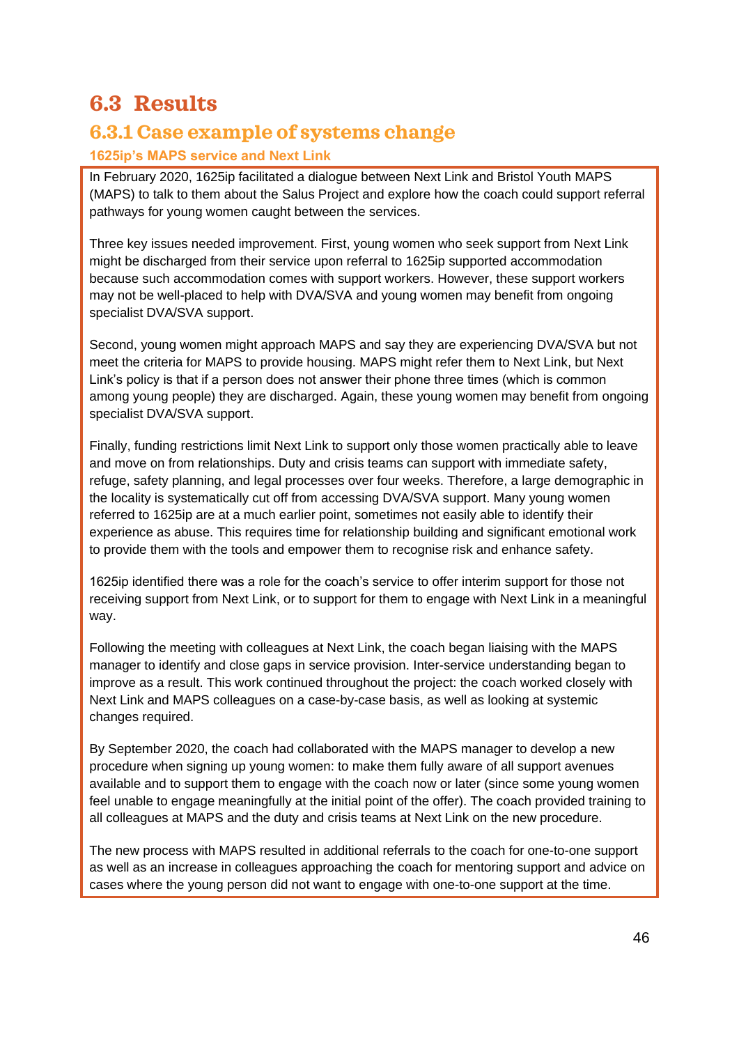## 6.3 Results

### 6.3.1 Case example of systems change

#### 1625ip's MAPS service and Next Link

In February 2020, 1625ip facilitated a dialogue between Next Link and Bristol Youth MAPS (MAPS) to talk to them about the Salus Project and explore how the coach could support referral pathways for young women caught between the services.

Three key issues needed improvement. First, young women who seek support from Next Link might be discharged from their service upon referral to 1625ip supported accommodation because such accommodation comes with support workers. However, these support workers may not be well-placed to help with DVA/SVA and young women may benefit from ongoing specialist DVA/SVA support.

Second, young women might approach MAPS and say they are experiencing DVA/SVA but not meet the criteria for MAPS to provide housing. MAPS might refer them to Next Link, but Next Link's policy is that if a person does not answer their phone three times (which is common among young people) they are discharged. Again, these young women may benefit from ongoing specialist DVA/SVA support.

Finally, funding restrictions limit Next Link to support only those women practically able to leave and move on from relationships. Duty and crisis teams can support with immediate safety, refuge, safety planning, and legal processes over four weeks. Therefore, a large demographic in the locality is systematically cut off from accessing DVA/SVA support. Many young women referred to 1625ip are at a much earlier point, sometimes not easily able to identify their experience as abuse. This requires time for relationship building and significant emotional work to provide them with the tools and empower them to recognise risk and enhance safety.

1625ip identified there was a role for the coach's service to offer interim support for those not receiving support from Next Link, or to support for them to engage with Next Link in a meaningful way.

Following the meeting with colleagues at Next Link, the coach began liaising with the MAPS manager to identify and close gaps in service provision. Inter-service understanding began to improve as a result. This work continued throughout the project: the coach worked closely with Next Link and MAPS colleagues on a case-by-case basis, as well as looking at systemic changes required.

By September 2020, the coach had collaborated with the MAPS manager to develop a new procedure when signing up young women: to make them fully aware of all support avenues available and to support them to engage with the coach now or later (since some young women feel unable to engage meaningfully at the initial point of the offer). The coach provided training to all colleagues at MAPS and the duty and crisis teams at Next Link on the new procedure.

The new process with MAPS resulted in additional referrals to the coach for one-to-one support as well as an increase in colleagues approaching the coach for mentoring support and advice on cases where the young person did not want to engage with one-to-one support at the time.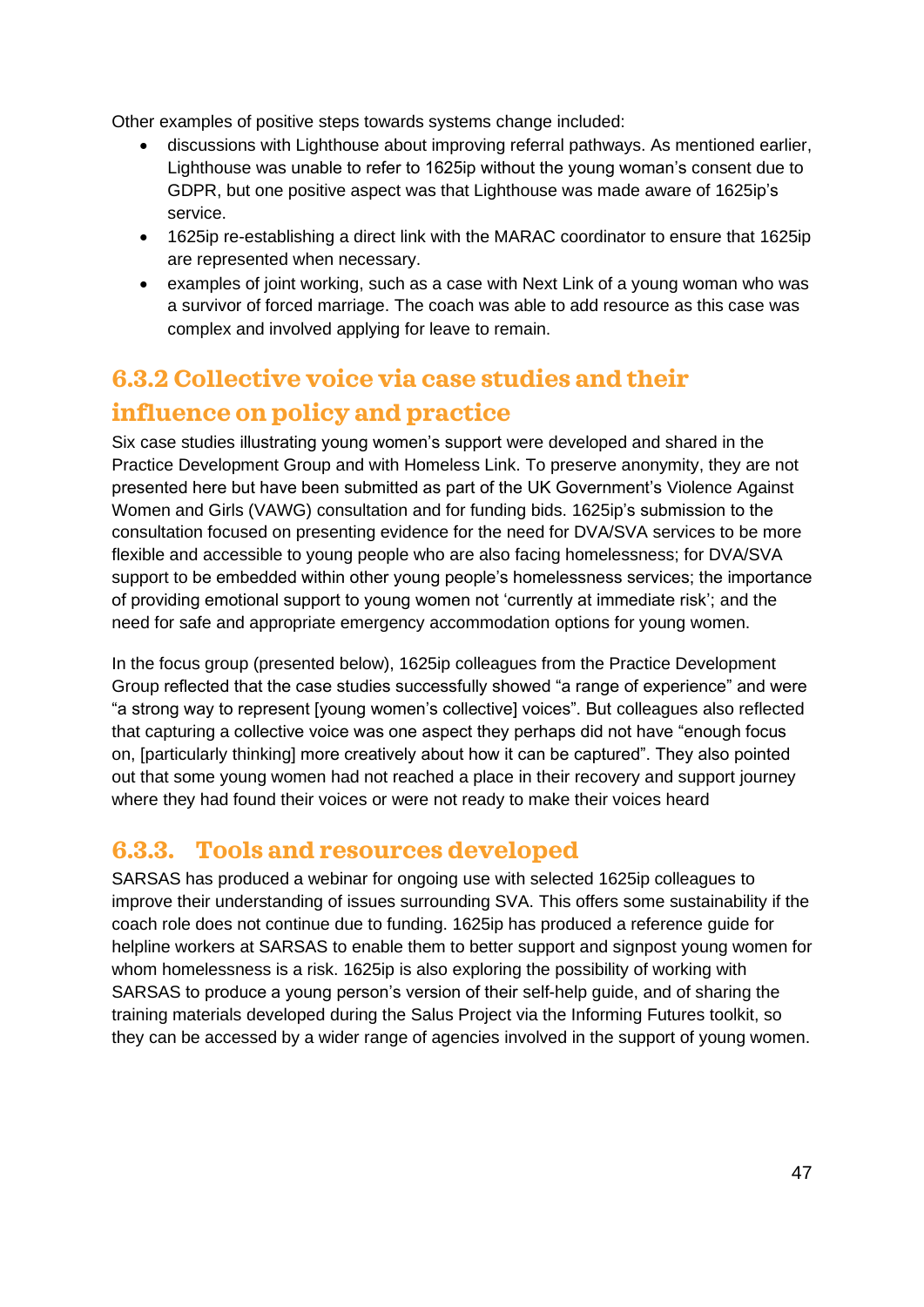Other examples of positive steps towards systems change included:

- discussions with Lighthouse about improving referral pathways. As mentioned earlier, Lighthouse was unable to refer to 1625ip without the young woman's consent due to GDPR, but one positive aspect was that Lighthouse was made aware of 1625ip's service.
- 1625ip re-establishing a direct link with the MARAC coordinator to ensure that 1625ip are represented when necessary.
- examples of joint working, such as a case with Next Link of a young woman who was a survivor of forced marriage. The coach was able to add resource as this case was complex and involved applying for leave to remain.

### 6.3.2 Collective voice via case studies and their influence on policy and practice

Six case studies illustrating young women's support were developed and shared in the Practice Development Group and with Homeless Link. To preserve anonymity, they are not presented here but have been submitted as part of the UK Government's Violence Against Women and Girls (VAWG) consultation and for funding bids. 1625ip's submission to the consultation focused on presenting evidence for the need for DVA/SVA services to be more flexible and accessible to young people who are also facing homelessness; for DVA/SVA support to be embedded within other young people's homelessness services; the importance of providing emotional support to young women not 'currently at immediate risk'; and the need for safe and appropriate emergency accommodation options for young women.

In the focus group (presented below), 1625ip colleagues from the Practice Development Group reflected that the case studies successfully showed "a range of experience" and were "a strong way to represent [young women's collective] voices". But colleagues also reflected that capturing a collective voice was one aspect they perhaps did not have "enough focus on, [particularly thinking] more creatively about how it can be captured". They also pointed out that some young women had not reached a place in their recovery and support journey where they had found their voices or were not ready to make their voices heard

### 6.3.3. Tools and resources developed

SARSAS has produced a webinar for ongoing use with selected 1625ip colleagues to improve their understanding of issues surrounding SVA. This offers some sustainability if the coach role does not continue due to funding. 1625ip has produced a reference guide for helpline workers at SARSAS to enable them to better support and signpost young women for whom homelessness is a risk. 1625ip is also exploring the possibility of working with SARSAS to produce a young person's version of their self-help guide, and of sharing the training materials developed during the Salus Project via the Informing Futures toolkit, so they can be accessed by a wider range of agencies involved in the support of young women.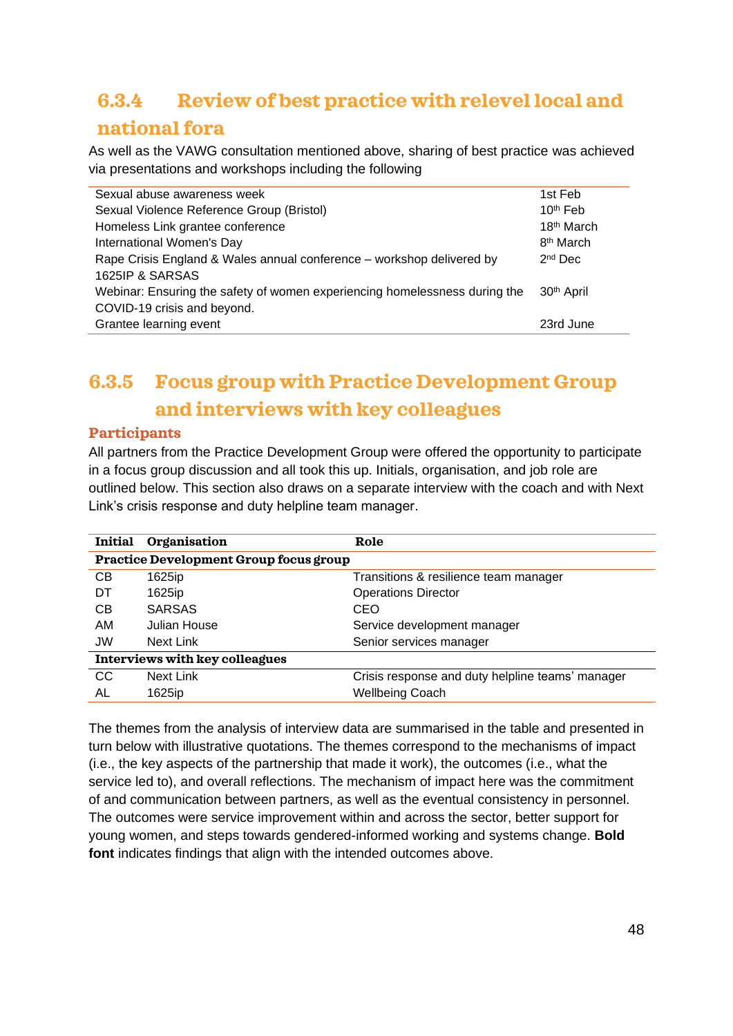### 6.3.4 Review of best practice with relevel local and national fora

As well as the VAWG consultation mentioned above, sharing of best practice was achieved via presentations and workshops including the following

| | |
|---|---|
| Sexual abuse awareness week | 1st Feb |
| Sexual Violence Reference Group (Bristol) | 10th Feb |
| Homeless Link grantee conference | 18th March |
| International Women's Day | 8th March |
| Rape Crisis England & Wales annual conference – workshop delivered by 1625IP & SARSAS | 2nd Dec |
| Webinar: Ensuring the safety of women experiencing homelessness during the COVID-19 crisis and beyond. | 30th April |
| Grantee learning event | 23rd June |

### 6.3.5 Focus group with Practice Development Group and interviews with key colleagues

**Participants**

All partners from the Practice Development Group were offered the opportunity to participate in a focus group discussion and all took this up. Initials, organisation, and job role are outlined below. This section also draws on a separate interview with the coach and with Next Link's crisis response and duty helpline team manager.

| Initial | Organisation | Role |
|---|---|---|
| **Practice Development Group focus group** | | |
| CB | 1625ip | Transitions & resilience team manager |
| DT | 1625ip | Operations Director |
| CB | SARSAS | CEO |
| AM | Julian House | Service development manager |
| JW | Next Link | Senior services manager |
| **Interviews with key colleagues** | | |
| CC | Next Link | Crisis response and duty helpline teams' manager |
| AL | 1625ip | Wellbeing Coach |

The themes from the analysis of interview data are summarised in the table and presented in turn below with illustrative quotations. The themes correspond to the mechanisms of impact (i.e., the key aspects of the partnership that made it work), the outcomes (i.e., what the service led to), and overall reflections. The mechanism of impact here was the commitment of and communication between partners, as well as the eventual consistency in personnel. The outcomes were service improvement within and across the sector, better support for young women, and steps towards gendered-informed working and systems change. **Bold font** indicates findings that align with the intended outcomes above.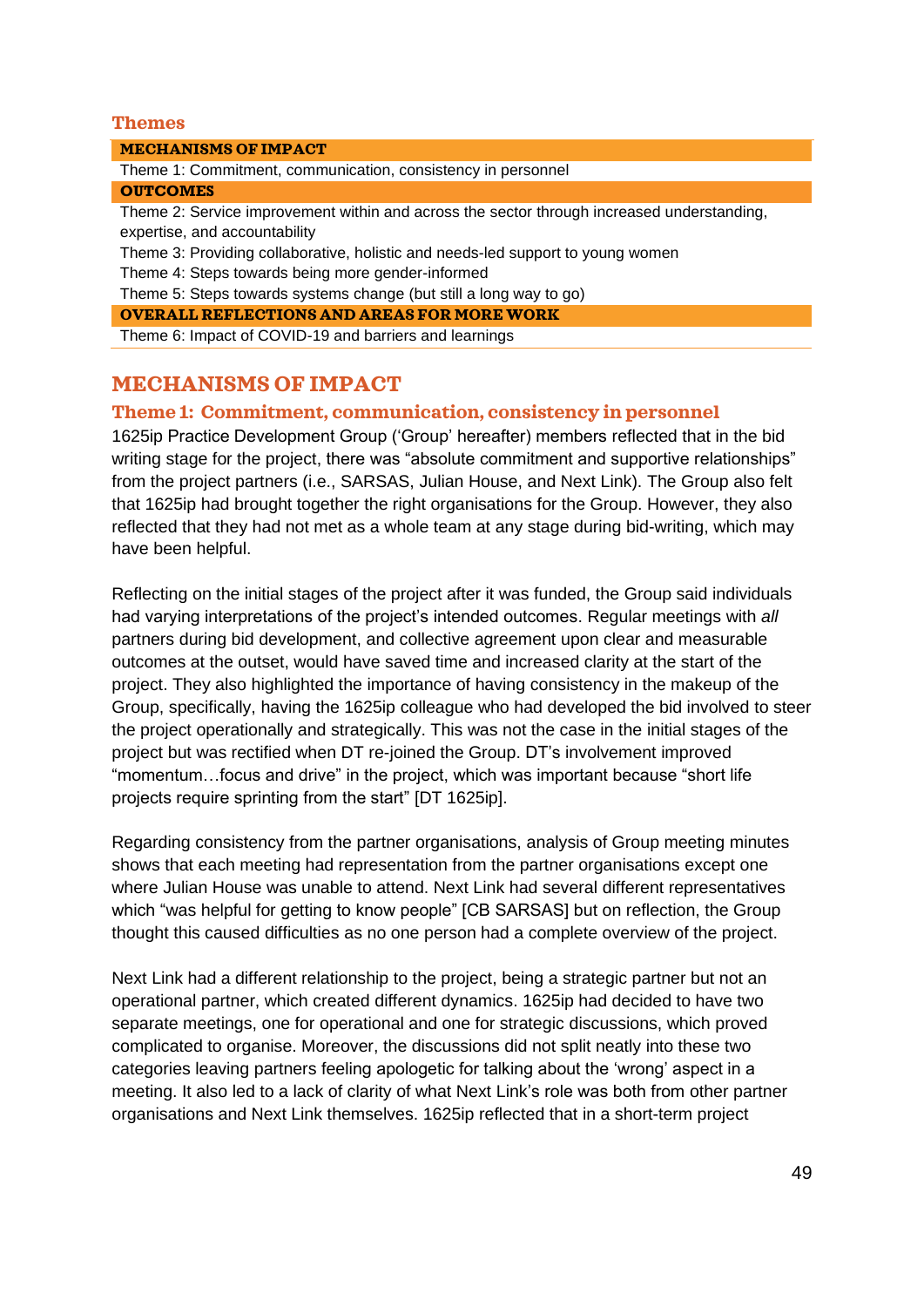### Themes

| MECHANISMS OF IMPACT |
|---|
| Theme 1: Commitment, communication, consistency in personnel |
| **OUTCOMES** |
| Theme 2: Service improvement within and across the sector through increased understanding, expertise, and accountability |
| Theme 3: Providing collaborative, holistic and needs-led support to young women |
| Theme 4: Steps towards being more gender-informed |
| Theme 5: Steps towards systems change (but still a long way to go) |
| **OVERALL REFLECTIONS AND AREAS FOR MORE WORK** |
| Theme 6: Impact of COVID-19 and barriers and learnings |

## MECHANISMS OF IMPACT

### Theme 1: Commitment, communication, consistency in personnel

1625ip Practice Development Group ('Group' hereafter) members reflected that in the bid writing stage for the project, there was "absolute commitment and supportive relationships" from the project partners (i.e., SARSAS, Julian House, and Next Link). The Group also felt that 1625ip had brought together the right organisations for the Group. However, they also reflected that they had not met as a whole team at any stage during bid-writing, which may have been helpful.

Reflecting on the initial stages of the project after it was funded, the Group said individuals had varying interpretations of the project's intended outcomes. Regular meetings with *all* partners during bid development, and collective agreement upon clear and measurable outcomes at the outset, would have saved time and increased clarity at the start of the project. They also highlighted the importance of having consistency in the makeup of the Group, specifically, having the 1625ip colleague who had developed the bid involved to steer the project operationally and strategically. This was not the case in the initial stages of the project but was rectified when DT re-joined the Group. DT's involvement improved "momentum…focus and drive" in the project, which was important because "short life projects require sprinting from the start" [DT 1625ip].

Regarding consistency from the partner organisations, analysis of Group meeting minutes shows that each meeting had representation from the partner organisations except one where Julian House was unable to attend. Next Link had several different representatives which "was helpful for getting to know people" [CB SARSAS] but on reflection, the Group thought this caused difficulties as no one person had a complete overview of the project.

Next Link had a different relationship to the project, being a strategic partner but not an operational partner, which created different dynamics. 1625ip had decided to have two separate meetings, one for operational and one for strategic discussions, which proved complicated to organise. Moreover, the discussions did not split neatly into these two categories leaving partners feeling apologetic for talking about the 'wrong' aspect in a meeting. It also led to a lack of clarity of what Next Link's role was both from other partner organisations and Next Link themselves. 1625ip reflected that in a short-term project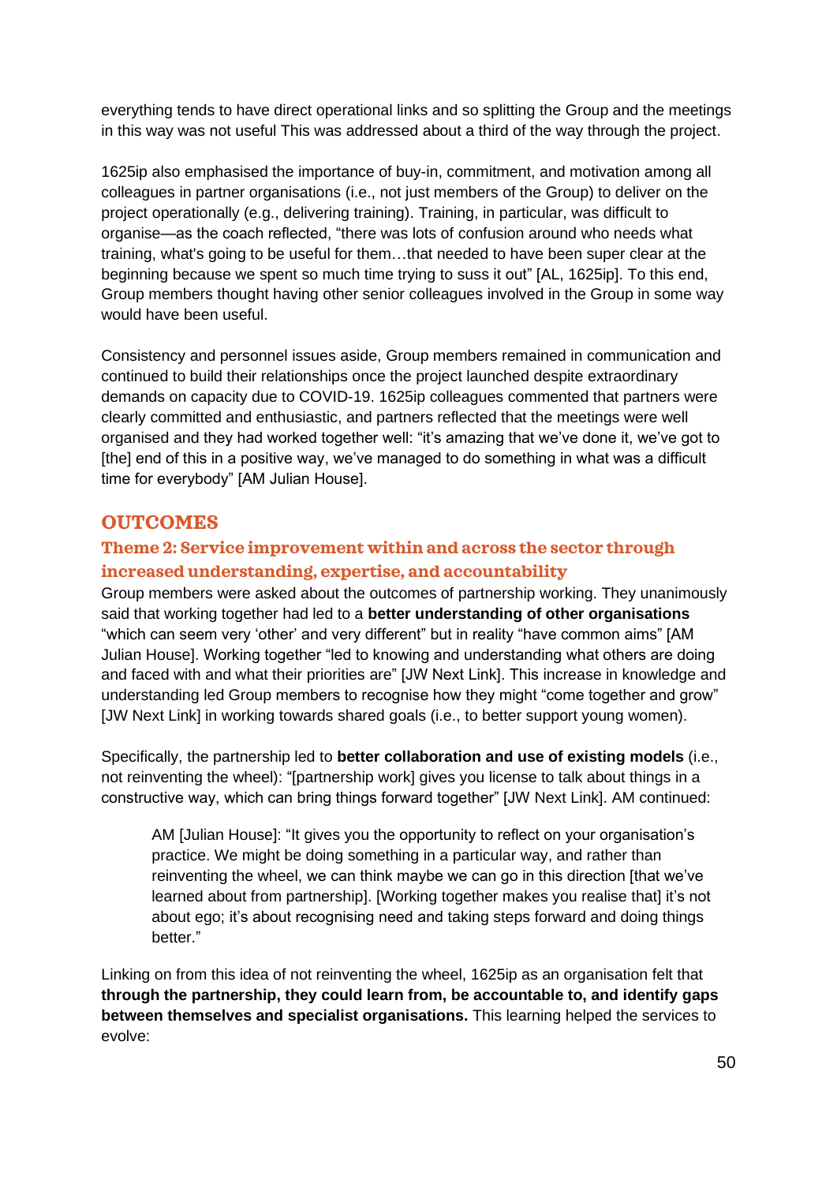everything tends to have direct operational links and so splitting the Group and the meetings in this way was not useful This was addressed about a third of the way through the project.

1625ip also emphasised the importance of buy-in, commitment, and motivation among all colleagues in partner organisations (i.e., not just members of the Group) to deliver on the project operationally (e.g., delivering training). Training, in particular, was difficult to organise—as the coach reflected, "there was lots of confusion around who needs what training, what's going to be useful for them…that needed to have been super clear at the beginning because we spent so much time trying to suss it out" [AL, 1625ip]. To this end, Group members thought having other senior colleagues involved in the Group in some way would have been useful.

Consistency and personnel issues aside, Group members remained in communication and continued to build their relationships once the project launched despite extraordinary demands on capacity due to COVID-19. 1625ip colleagues commented that partners were clearly committed and enthusiastic, and partners reflected that the meetings were well organised and they had worked together well: "it's amazing that we've done it, we've got to [the] end of this in a positive way, we've managed to do something in what was a difficult time for everybody" [AM Julian House].

## OUTCOMES

### Theme 2: Service improvement within and across the sector through increased understanding, expertise, and accountability

Group members were asked about the outcomes of partnership working. They unanimously said that working together had led to a **better understanding of other organisations** "which can seem very 'other' and very different" but in reality "have common aims" [AM Julian House]. Working together "led to knowing and understanding what others are doing and faced with and what their priorities are" [JW Next Link]. This increase in knowledge and understanding led Group members to recognise how they might "come together and grow" [JW Next Link] in working towards shared goals (i.e., to better support young women).

Specifically, the partnership led to **better collaboration and use of existing models** (i.e., not reinventing the wheel): "[partnership work] gives you license to talk about things in a constructive way, which can bring things forward together" [JW Next Link]. AM continued:

> AM [Julian House]: "It gives you the opportunity to reflect on your organisation's practice. We might be doing something in a particular way, and rather than reinventing the wheel, we can think maybe we can go in this direction [that we've learned about from partnership]. [Working together makes you realise that] it's not about ego; it's about recognising need and taking steps forward and doing things better."

Linking on from this idea of not reinventing the wheel, 1625ip as an organisation felt that **through the partnership, they could learn from, be accountable to, and identify gaps between themselves and specialist organisations.** This learning helped the services to evolve: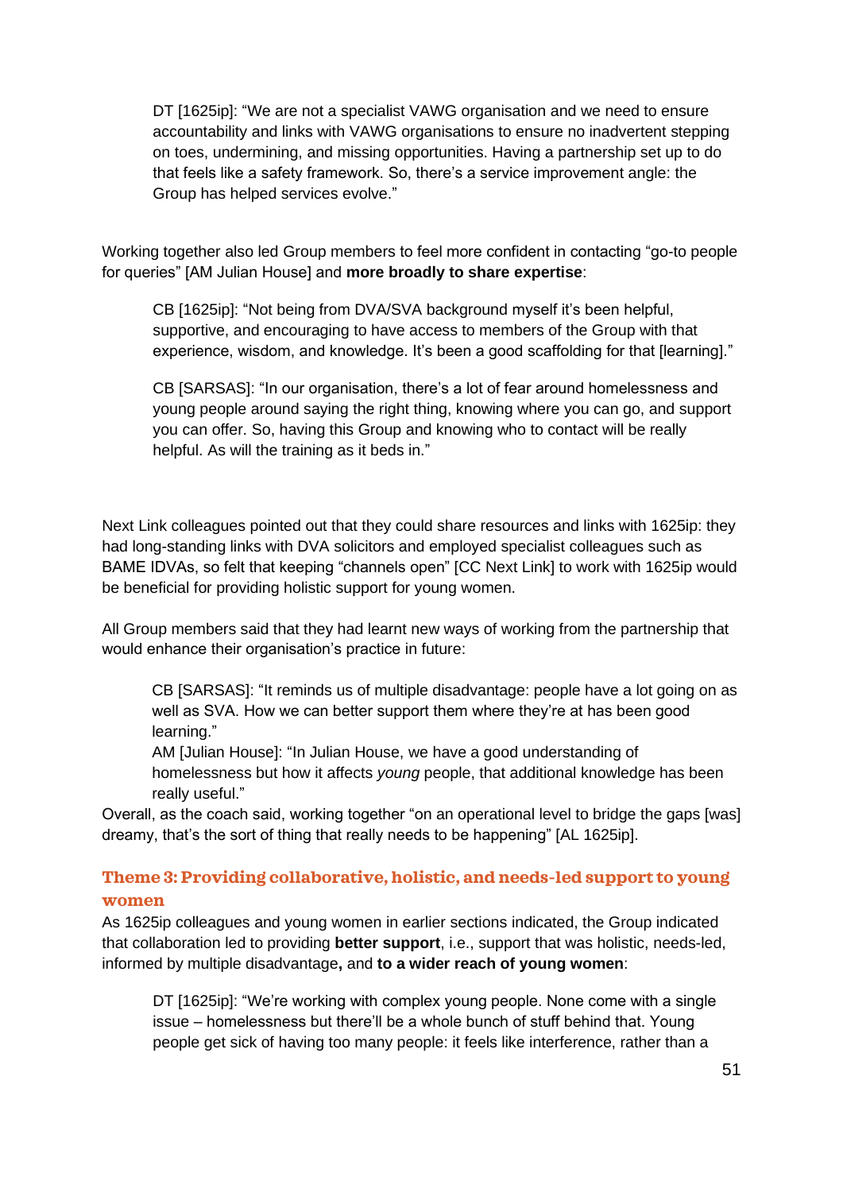> DT [1625ip]: "We are not a specialist VAWG organisation and we need to ensure accountability and links with VAWG organisations to ensure no inadvertent stepping on toes, undermining, and missing opportunities. Having a partnership set up to do that feels like a safety framework. So, there's a service improvement angle: the Group has helped services evolve."

Working together also led Group members to feel more confident in contacting "go-to people for queries" [AM Julian House] and **more broadly to share expertise**:

> CB [1625ip]: "Not being from DVA/SVA background myself it's been helpful, supportive, and encouraging to have access to members of the Group with that experience, wisdom, and knowledge. It's been a good scaffolding for that [learning]."
>
> CB [SARSAS]: "In our organisation, there's a lot of fear around homelessness and young people around saying the right thing, knowing where you can go, and support you can offer. So, having this Group and knowing who to contact will be really helpful. As will the training as it beds in."

Next Link colleagues pointed out that they could share resources and links with 1625ip: they had long-standing links with DVA solicitors and employed specialist colleagues such as BAME IDVAs, so felt that keeping "channels open" [CC Next Link] to work with 1625ip would be beneficial for providing holistic support for young women.

All Group members said that they had learnt new ways of working from the partnership that would enhance their organisation's practice in future:

> CB [SARSAS]: "It reminds us of multiple disadvantage: people have a lot going on as well as SVA. How we can better support them where they're at has been good learning."
>
> AM [Julian House]: "In Julian House, we have a good understanding of homelessness but how it affects *young* people, that additional knowledge has been really useful."

Overall, as the coach said, working together "on an operational level to bridge the gaps [was] dreamy, that's the sort of thing that really needs to be happening" [AL 1625ip].

### Theme 3: Providing collaborative, holistic, and needs-led support to young women

As 1625ip colleagues and young women in earlier sections indicated, the Group indicated that collaboration led to providing **better support**, i.e., support that was holistic, needs-led, informed by multiple disadvantage**,** and **to a wider reach of young women**:

> DT [1625ip]: "We're working with complex young people. None come with a single issue – homelessness but there'll be a whole bunch of stuff behind that. Young people get sick of having too many people: it feels like interference, rather than a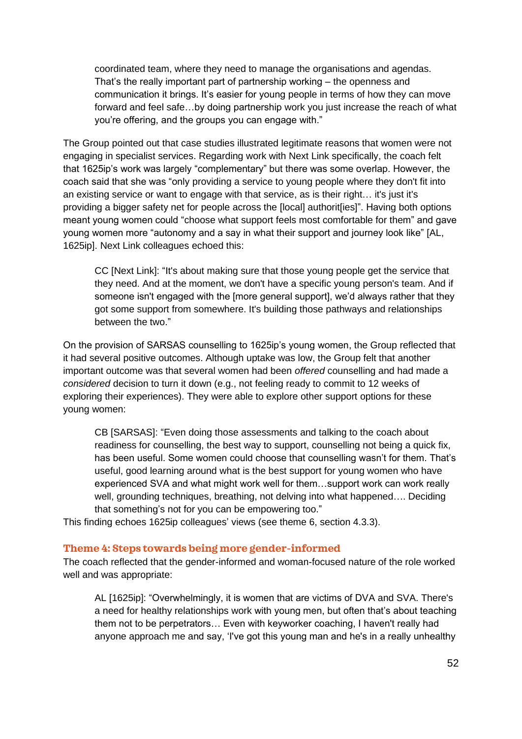> coordinated team, where they need to manage the organisations and agendas. That's the really important part of partnership working – the openness and communication it brings. It's easier for young people in terms of how they can move forward and feel safe…by doing partnership work you just increase the reach of what you're offering, and the groups you can engage with."

The Group pointed out that case studies illustrated legitimate reasons that women were not engaging in specialist services. Regarding work with Next Link specifically, the coach felt that 1625ip's work was largely "complementary" but there was some overlap. However, the coach said that she was "only providing a service to young people where they don't fit into an existing service or want to engage with that service, as is their right… it's just it's providing a bigger safety net for people across the [local] authorit[ies]". Having both options meant young women could "choose what support feels most comfortable for them" and gave young women more "autonomy and a say in what their support and journey look like" [AL, 1625ip]. Next Link colleagues echoed this:

> CC [Next Link]: "It's about making sure that those young people get the service that they need. And at the moment, we don't have a specific young person's team. And if someone isn't engaged with the [more general support], we'd always rather that they got some support from somewhere. It's building those pathways and relationships between the two."

On the provision of SARSAS counselling to 1625ip's young women, the Group reflected that it had several positive outcomes. Although uptake was low, the Group felt that another important outcome was that several women had been *offered* counselling and had made a *considered* decision to turn it down (e.g., not feeling ready to commit to 12 weeks of exploring their experiences). They were able to explore other support options for these young women:

> CB [SARSAS]: "Even doing those assessments and talking to the coach about readiness for counselling, the best way to support, counselling not being a quick fix, has been useful. Some women could choose that counselling wasn't for them. That's useful, good learning around what is the best support for young women who have experienced SVA and what might work well for them…support work can work really well, grounding techniques, breathing, not delving into what happened…. Deciding that something's not for you can be empowering too."

This finding echoes 1625ip colleagues' views (see theme 6, section 4.3.3).

### Theme 4: Steps towards being more gender-informed

The coach reflected that the gender-informed and woman-focused nature of the role worked well and was appropriate:

> AL [1625ip]: "Overwhelmingly, it is women that are victims of DVA and SVA. There's a need for healthy relationships work with young men, but often that's about teaching them not to be perpetrators… Even with keyworker coaching, I haven't really had anyone approach me and say, 'I've got this young man and he's in a really unhealthy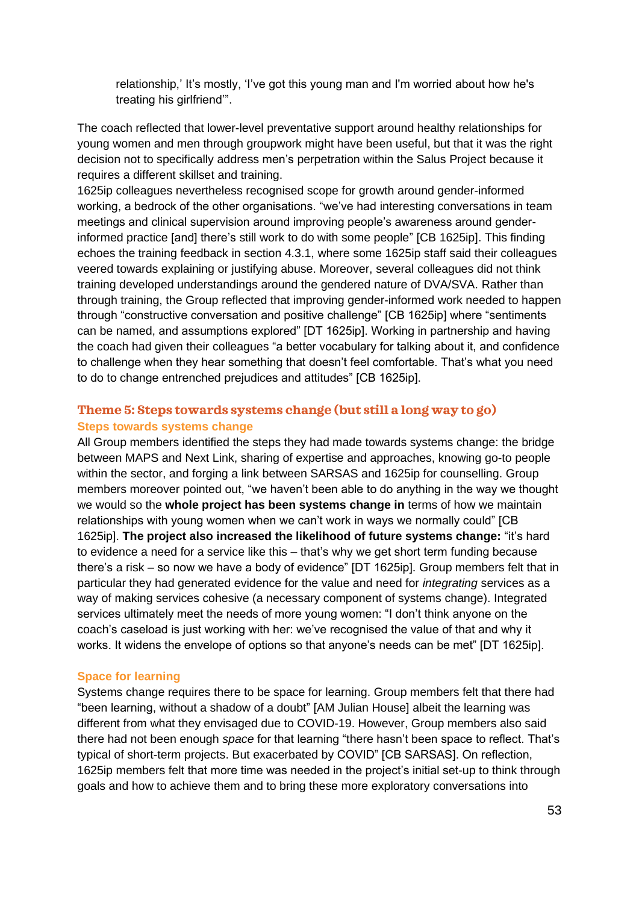> relationship,' It's mostly, 'I've got this young man and I'm worried about how he's treating his girlfriend'".

The coach reflected that lower-level preventative support around healthy relationships for young women and men through groupwork might have been useful, but that it was the right decision not to specifically address men's perpetration within the Salus Project because it requires a different skillset and training.

1625ip colleagues nevertheless recognised scope for growth around gender-informed working, a bedrock of the other organisations. "we've had interesting conversations in team meetings and clinical supervision around improving people's awareness around gender-informed practice [and] there's still work to do with some people" [CB 1625ip]. This finding echoes the training feedback in section 4.3.1, where some 1625ip staff said their colleagues veered towards explaining or justifying abuse. Moreover, several colleagues did not think training developed understandings around the gendered nature of DVA/SVA. Rather than through training, the Group reflected that improving gender-informed work needed to happen through "constructive conversation and positive challenge" [CB 1625ip] where "sentiments can be named, and assumptions explored" [DT 1625ip]. Working in partnership and having the coach had given their colleagues "a better vocabulary for talking about it, and confidence to challenge when they hear something that doesn't feel comfortable. That's what you need to do to change entrenched prejudices and attitudes" [CB 1625ip].

## Theme 5: Steps towards systems change (but still a long way to go)

### Steps towards systems change

All Group members identified the steps they had made towards systems change: the bridge between MAPS and Next Link, sharing of expertise and approaches, knowing go-to people within the sector, and forging a link between SARSAS and 1625ip for counselling. Group members moreover pointed out, "we haven't been able to do anything in the way we thought we would so the **whole project has been systems change in** terms of how we maintain relationships with young women when we can't work in ways we normally could" [CB 1625ip]. **The project also increased the likelihood of future systems change:** "it's hard to evidence a need for a service like this – that's why we get short term funding because there's a risk – so now we have a body of evidence" [DT 1625ip]. Group members felt that in particular they had generated evidence for the value and need for *integrating* services as a way of making services cohesive (a necessary component of systems change). Integrated services ultimately meet the needs of more young women: "I don't think anyone on the coach's caseload is just working with her: we've recognised the value of that and why it works. It widens the envelope of options so that anyone's needs can be met" [DT 1625ip].

### Space for learning

Systems change requires there to be space for learning. Group members felt that there had "been learning, without a shadow of a doubt" [AM Julian House] albeit the learning was different from what they envisaged due to COVID-19. However, Group members also said there had not been enough *space* for that learning "there hasn't been space to reflect. That's typical of short-term projects. But exacerbated by COVID" [CB SARSAS]. On reflection, 1625ip members felt that more time was needed in the project's initial set-up to think through goals and how to achieve them and to bring these more exploratory conversations into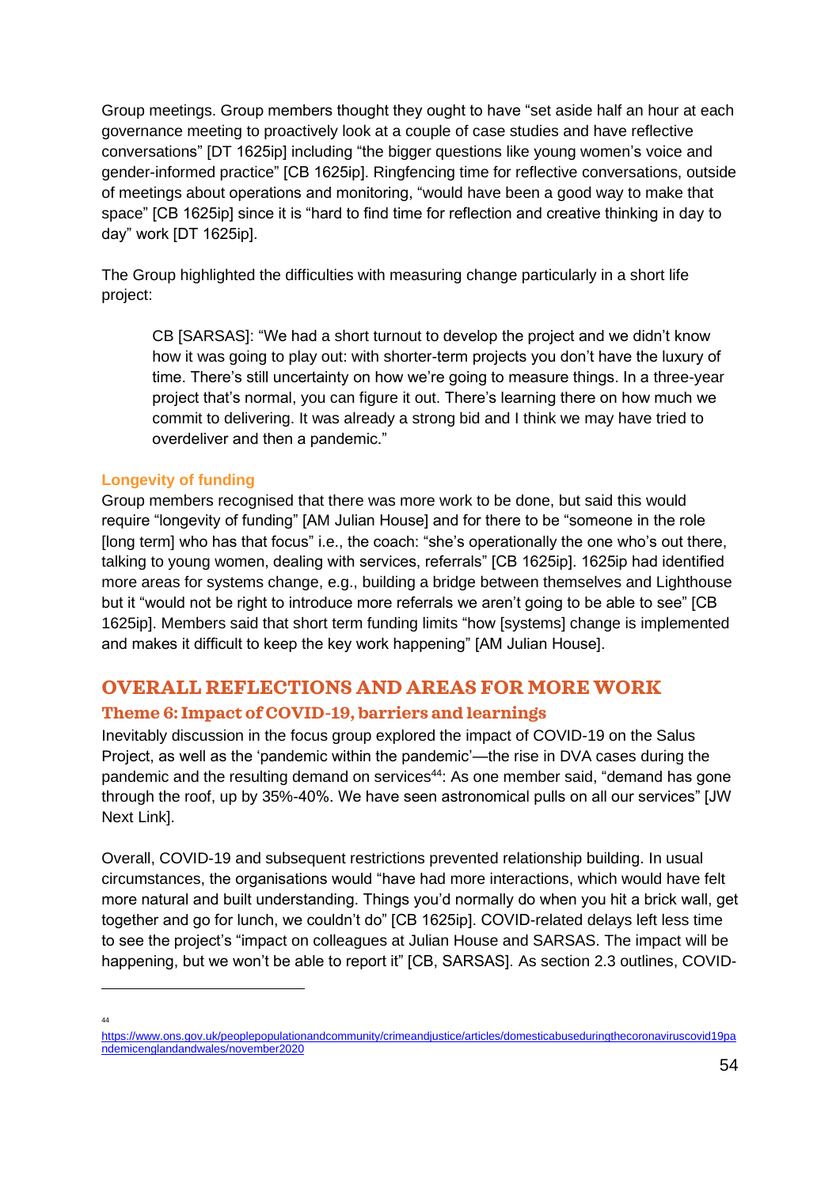Group meetings. Group members thought they ought to have "set aside half an hour at each governance meeting to proactively look at a couple of case studies and have reflective conversations" [DT 1625ip] including "the bigger questions like young women's voice and gender-informed practice" [CB 1625ip]. Ringfencing time for reflective conversations, outside of meetings about operations and monitoring, "would have been a good way to make that space" [CB 1625ip] since it is "hard to find time for reflection and creative thinking in day to day" work [DT 1625ip].

The Group highlighted the difficulties with measuring change particularly in a short life project:

> CB [SARSAS]: "We had a short turnout to develop the project and we didn't know how it was going to play out: with shorter-term projects you don't have the luxury of time. There's still uncertainty on how we're going to measure things. In a three-year project that's normal, you can figure it out. There's learning there on how much we commit to delivering. It was already a strong bid and I think we may have tried to overdeliver and then a pandemic."

### Longevity of funding

Group members recognised that there was more work to be done, but said this would require "longevity of funding" [AM Julian House] and for there to be "someone in the role [long term] who has that focus" i.e., the coach: "she's operationally the one who's out there, talking to young women, dealing with services, referrals" [CB 1625ip]. 1625ip had identified more areas for systems change, e.g., building a bridge between themselves and Lighthouse but it "would not be right to introduce more referrals we aren't going to be able to see" [CB 1625ip]. Members said that short term funding limits "how [systems] change is implemented and makes it difficult to keep the key work happening" [AM Julian House].

## OVERALL REFLECTIONS AND AREAS FOR MORE WORK

### Theme 6: Impact of COVID-19, barriers and learnings

Inevitably discussion in the focus group explored the impact of COVID-19 on the Salus Project, as well as the 'pandemic within the pandemic'—the rise in DVA cases during the pandemic and the resulting demand on services[44]: As one member said, "demand has gone through the roof, up by 35%-40%. We have seen astronomical pulls on all our services" [JW Next Link].

Overall, COVID-19 and subsequent restrictions prevented relationship building. In usual circumstances, the organisations would "have had more interactions, which would have felt more natural and built understanding. Things you'd normally do when you hit a brick wall, get together and go for lunch, we couldn't do" [CB 1625ip]. COVID-related delays left less time to see the project's "impact on colleagues at Julian House and SARSAS. The impact will be happening, but we won't be able to report it" [CB, SARSAS]. As section 2.3 outlines, COVID-

[44] https://www.ons.gov.uk/peoplepopulationandcommunity/crimeandjustice/articles/domesticabuseduringthecoronaviruscovid19pandemicenglandandwales/november2020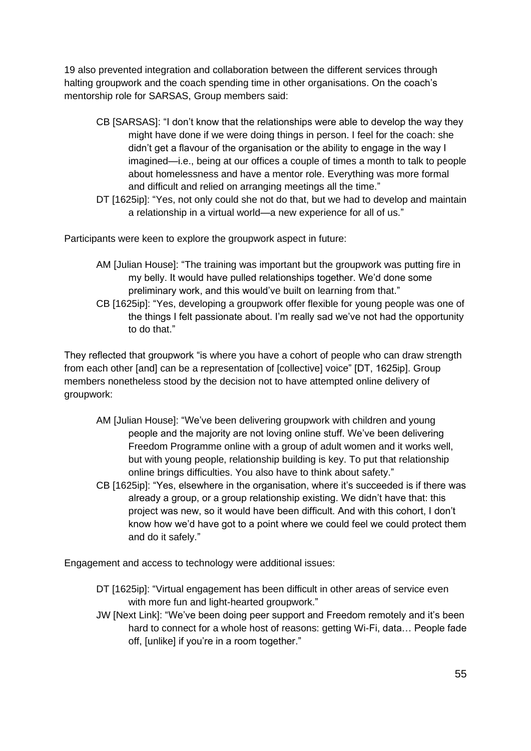19 also prevented integration and collaboration between the different services through halting groupwork and the coach spending time in other organisations. On the coach's mentorship role for SARSAS, Group members said:

> CB [SARSAS]: "I don't know that the relationships were able to develop the way they might have done if we were doing things in person. I feel for the coach: she didn't get a flavour of the organisation or the ability to engage in the way I imagined—i.e., being at our offices a couple of times a month to talk to people about homelessness and have a mentor role. Everything was more formal and difficult and relied on arranging meetings all the time."
>
> DT [1625ip]: "Yes, not only could she not do that, but we had to develop and maintain a relationship in a virtual world—a new experience for all of us."

Participants were keen to explore the groupwork aspect in future:

> AM [Julian House]: "The training was important but the groupwork was putting fire in my belly. It would have pulled relationships together. We'd done some preliminary work, and this would've built on learning from that."
>
> CB [1625ip]: "Yes, developing a groupwork offer flexible for young people was one of the things I felt passionate about. I'm really sad we've not had the opportunity to do that."

They reflected that groupwork "is where you have a cohort of people who can draw strength from each other [and] can be a representation of [collective] voice" [DT, 1625ip]. Group members nonetheless stood by the decision not to have attempted online delivery of groupwork:

> AM [Julian House]: "We've been delivering groupwork with children and young people and the majority are not loving online stuff. We've been delivering Freedom Programme online with a group of adult women and it works well, but with young people, relationship building is key. To put that relationship online brings difficulties. You also have to think about safety."
>
> CB [1625ip]: "Yes, elsewhere in the organisation, where it's succeeded is if there was already a group, or a group relationship existing. We didn't have that: this project was new, so it would have been difficult. And with this cohort, I don't know how we'd have got to a point where we could feel we could protect them and do it safely."

Engagement and access to technology were additional issues:

> DT [1625ip]: "Virtual engagement has been difficult in other areas of service even with more fun and light-hearted groupwork."
>
> JW [Next Link]: "We've been doing peer support and Freedom remotely and it's been hard to connect for a whole host of reasons: getting Wi-Fi, data… People fade off, [unlike] if you're in a room together."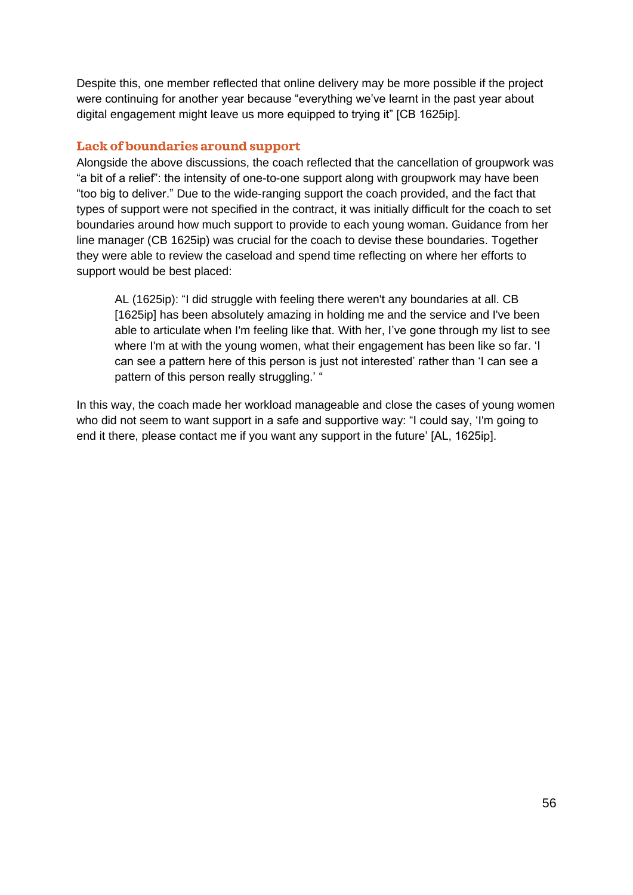Despite this, one member reflected that online delivery may be more possible if the project were continuing for another year because “everything we’ve learnt in the past year about digital engagement might leave us more equipped to trying it” [CB 1625ip].

### Lack of boundaries around support

Alongside the above discussions, the coach reflected that the cancellation of groupwork was “a bit of a relief”: the intensity of one-to-one support along with groupwork may have been “too big to deliver.” Due to the wide-ranging support the coach provided, and the fact that types of support were not specified in the contract, it was initially difficult for the coach to set boundaries around how much support to provide to each young woman. Guidance from her line manager (CB 1625ip) was crucial for the coach to devise these boundaries. Together they were able to review the caseload and spend time reflecting on where her efforts to support would be best placed:

> AL (1625ip): “I did struggle with feeling there weren't any boundaries at all. CB [1625ip] has been absolutely amazing in holding me and the service and I've been able to articulate when I'm feeling like that. With her, I’ve gone through my list to see where I'm at with the young women, what their engagement has been like so far. ‘I can see a pattern here of this person is just not interested’ rather than ‘I can see a pattern of this person really struggling.’ “

In this way, the coach made her workload manageable and close the cases of young women who did not seem to want support in a safe and supportive way: “I could say, ‘I'm going to end it there, please contact me if you want any support in the future’ [AL, 1625ip].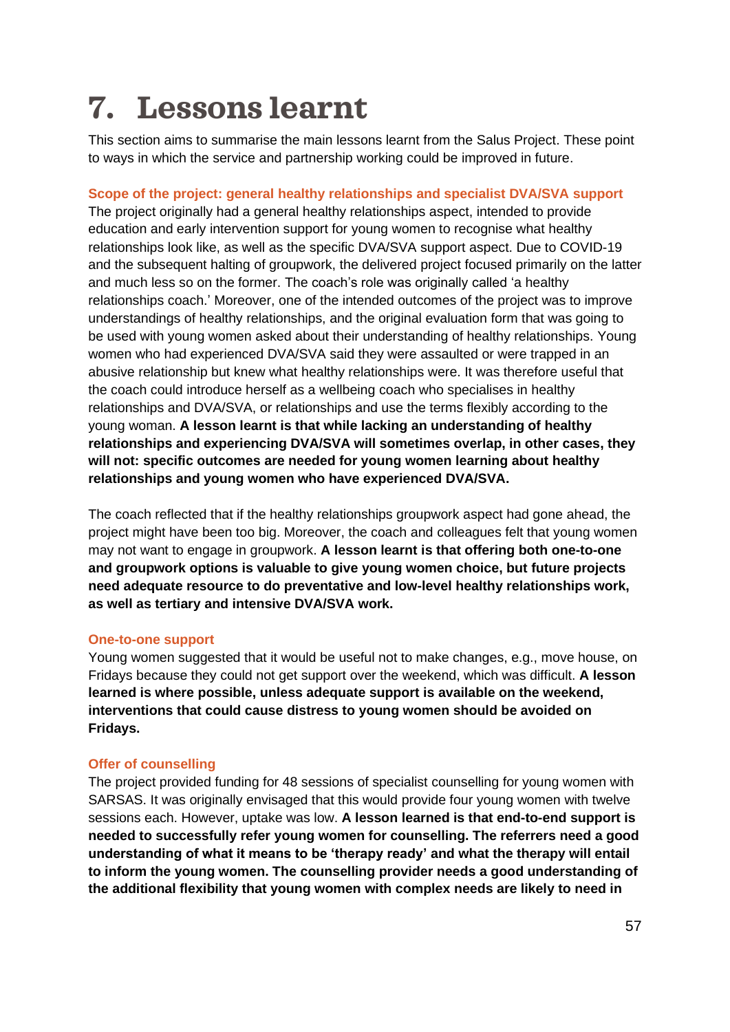# 7. Lessons learnt

This section aims to summarise the main lessons learnt from the Salus Project. These point to ways in which the service and partnership working could be improved in future.

### Scope of the project: general healthy relationships and specialist DVA/SVA support

The project originally had a general healthy relationships aspect, intended to provide education and early intervention support for young women to recognise what healthy relationships look like, as well as the specific DVA/SVA support aspect. Due to COVID-19 and the subsequent halting of groupwork, the delivered project focused primarily on the latter and much less so on the former. The coach's role was originally called 'a healthy relationships coach.' Moreover, one of the intended outcomes of the project was to improve understandings of healthy relationships, and the original evaluation form that was going to be used with young women asked about their understanding of healthy relationships. Young women who had experienced DVA/SVA said they were assaulted or were trapped in an abusive relationship but knew what healthy relationships were. It was therefore useful that the coach could introduce herself as a wellbeing coach who specialises in healthy relationships and DVA/SVA, or relationships and use the terms flexibly according to the young woman. **A lesson learnt is that while lacking an understanding of healthy relationships and experiencing DVA/SVA will sometimes overlap, in other cases, they will not: specific outcomes are needed for young women learning about healthy relationships and young women who have experienced DVA/SVA.**

The coach reflected that if the healthy relationships groupwork aspect had gone ahead, the project might have been too big. Moreover, the coach and colleagues felt that young women may not want to engage in groupwork. **A lesson learnt is that offering both one-to-one and groupwork options is valuable to give young women choice, but future projects need adequate resource to do preventative and low-level healthy relationships work, as well as tertiary and intensive DVA/SVA work.**

### One-to-one support

Young women suggested that it would be useful not to make changes, e.g., move house, on Fridays because they could not get support over the weekend, which was difficult. **A lesson learned is where possible, unless adequate support is available on the weekend, interventions that could cause distress to young women should be avoided on Fridays.**

### Offer of counselling

The project provided funding for 48 sessions of specialist counselling for young women with SARSAS. It was originally envisaged that this would provide four young women with twelve sessions each. However, uptake was low. **A lesson learned is that end-to-end support is needed to successfully refer young women for counselling. The referrers need a good understanding of what it means to be 'therapy ready' and what the therapy will entail to inform the young women. The counselling provider needs a good understanding of the additional flexibility that young women with complex needs are likely to need in**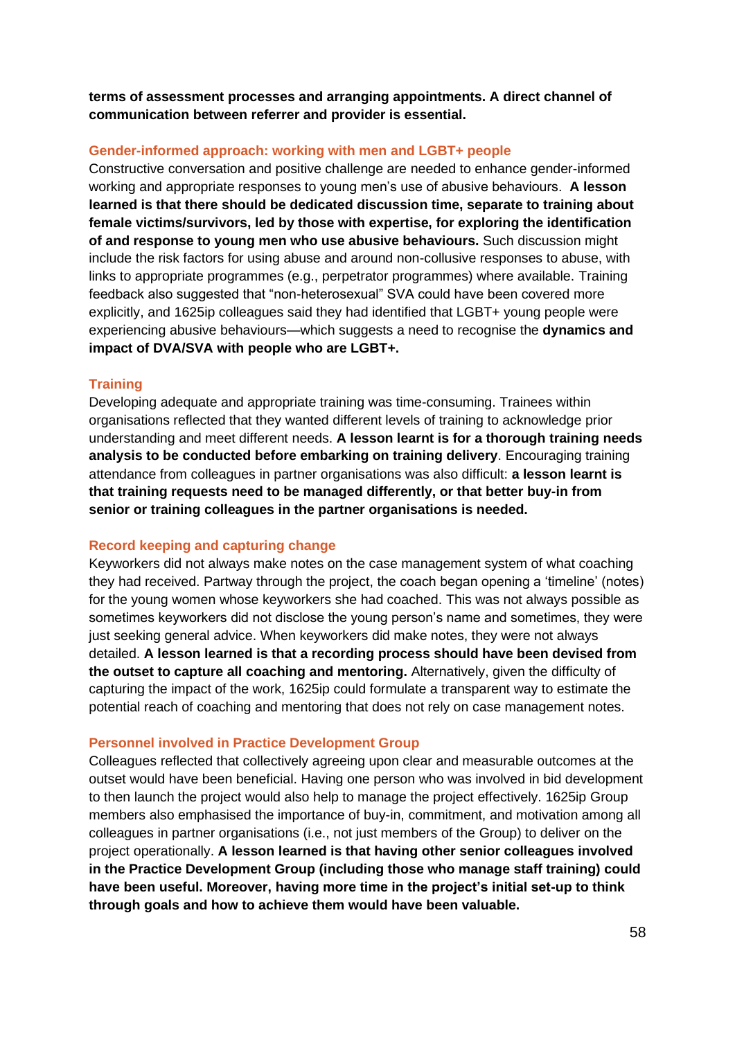**terms of assessment processes and arranging appointments. A direct channel of communication between referrer and provider is essential.**

### Gender-informed approach: working with men and LGBT+ people

Constructive conversation and positive challenge are needed to enhance gender-informed working and appropriate responses to young men's use of abusive behaviours. **A lesson learned is that there should be dedicated discussion time, separate to training about female victims/survivors, led by those with expertise, for exploring the identification of and response to young men who use abusive behaviours.** Such discussion might include the risk factors for using abuse and around non-collusive responses to abuse, with links to appropriate programmes (e.g., perpetrator programmes) where available. Training feedback also suggested that "non-heterosexual" SVA could have been covered more explicitly, and 1625ip colleagues said they had identified that LGBT+ young people were experiencing abusive behaviours—which suggests a need to recognise the **dynamics and impact of DVA/SVA with people who are LGBT+.**

### Training

Developing adequate and appropriate training was time-consuming. Trainees within organisations reflected that they wanted different levels of training to acknowledge prior understanding and meet different needs. **A lesson learnt is for a thorough training needs analysis to be conducted before embarking on training delivery**. Encouraging training attendance from colleagues in partner organisations was also difficult: **a lesson learnt is that training requests need to be managed differently, or that better buy-in from senior or training colleagues in the partner organisations is needed.**

### Record keeping and capturing change

Keyworkers did not always make notes on the case management system of what coaching they had received. Partway through the project, the coach began opening a 'timeline' (notes) for the young women whose keyworkers she had coached. This was not always possible as sometimes keyworkers did not disclose the young person's name and sometimes, they were just seeking general advice. When keyworkers did make notes, they were not always detailed. **A lesson learned is that a recording process should have been devised from the outset to capture all coaching and mentoring.** Alternatively, given the difficulty of capturing the impact of the work, 1625ip could formulate a transparent way to estimate the potential reach of coaching and mentoring that does not rely on case management notes.

### Personnel involved in Practice Development Group

Colleagues reflected that collectively agreeing upon clear and measurable outcomes at the outset would have been beneficial. Having one person who was involved in bid development to then launch the project would also help to manage the project effectively. 1625ip Group members also emphasised the importance of buy-in, commitment, and motivation among all colleagues in partner organisations (i.e., not just members of the Group) to deliver on the project operationally. **A lesson learned is that having other senior colleagues involved in the Practice Development Group (including those who manage staff training) could have been useful. Moreover, having more time in the project's initial set-up to think through goals and how to achieve them would have been valuable.**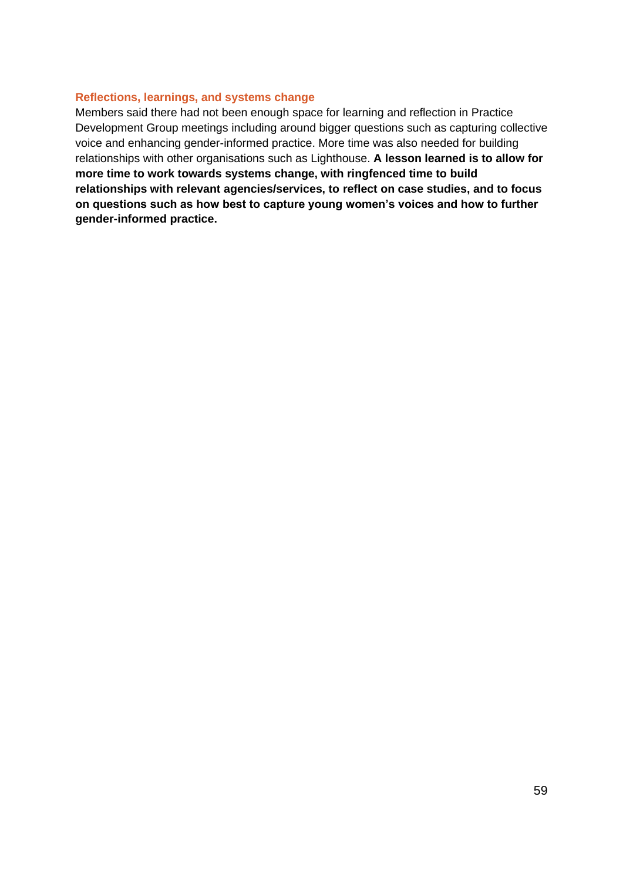### Reflections, learnings, and systems change

Members said there had not been enough space for learning and reflection in Practice Development Group meetings including around bigger questions such as capturing collective voice and enhancing gender-informed practice. More time was also needed for building relationships with other organisations such as Lighthouse. **A lesson learned is to allow for more time to work towards systems change, with ringfenced time to build relationships with relevant agencies/services, to reflect on case studies, and to focus on questions such as how best to capture young women's voices and how to further gender-informed practice.**